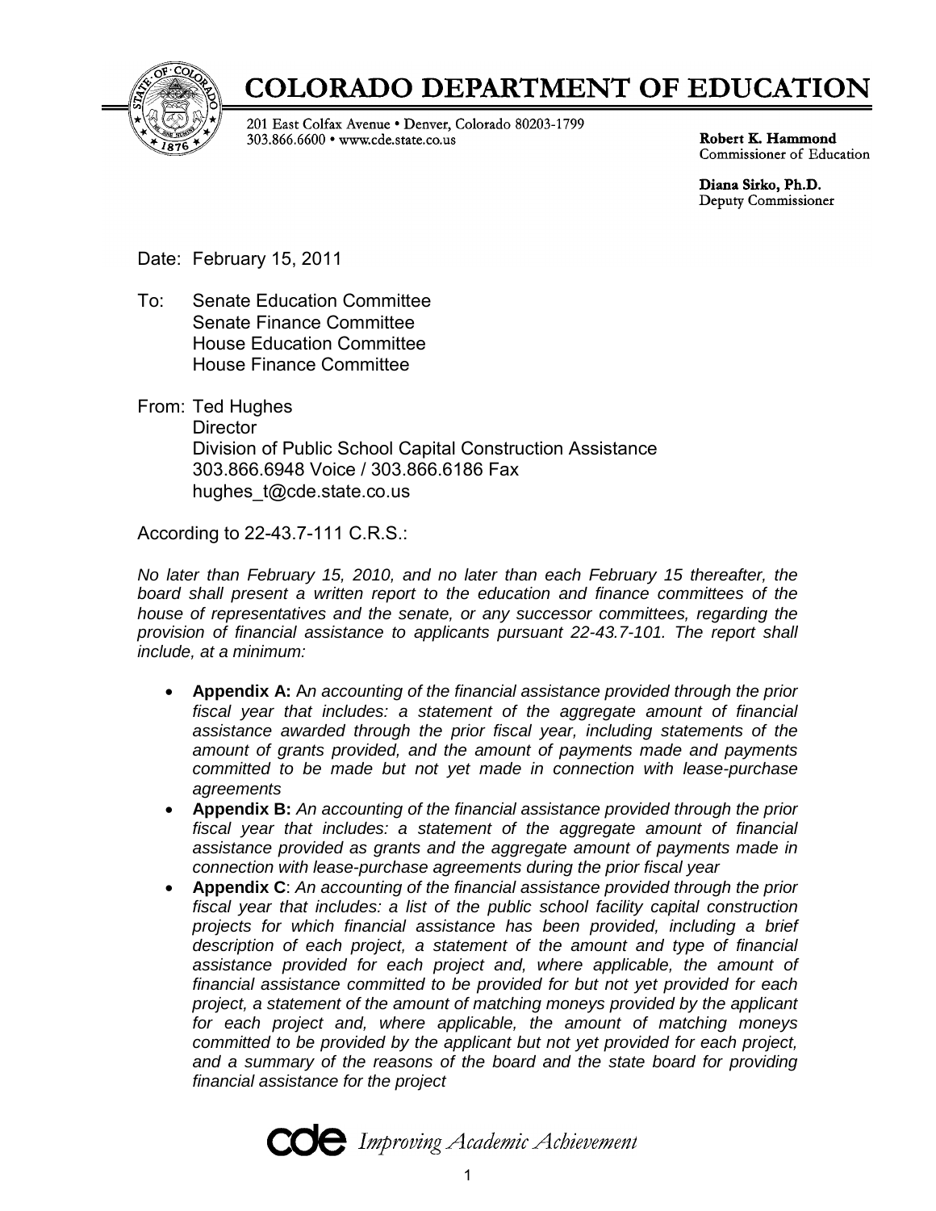# COLORADO DEPARTMENT OF EDUCATION

201 East Colfax Avenue • Denver, Colorado 80203-1799
303.866.6600 • www.cde.state.co.us

**Robert K. Hammond**
Commissioner of Education

**Diana Sirko, Ph.D.**
Deputy Commissioner

Date: February 15, 2011

To: Senate Education Committee
Senate Finance Committee
House Education Committee
House Finance Committee

From: Ted Hughes
Director
Division of Public School Capital Construction Assistance
303.866.6948 Voice / 303.866.6186 Fax
hughes_t@cde.state.co.us

According to 22-43.7-111 C.R.S.:

*No later than February 15, 2010, and no later than each February 15 thereafter, the board shall present a written report to the education and finance committees of the house of representatives and the senate, or any successor committees, regarding the provision of financial assistance to applicants pursuant 22-43.7-101. The report shall include, at a minimum:*

- **Appendix A:** A*n accounting of the financial assistance provided through the prior fiscal year that includes: a statement of the aggregate amount of financial assistance awarded through the prior fiscal year, including statements of the amount of grants provided, and the amount of payments made and payments committed to be made but not yet made in connection with lease-purchase agreements*
- **Appendix B:** *An accounting of the financial assistance provided through the prior fiscal year that includes: a statement of the aggregate amount of financial assistance provided as grants and the aggregate amount of payments made in connection with lease-purchase agreements during the prior fiscal year*
- **Appendix C**: *An accounting of the financial assistance provided through the prior fiscal year that includes: a list of the public school facility capital construction projects for which financial assistance has been provided, including a brief description of each project, a statement of the amount and type of financial assistance provided for each project and, where applicable, the amount of financial assistance committed to be provided for but not yet provided for each project, a statement of the amount of matching moneys provided by the applicant for each project and, where applicable, the amount of matching moneys committed to be provided by the applicant but not yet provided for each project, and a summary of the reasons of the board and the state board for providing financial assistance for the project*

cde *Improving Academic Achievement*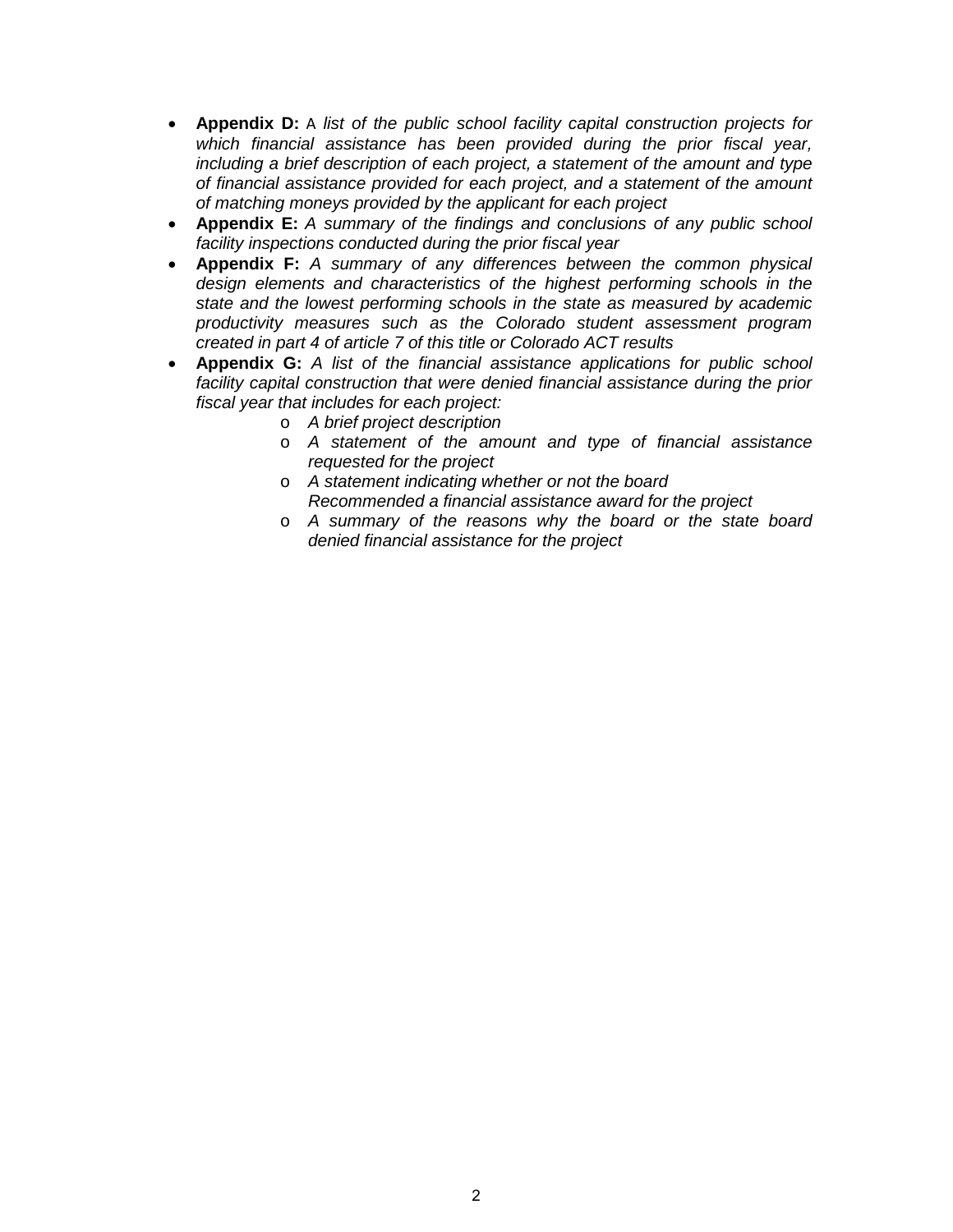- **Appendix D:** A *list of the public school facility capital construction projects for which financial assistance has been provided during the prior fiscal year, including a brief description of each project, a statement of the amount and type of financial assistance provided for each project, and a statement of the amount of matching moneys provided by the applicant for each project*
- **Appendix E:** *A summary of the findings and conclusions of any public school facility inspections conducted during the prior fiscal year*
- **Appendix F:** *A summary of any differences between the common physical design elements and characteristics of the highest performing schools in the state and the lowest performing schools in the state as measured by academic productivity measures such as the Colorado student assessment program created in part 4 of article 7 of this title or Colorado ACT results*
- **Appendix G:** *A list of the financial assistance applications for public school facility capital construction that were denied financial assistance during the prior fiscal year that includes for each project:*
  - *A brief project description*
  - *A statement of the amount and type of financial assistance requested for the project*
  - *A statement indicating whether or not the board Recommended a financial assistance award for the project*
  - *A summary of the reasons why the board or the state board denied financial assistance for the project*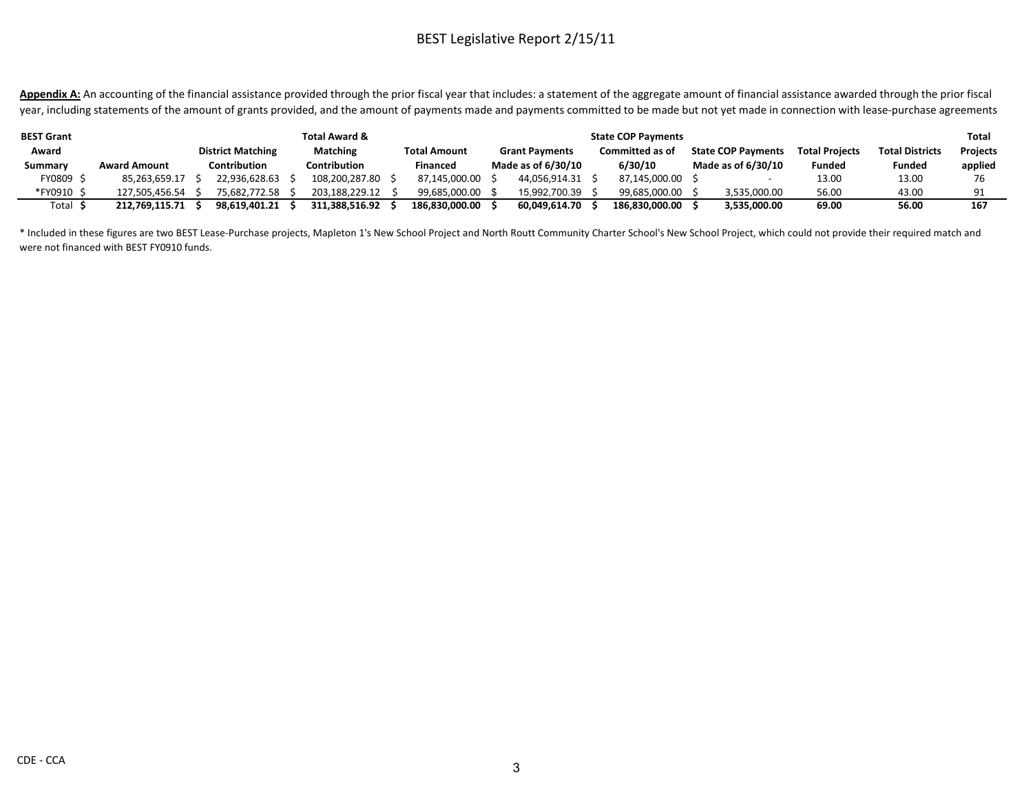**Appendix A:** An accounting of the financial assistance provided through the prior fiscal year that includes: a statement of the aggregate amount of financial assistance awarded through the prior fiscal year, including statements of the amount of grants provided, and the amount of payments made and payments committed to be made but not yet made in connection with lease-purchase agreements

| BEST Grant Award Summary | Award Amount | District Matching Contribution | Total Award & Matching Contribution | Total Amount Financed | Grant Payments Made as of 6/30/10 | State COP Payments Committed as of 6/30/10 | State COP Payments Made as of 6/30/10 | Total Projects Funded | Total Districts Funded | Total Projects applied |
|---|---|---|---|---|---|---|---|---|---|---|
| FY0809 | $ 85,263,659.17 | $ 22,936,628.63 | $ 108,200,287.80 | $ 87,145,000.00 | $ 44,056,914.31 | $ 87,145,000.00 | $ - | 13.00 | 13.00 | 76 |
| *FY0910 | $ 127,505,456.54 | $ 75,682,772.58 | $ 203,188,229.12 | $ 99,685,000.00 | $ 15,992,700.39 | $ 99,685,000.00 | $ 3,535,000.00 | 56.00 | 43.00 | 91 |
| **Total** | **$ 212,769,115.71** | **$ 98,619,401.21** | **$ 311,388,516.92** | **$ 186,830,000.00** | **$ 60,049,614.70** | **$ 186,830,000.00** | **$ 3,535,000.00** | **69.00** | **56.00** | **167** |

* Included in these figures are two BEST Lease-Purchase projects, Mapleton 1's New School Project and North Routt Community Charter School's New School Project, which could not provide their required match and were not financed with BEST FY0910 funds.

CDE - CCA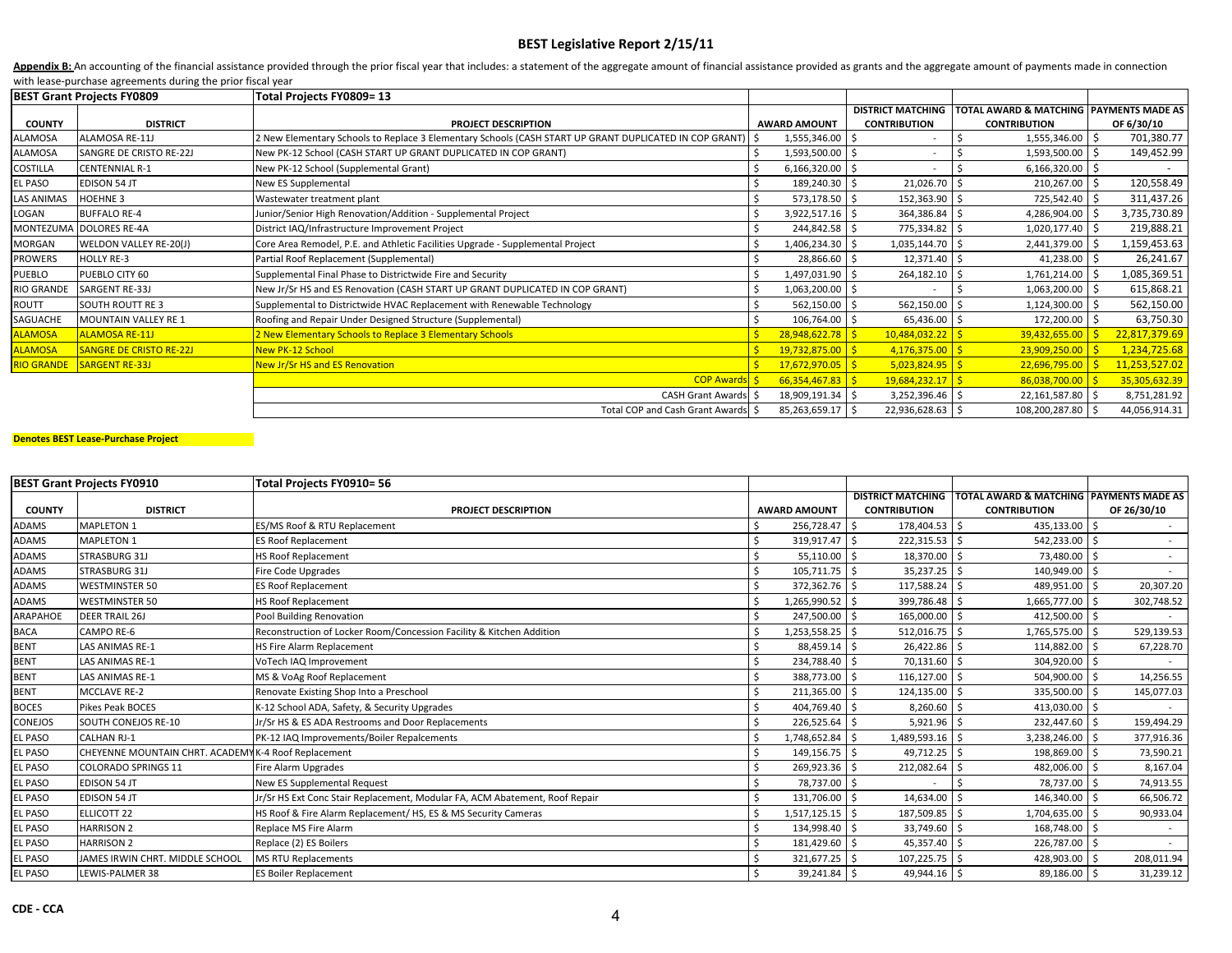# BEST Legislative Report 2/15/11

**Appendix B:** An accounting of the financial assistance provided through the prior fiscal year that includes: a statement of the aggregate amount of financial assistance provided as grants and the aggregate amount of payments made in connection with lease-purchase agreements during the prior fiscal year

| BEST Grant Projects FY0809 | | Total Projects FY0809= 13 | | | | |
|---|---|---|---|---|---|---|
| COUNTY | DISTRICT | PROJECT DESCRIPTION | AWARD AMOUNT | DISTRICT MATCHING CONTRIBUTION | TOTAL AWARD & MATCHING CONTRIBUTION | PAYMENTS MADE AS OF 6/30/10 |
| ALAMOSA | ALAMOSA RE-11J | 2 New Elementary Schools to Replace 3 Elementary Schools (CASH START UP GRANT DUPLICATED IN COP GRANT) | $ 1,555,346.00 | $ - | $ 1,555,346.00 | $ 701,380.77 |
| ALAMOSA | SANGRE DE CRISTO RE-22J | New PK-12 School (CASH START UP GRANT DUPLICATED IN COP GRANT) | $ 1,593,500.00 | $ - | $ 1,593,500.00 | $ 149,452.99 |
| COSTILLA | CENTENNIAL R-1 | New PK-12 School (Supplemental Grant) | $ 6,166,320.00 | $ - | $ 6,166,320.00 | $ - |
| EL PASO | EDISON 54 JT | New ES Supplemental | $ 189,240.30 | $ 21,026.70 | $ 210,267.00 | $ 120,558.49 |
| LAS ANIMAS | HOEHNE 3 | Wastewater treatment plant | $ 573,178.50 | $ 152,363.90 | $ 725,542.40 | $ 311,437.26 |
| LOGAN | BUFFALO RE-4 | Junior/Senior High Renovation/Addition - Supplemental Project | $ 3,922,517.16 | $ 364,386.84 | $ 4,286,904.00 | $ 3,735,730.89 |
| MONTEZUMA | DOLORES RE-4A | District IAQ/Infrastructure Improvement Project | $ 244,842.58 | $ 775,334.82 | $ 1,020,177.40 | $ 219,888.21 |
| MORGAN | WELDON VALLEY RE-20(J) | Core Area Remodel, P.E. and Athletic Facilities Upgrade - Supplemental Project | $ 1,406,234.30 | $ 1,035,144.70 | $ 2,441,379.00 | $ 1,159,453.63 |
| PROWERS | HOLLY RE-3 | Partial Roof Replacement (Supplemental) | $ 28,866.60 | $ 12,371.40 | $ 41,238.00 | $ 26,241.67 |
| PUEBLO | PUEBLO CITY 60 | Supplemental Final Phase to Districtwide Fire and Security | $ 1,497,031.90 | $ 264,182.10 | $ 1,761,214.00 | $ 1,085,369.51 |
| RIO GRANDE | SARGENT RE-33J | New Jr/Sr HS and ES Renovation (CASH START UP GRANT DUPLICATED IN COP GRANT) | $ 1,063,200.00 | $ - | $ 1,063,200.00 | $ 615,868.21 |
| ROUTT | SOUTH ROUTT RE 3 | Supplemental to Districtwide HVAC Replacement with Renewable Technology | $ 562,150.00 | $ 562,150.00 | $ 1,124,300.00 | $ 562,150.00 |
| SAGUACHE | MOUNTAIN VALLEY RE 1 | Roofing and Repair Under Designed Structure (Supplemental) | $ 106,764.00 | $ 65,436.00 | $ 172,200.00 | $ 63,750.30 |
| ALAMOSA | ALAMOSA RE-11J | 2 New Elementary Schools to Replace 3 Elementary Schools | $ 28,948,622.78 | $ 10,484,032.22 | $ 39,432,655.00 | $ 22,817,379.69 |
| ALAMOSA | SANGRE DE CRISTO RE-22J | New PK-12 School | $ 19,732,875.00 | $ 4,176,375.00 | $ 23,909,250.00 | $ 1,234,725.68 |
| RIO GRANDE | SARGENT RE-33J | New Jr/Sr HS and ES Renovation | $ 17,672,970.05 | $ 5,023,824.95 | $ 22,696,795.00 | $ 11,253,527.02 |
| | | COP Awards | $ 66,354,467.83 | $ 19,684,232.17 | $ 86,038,700.00 | $ 35,305,632.39 |
| | | CASH Grant Awards | $ 18,909,191.34 | $ 3,252,396.46 | $ 22,161,587.80 | $ 8,751,281.92 |
| | | Total COP and Cash Grant Awards | $ 85,263,659.17 | $ 22,936,628.63 | $ 108,200,287.80 | $ 44,056,914.31 |

**Denotes BEST Lease-Purchase Project**

| BEST Grant Projects FY0910 | | Total Projects FY0910= 56 | | | | |
|---|---|---|---|---|---|---|
| COUNTY | DISTRICT | PROJECT DESCRIPTION | AWARD AMOUNT | DISTRICT MATCHING CONTRIBUTION | TOTAL AWARD & MATCHING CONTRIBUTION | PAYMENTS MADE AS OF 26/30/10 |
| ADAMS | MAPLETON 1 | ES/MS Roof & RTU Replacement | $ 256,728.47 | $ 178,404.53 | $ 435,133.00 | $ - |
| ADAMS | MAPLETON 1 | ES Roof Replacement | $ 319,917.47 | $ 222,315.53 | $ 542,233.00 | $ - |
| ADAMS | STRASBURG 31J | HS Roof Replacement | $ 55,110.00 | $ 18,370.00 | $ 73,480.00 | $ - |
| ADAMS | STRASBURG 31J | Fire Code Upgrades | $ 105,711.75 | $ 35,237.25 | $ 140,949.00 | $ - |
| ADAMS | WESTMINSTER 50 | ES Roof Replacement | $ 372,362.76 | $ 117,588.24 | $ 489,951.00 | $ 20,307.20 |
| ADAMS | WESTMINSTER 50 | HS Roof Replacement | $ 1,265,990.52 | $ 399,786.48 | $ 1,665,777.00 | $ 302,748.52 |
| ARAPAHOE | DEER TRAIL 26J | Pool Building Renovation | $ 247,500.00 | $ 165,000.00 | $ 412,500.00 | $ - |
| BACA | CAMPO RE-6 | Reconstruction of Locker Room/Concession Facility & Kitchen Addition | $ 1,253,558.25 | $ 512,016.75 | $ 1,765,575.00 | $ 529,139.53 |
| BENT | LAS ANIMAS RE-1 | HS Fire Alarm Replacement | $ 88,459.14 | $ 26,422.86 | $ 114,882.00 | $ 67,228.70 |
| BENT | LAS ANIMAS RE-1 | VoTech IAQ Improvement | $ 234,788.40 | $ 70,131.60 | $ 304,920.00 | $ - |
| BENT | LAS ANIMAS RE-1 | MS & VoAg Roof Replacement | $ 388,773.00 | $ 116,127.00 | $ 504,900.00 | $ 14,256.55 |
| BENT | MCCLAVE RE-2 | Renovate Existing Shop Into a Preschool | $ 211,365.00 | $ 124,135.00 | $ 335,500.00 | $ 145,077.03 |
| BOCES | Pikes Peak BOCES | K-12 School ADA, Safety, & Security Upgrades | $ 404,769.40 | $ 8,260.60 | $ 413,030.00 | $ - |
| CONEJOS | SOUTH CONEJOS RE-10 | Jr/Sr HS & ES ADA Restrooms and Door Replacements | $ 226,525.64 | $ 5,921.96 | $ 232,447.60 | $ 159,494.29 |
| EL PASO | CALHAN RJ-1 | PK-12 IAQ Improvements/Boiler Repalcements | $ 1,748,652.84 | $ 1,489,593.16 | $ 3,238,246.00 | $ 377,916.36 |
| EL PASO | CHEYENNE MOUNTAIN CHRT. ACADEMY | K-4 Roof Replacement | $ 149,156.75 | $ 49,712.25 | $ 198,869.00 | $ 73,590.21 |
| EL PASO | COLORADO SPRINGS 11 | Fire Alarm Upgrades | $ 269,923.36 | $ 212,082.64 | $ 482,006.00 | $ 8,167.04 |
| EL PASO | EDISON 54 JT | New ES Supplemental Request | $ 78,737.00 | $ - | $ 78,737.00 | $ 74,913.55 |
| EL PASO | EDISON 54 JT | Jr/Sr HS Ext Conc Stair Replacement, Modular FA, ACM Abatement, Roof Repair | $ 131,706.00 | $ 14,634.00 | $ 146,340.00 | $ 66,506.72 |
| EL PASO | ELLICOTT 22 | HS Roof & Fire Alarm Replacement/ HS, ES & MS Security Cameras | $ 1,517,125.15 | $ 187,509.85 | $ 1,704,635.00 | $ 90,933.04 |
| EL PASO | HARRISON 2 | Replace MS Fire Alarm | $ 134,998.40 | $ 33,749.60 | $ 168,748.00 | $ - |
| EL PASO | HARRISON 2 | Replace (2) ES Boilers | $ 181,429.60 | $ 45,357.40 | $ 226,787.00 | $ - |
| EL PASO | JAMES IRWIN CHRT. MIDDLE SCHOOL | MS RTU Replacements | $ 321,677.25 | $ 107,225.75 | $ 428,903.00 | $ 208,011.94 |
| EL PASO | LEWIS-PALMER 38 | ES Boiler Replacement | $ 39,241.84 | $ 49,944.16 | $ 89,186.00 | $ 31,239.12 |

CDE - CCA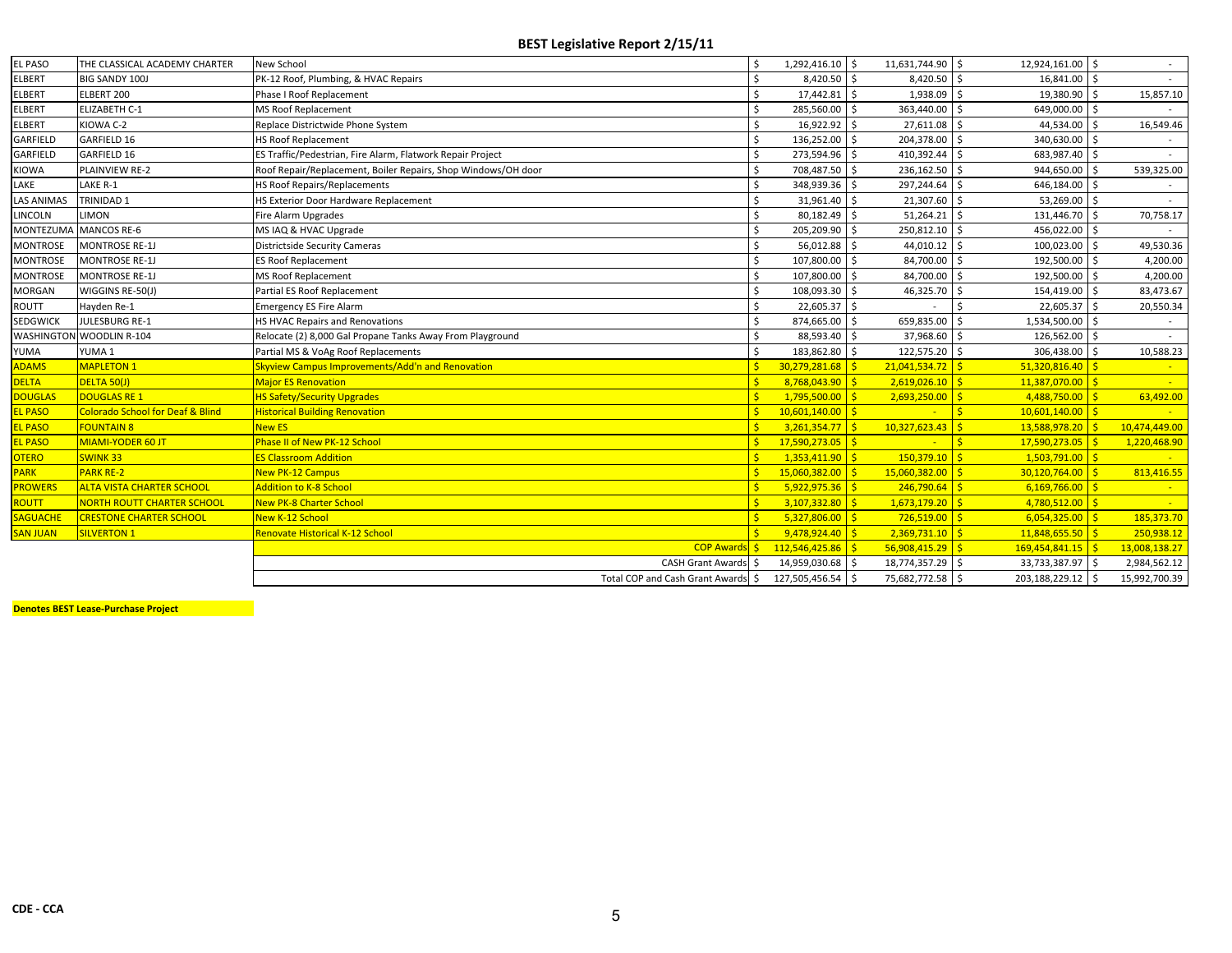# BEST Legislative Report 2/15/11

| | | | | | | |
|---|---|---|---|---|---|---|
| EL PASO | THE CLASSICAL ACADEMY CHARTER | New School | $ 1,292,416.10 | $ 11,631,744.90 | $ 12,924,161.00 | $ - |
| ELBERT | BIG SANDY 100J | PK-12 Roof, Plumbing, & HVAC Repairs | $ 8,420.50 | $ 8,420.50 | $ 16,841.00 | $ - |
| ELBERT | ELBERT 200 | Phase I Roof Replacement | $ 17,442.81 | $ 1,938.09 | $ 19,380.90 | $ 15,857.10 |
| ELBERT | ELIZABETH C-1 | MS Roof Replacement | $ 285,560.00 | $ 363,440.00 | $ 649,000.00 | $ - |
| ELBERT | KIOWA C-2 | Replace Districtwide Phone System | $ 16,922.92 | $ 27,611.08 | $ 44,534.00 | $ 16,549.46 |
| GARFIELD | GARFIELD 16 | HS Roof Replacement | $ 136,252.00 | $ 204,378.00 | $ 340,630.00 | $ - |
| GARFIELD | GARFIELD 16 | ES Traffic/Pedestrian, Fire Alarm, Flatwork Repair Project | $ 273,594.96 | $ 410,392.44 | $ 683,987.40 | $ - |
| KIOWA | PLAINVIEW RE-2 | Roof Repair/Replacement, Boiler Repairs, Shop Windows/OH door | $ 708,487.50 | $ 236,162.50 | $ 944,650.00 | $ 539,325.00 |
| LAKE | LAKE R-1 | HS Roof Repairs/Replacements | $ 348,939.36 | $ 297,244.64 | $ 646,184.00 | $ - |
| LAS ANIMAS | TRINIDAD 1 | HS Exterior Door Hardware Replacement | $ 31,961.40 | $ 21,307.60 | $ 53,269.00 | $ - |
| LINCOLN | LIMON | Fire Alarm Upgrades | $ 80,182.49 | $ 51,264.21 | $ 131,446.70 | $ 70,758.17 |
| MONTEZUMA | MANCOS RE-6 | MS IAQ & HVAC Upgrade | $ 205,209.90 | $ 250,812.10 | $ 456,022.00 | $ - |
| MONTROSE | MONTROSE RE-1J | Districtside Security Cameras | $ 56,012.88 | $ 44,010.12 | $ 100,023.00 | $ 49,530.36 |
| MONTROSE | MONTROSE RE-1J | ES Roof Replacement | $ 107,800.00 | $ 84,700.00 | $ 192,500.00 | $ 4,200.00 |
| MONTROSE | MONTROSE RE-1J | MS Roof Replacement | $ 107,800.00 | $ 84,700.00 | $ 192,500.00 | $ 4,200.00 |
| MORGAN | WIGGINS RE-50(J) | Partial ES Roof Replacement | $ 108,093.30 | $ 46,325.70 | $ 154,419.00 | $ 83,473.67 |
| ROUTT | Hayden Re-1 | Emergency ES Fire Alarm | $ 22,605.37 | $ - | $ 22,605.37 | $ 20,550.34 |
| SEDGWICK | JULESBURG RE-1 | HS HVAC Repairs and Renovations | $ 874,665.00 | $ 659,835.00 | $ 1,534,500.00 | $ - |
| WASHINGTON | WOODLIN R-104 | Relocate (2) 8,000 Gal Propane Tanks Away From Playground | $ 88,593.40 | $ 37,968.60 | $ 126,562.00 | $ - |
| YUMA | YUMA 1 | Partial MS & VoAg Roof Replacements | $ 183,862.80 | $ 122,575.20 | $ 306,438.00 | $ 10,588.23 |
| ADAMS | MAPLETON 1 | Skyview Campus Improvements/Add'n and Renovation | $ 30,279,281.68 | $ 21,041,534.72 | $ 51,320,816.40 | $ - |
| DELTA | DELTA 50(J) | Major ES Renovation | $ 8,768,043.90 | $ 2,619,026.10 | $ 11,387,070.00 | $ - |
| DOUGLAS | DOUGLAS RE 1 | HS Safety/Security Upgrades | $ 1,795,500.00 | $ 2,693,250.00 | $ 4,488,750.00 | $ 63,492.00 |
| EL PASO | Colorado School for Deaf & Blind | Historical Building Renovation | $ 10,601,140.00 | $ - | $ 10,601,140.00 | $ - |
| EL PASO | FOUNTAIN 8 | New ES | $ 3,261,354.77 | $ 10,327,623.43 | $ 13,588,978.20 | $ 10,474,449.00 |
| EL PASO | MIAMI-YODER 60 JT | Phase II of New PK-12 School | $ 17,590,273.05 | $ - | $ 17,590,273.05 | $ 1,220,468.90 |
| OTERO | SWINK 33 | ES Classroom Addition | $ 1,353,411.90 | $ 150,379.10 | $ 1,503,791.00 | $ - |
| PARK | PARK RE-2 | New PK-12 Campus | $ 15,060,382.00 | $ 15,060,382.00 | $ 30,120,764.00 | $ 813,416.55 |
| PROWERS | ALTA VISTA CHARTER SCHOOL | Addition to K-8 School | $ 5,922,975.36 | $ 246,790.64 | $ 6,169,766.00 | $ - |
| ROUTT | NORTH ROUTT CHARTER SCHOOL | New PK-8 Charter School | $ 3,107,332.80 | $ 1,673,179.20 | $ 4,780,512.00 | $ - |
| SAGUACHE | CRESTONE CHARTER SCHOOL | New K-12 School | $ 5,327,806.00 | $ 726,519.00 | $ 6,054,325.00 | $ 185,373.70 |
| SAN JUAN | SILVERTON 1 | Renovate Historical K-12 School | $ 9,478,924.40 | $ 2,369,731.10 | $ 11,848,655.50 | $ 250,938.12 |
| | | COP Awards | $ 112,546,425.86 | $ 56,908,415.29 | $ 169,454,841.15 | $ 13,008,138.27 |
| | | CASH Grant Awards | $ 14,959,030.68 | $ 18,774,357.29 | $ 33,733,387.97 | $ 2,984,562.12 |
| | | Total COP and Cash Grant Awards | $ 127,505,456.54 | $ 75,682,772.58 | $ 203,188,229.12 | $ 15,992,700.39 |

**Denotes BEST Lease-Purchase Project** (rows ADAMS through SAN JUAN)

CDE - CCA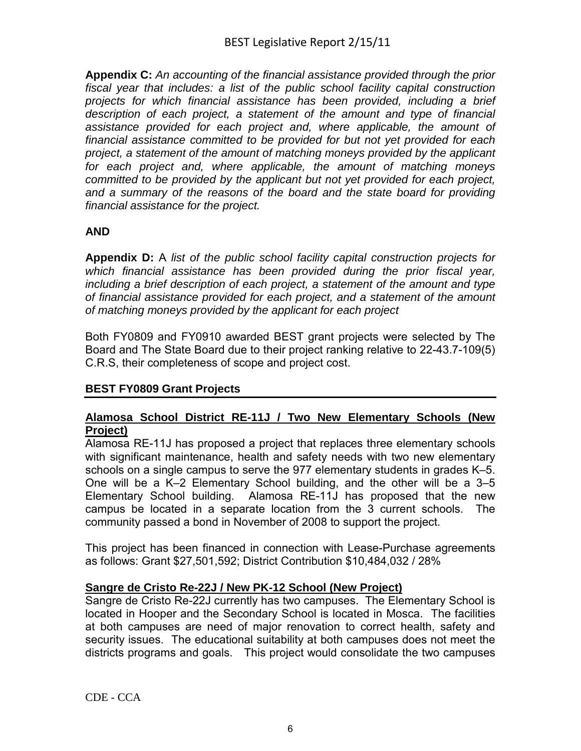**Appendix C:** *An accounting of the financial assistance provided through the prior fiscal year that includes: a list of the public school facility capital construction projects for which financial assistance has been provided, including a brief description of each project, a statement of the amount and type of financial assistance provided for each project and, where applicable, the amount of financial assistance committed to be provided for but not yet provided for each project, a statement of the amount of matching moneys provided by the applicant for each project and, where applicable, the amount of matching moneys committed to be provided by the applicant but not yet provided for each project, and a summary of the reasons of the board and the state board for providing financial assistance for the project.*

**AND**

**Appendix D:** A *list of the public school facility capital construction projects for which financial assistance has been provided during the prior fiscal year, including a brief description of each project, a statement of the amount and type of financial assistance provided for each project, and a statement of the amount of matching moneys provided by the applicant for each project*

Both FY0809 and FY0910 awarded BEST grant projects were selected by The Board and The State Board due to their project ranking relative to 22-43.7-109(5) C.R.S, their completeness of scope and project cost.

## BEST FY0809 Grant Projects

### Alamosa School District RE-11J / Two New Elementary Schools (New Project)

Alamosa RE-11J has proposed a project that replaces three elementary schools with significant maintenance, health and safety needs with two new elementary schools on a single campus to serve the 977 elementary students in grades K–5. One will be a K–2 Elementary School building, and the other will be a 3–5 Elementary School building. Alamosa RE-11J has proposed that the new campus be located in a separate location from the 3 current schools. The community passed a bond in November of 2008 to support the project.

This project has been financed in connection with Lease-Purchase agreements as follows: Grant $27,501,592; District Contribution $10,484,032 / 28%

### Sangre de Cristo Re-22J / New PK-12 School (New Project)

Sangre de Cristo Re-22J currently has two campuses. The Elementary School is located in Hooper and the Secondary School is located in Mosca. The facilities at both campuses are need of major renovation to correct health, safety and security issues. The educational suitability at both campuses does not meet the districts programs and goals. This project would consolidate the two campuses

CDE - CCA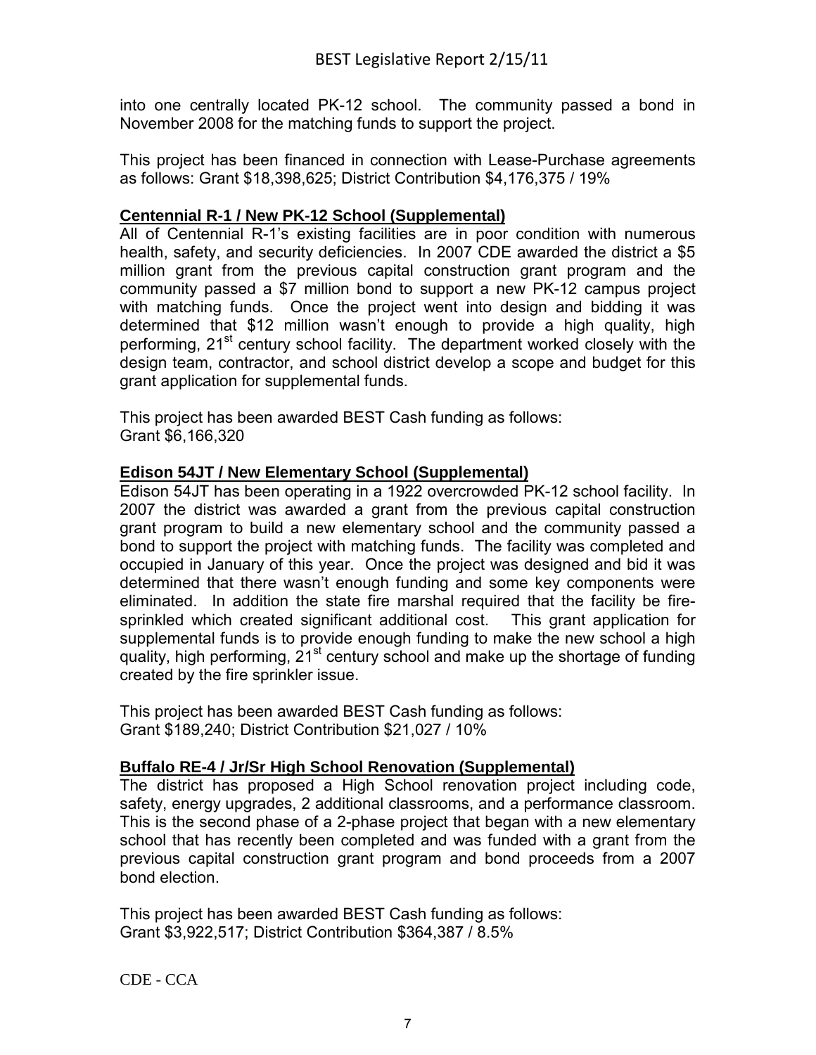into one centrally located PK-12 school. The community passed a bond in November 2008 for the matching funds to support the project.

This project has been financed in connection with Lease-Purchase agreements as follows: Grant $18,398,625; District Contribution $4,176,375 / 19%

**Centennial R-1 / New PK-12 School (Supplemental)**

All of Centennial R-1's existing facilities are in poor condition with numerous health, safety, and security deficiencies. In 2007 CDE awarded the district a $5 million grant from the previous capital construction grant program and the community passed a $7 million bond to support a new PK-12 campus project with matching funds. Once the project went into design and bidding it was determined that $12 million wasn't enough to provide a high quality, high performing, 21st century school facility. The department worked closely with the design team, contractor, and school district develop a scope and budget for this grant application for supplemental funds.

This project has been awarded BEST Cash funding as follows:
Grant $6,166,320

**Edison 54JT / New Elementary School (Supplemental)**

Edison 54JT has been operating in a 1922 overcrowded PK-12 school facility. In 2007 the district was awarded a grant from the previous capital construction grant program to build a new elementary school and the community passed a bond to support the project with matching funds. The facility was completed and occupied in January of this year. Once the project was designed and bid it was determined that there wasn't enough funding and some key components were eliminated. In addition the state fire marshal required that the facility be fire-sprinkled which created significant additional cost. This grant application for supplemental funds is to provide enough funding to make the new school a high quality, high performing, 21st century school and make up the shortage of funding created by the fire sprinkler issue.

This project has been awarded BEST Cash funding as follows:
Grant $189,240; District Contribution $21,027 / 10%

**Buffalo RE-4 / Jr/Sr High School Renovation (Supplemental)**

The district has proposed a High School renovation project including code, safety, energy upgrades, 2 additional classrooms, and a performance classroom. This is the second phase of a 2-phase project that began with a new elementary school that has recently been completed and was funded with a grant from the previous capital construction grant program and bond proceeds from a 2007 bond election.

This project has been awarded BEST Cash funding as follows:
Grant $3,922,517; District Contribution $364,387 / 8.5%

CDE - CCA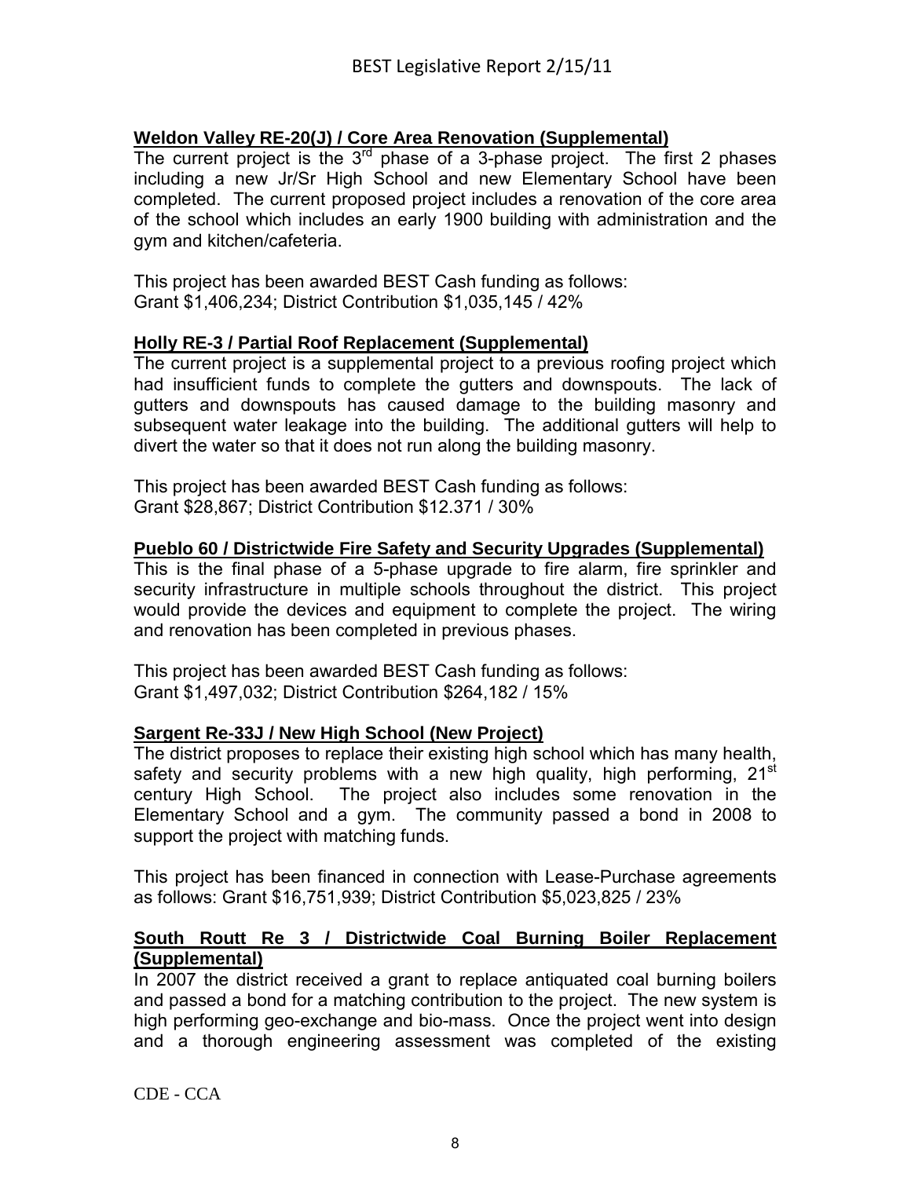**Weldon Valley RE-20(J) / Core Area Renovation (Supplemental)**

The current project is the 3rd phase of a 3-phase project. The first 2 phases including a new Jr/Sr High School and new Elementary School have been completed. The current proposed project includes a renovation of the core area of the school which includes an early 1900 building with administration and the gym and kitchen/cafeteria.

This project has been awarded BEST Cash funding as follows:
Grant $1,406,234; District Contribution $1,035,145 / 42%

**Holly RE-3 / Partial Roof Replacement (Supplemental)**

The current project is a supplemental project to a previous roofing project which had insufficient funds to complete the gutters and downspouts. The lack of gutters and downspouts has caused damage to the building masonry and subsequent water leakage into the building. The additional gutters will help to divert the water so that it does not run along the building masonry.

This project has been awarded BEST Cash funding as follows:
Grant $28,867; District Contribution $12.371 / 30%

**Pueblo 60 / Districtwide Fire Safety and Security Upgrades (Supplemental)**

This is the final phase of a 5-phase upgrade to fire alarm, fire sprinkler and security infrastructure in multiple schools throughout the district. This project would provide the devices and equipment to complete the project. The wiring and renovation has been completed in previous phases.

This project has been awarded BEST Cash funding as follows:
Grant $1,497,032; District Contribution $264,182 / 15%

**Sargent Re-33J / New High School (New Project)**

The district proposes to replace their existing high school which has many health, safety and security problems with a new high quality, high performing, 21st century High School. The project also includes some renovation in the Elementary School and a gym. The community passed a bond in 2008 to support the project with matching funds.

This project has been financed in connection with Lease-Purchase agreements as follows: Grant $16,751,939; District Contribution $5,023,825 / 23%

**South Routt Re 3 / Districtwide Coal Burning Boiler Replacement (Supplemental)**

In 2007 the district received a grant to replace antiquated coal burning boilers and passed a bond for a matching contribution to the project. The new system is high performing geo-exchange and bio-mass. Once the project went into design and a thorough engineering assessment was completed of the existing

CDE - CCA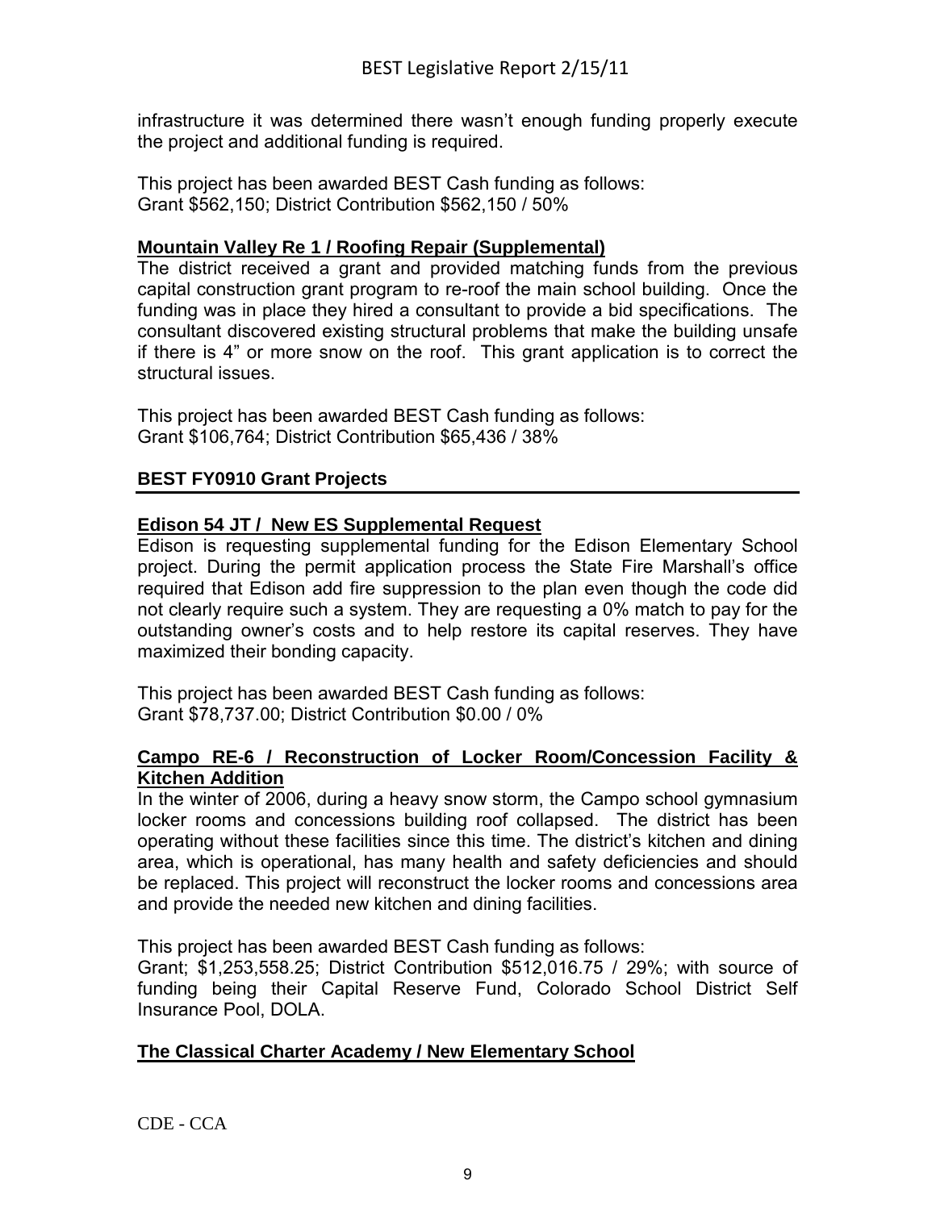infrastructure it was determined there wasn't enough funding properly execute the project and additional funding is required.

This project has been awarded BEST Cash funding as follows:
Grant $562,150; District Contribution $562,150 / 50%

**Mountain Valley Re 1 / Roofing Repair (Supplemental)**

The district received a grant and provided matching funds from the previous capital construction grant program to re-roof the main school building. Once the funding was in place they hired a consultant to provide a bid specifications. The consultant discovered existing structural problems that make the building unsafe if there is 4" or more snow on the roof. This grant application is to correct the structural issues.

This project has been awarded BEST Cash funding as follows:
Grant $106,764; District Contribution $65,436 / 38%

## BEST FY0910 Grant Projects

**Edison 54 JT / New ES Supplemental Request**

Edison is requesting supplemental funding for the Edison Elementary School project. During the permit application process the State Fire Marshall's office required that Edison add fire suppression to the plan even though the code did not clearly require such a system. They are requesting a 0% match to pay for the outstanding owner's costs and to help restore its capital reserves. They have maximized their bonding capacity.

This project has been awarded BEST Cash funding as follows:
Grant $78,737.00; District Contribution $0.00 / 0%

**Campo RE-6 / Reconstruction of Locker Room/Concession Facility & Kitchen Addition**

In the winter of 2006, during a heavy snow storm, the Campo school gymnasium locker rooms and concessions building roof collapsed. The district has been operating without these facilities since this time. The district's kitchen and dining area, which is operational, has many health and safety deficiencies and should be replaced. This project will reconstruct the locker rooms and concessions area and provide the needed new kitchen and dining facilities.

This project has been awarded BEST Cash funding as follows:
Grant; $1,253,558.25; District Contribution $512,016.75 / 29%; with source of funding being their Capital Reserve Fund, Colorado School District Self Insurance Pool, DOLA.

**The Classical Charter Academy / New Elementary School**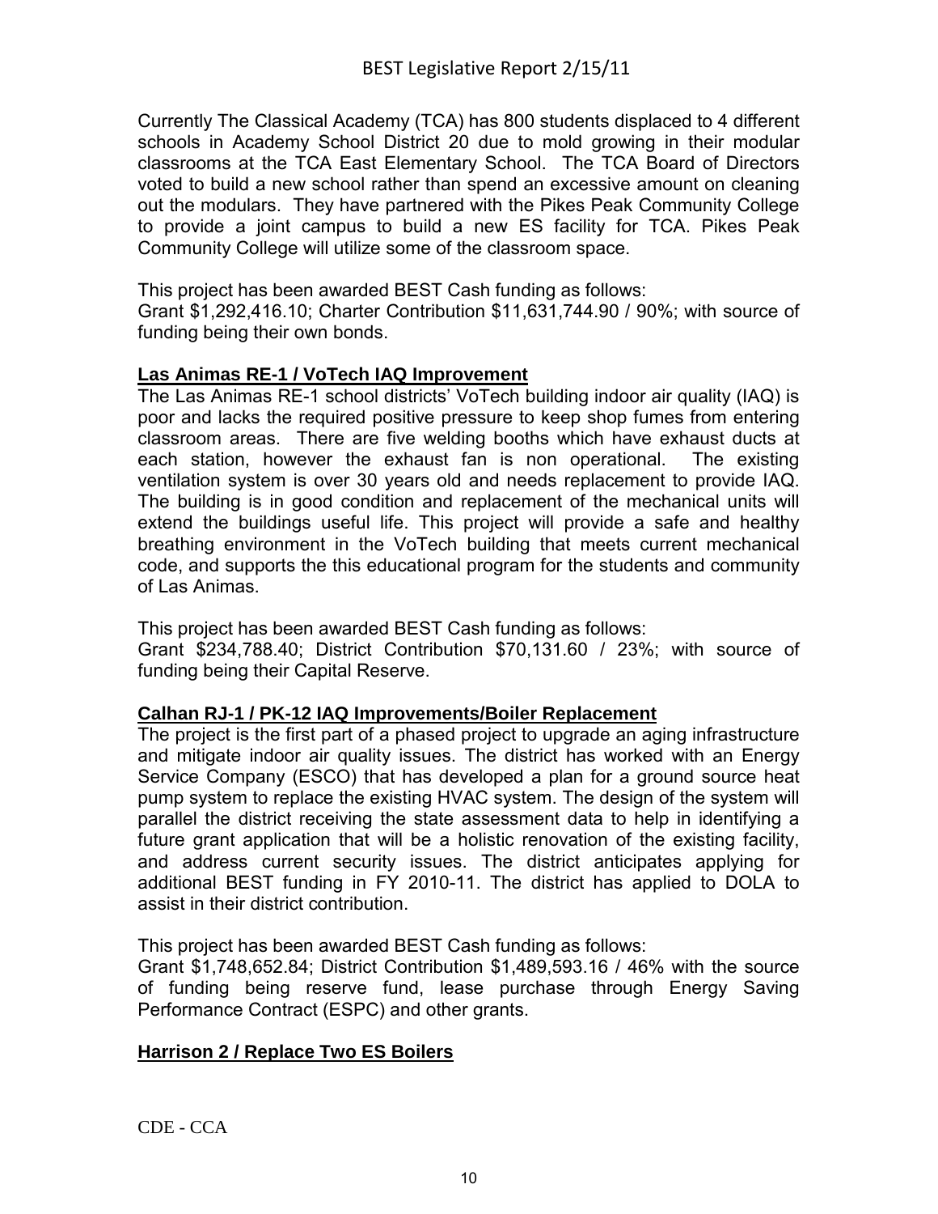Currently The Classical Academy (TCA) has 800 students displaced to 4 different schools in Academy School District 20 due to mold growing in their modular classrooms at the TCA East Elementary School. The TCA Board of Directors voted to build a new school rather than spend an excessive amount on cleaning out the modulars. They have partnered with the Pikes Peak Community College to provide a joint campus to build a new ES facility for TCA. Pikes Peak Community College will utilize some of the classroom space.

This project has been awarded BEST Cash funding as follows:
Grant $1,292,416.10; Charter Contribution $11,631,744.90 / 90%; with source of funding being their own bonds.

**Las Animas RE-1 / VoTech IAQ Improvement**

The Las Animas RE-1 school districts' VoTech building indoor air quality (IAQ) is poor and lacks the required positive pressure to keep shop fumes from entering classroom areas. There are five welding booths which have exhaust ducts at each station, however the exhaust fan is non operational. The existing ventilation system is over 30 years old and needs replacement to provide IAQ. The building is in good condition and replacement of the mechanical units will extend the buildings useful life. This project will provide a safe and healthy breathing environment in the VoTech building that meets current mechanical code, and supports the this educational program for the students and community of Las Animas.

This project has been awarded BEST Cash funding as follows:
Grant $234,788.40; District Contribution $70,131.60 / 23%; with source of funding being their Capital Reserve.

**Calhan RJ-1 / PK-12 IAQ Improvements/Boiler Replacement**

The project is the first part of a phased project to upgrade an aging infrastructure and mitigate indoor air quality issues. The district has worked with an Energy Service Company (ESCO) that has developed a plan for a ground source heat pump system to replace the existing HVAC system. The design of the system will parallel the district receiving the state assessment data to help in identifying a future grant application that will be a holistic renovation of the existing facility, and address current security issues. The district anticipates applying for additional BEST funding in FY 2010-11. The district has applied to DOLA to assist in their district contribution.

This project has been awarded BEST Cash funding as follows:
Grant $1,748,652.84; District Contribution $1,489,593.16 / 46% with the source of funding being reserve fund, lease purchase through Energy Saving Performance Contract (ESPC) and other grants.

**Harrison 2 / Replace Two ES Boilers**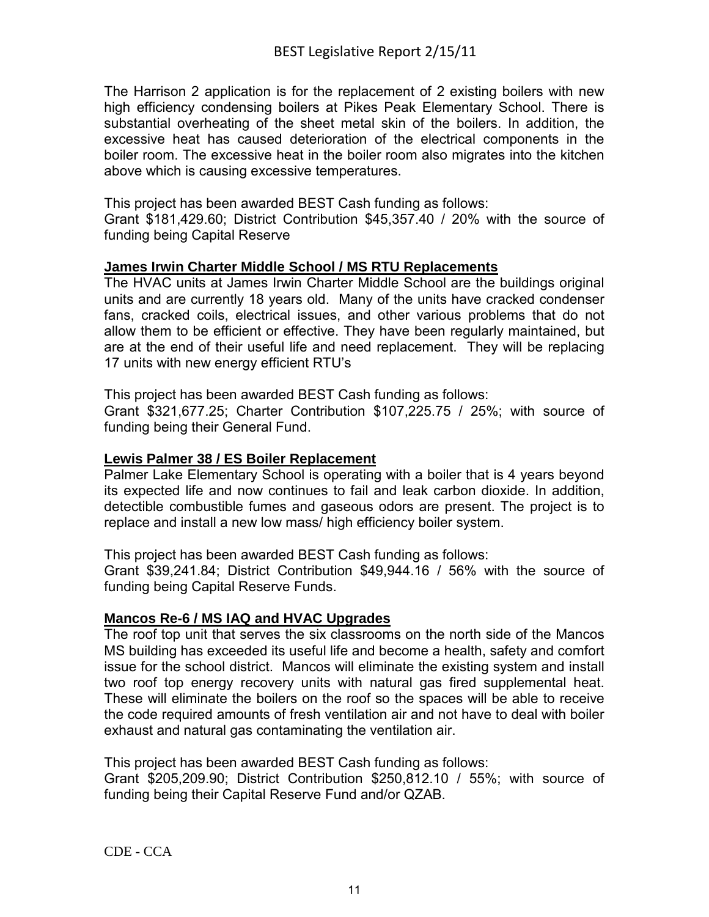The Harrison 2 application is for the replacement of 2 existing boilers with new high efficiency condensing boilers at Pikes Peak Elementary School. There is substantial overheating of the sheet metal skin of the boilers. In addition, the excessive heat has caused deterioration of the electrical components in the boiler room. The excessive heat in the boiler room also migrates into the kitchen above which is causing excessive temperatures.

This project has been awarded BEST Cash funding as follows:
Grant $181,429.60; District Contribution $45,357.40 / 20% with the source of funding being Capital Reserve

**James Irwin Charter Middle School / MS RTU Replacements**

The HVAC units at James Irwin Charter Middle School are the buildings original units and are currently 18 years old. Many of the units have cracked condenser fans, cracked coils, electrical issues, and other various problems that do not allow them to be efficient or effective. They have been regularly maintained, but are at the end of their useful life and need replacement. They will be replacing 17 units with new energy efficient RTU's

This project has been awarded BEST Cash funding as follows:
Grant $321,677.25; Charter Contribution $107,225.75 / 25%; with source of funding being their General Fund.

**Lewis Palmer 38 / ES Boiler Replacement**

Palmer Lake Elementary School is operating with a boiler that is 4 years beyond its expected life and now continues to fail and leak carbon dioxide. In addition, detectible combustible fumes and gaseous odors are present. The project is to replace and install a new low mass/ high efficiency boiler system.

This project has been awarded BEST Cash funding as follows:
Grant $39,241.84; District Contribution $49,944.16 / 56% with the source of funding being Capital Reserve Funds.

**Mancos Re-6 / MS IAQ and HVAC Upgrades**

The roof top unit that serves the six classrooms on the north side of the Mancos MS building has exceeded its useful life and become a health, safety and comfort issue for the school district. Mancos will eliminate the existing system and install two roof top energy recovery units with natural gas fired supplemental heat. These will eliminate the boilers on the roof so the spaces will be able to receive the code required amounts of fresh ventilation air and not have to deal with boiler exhaust and natural gas contaminating the ventilation air.

This project has been awarded BEST Cash funding as follows:
Grant $205,209.90; District Contribution $250,812.10 / 55%; with source of funding being their Capital Reserve Fund and/or QZAB.

CDE - CCA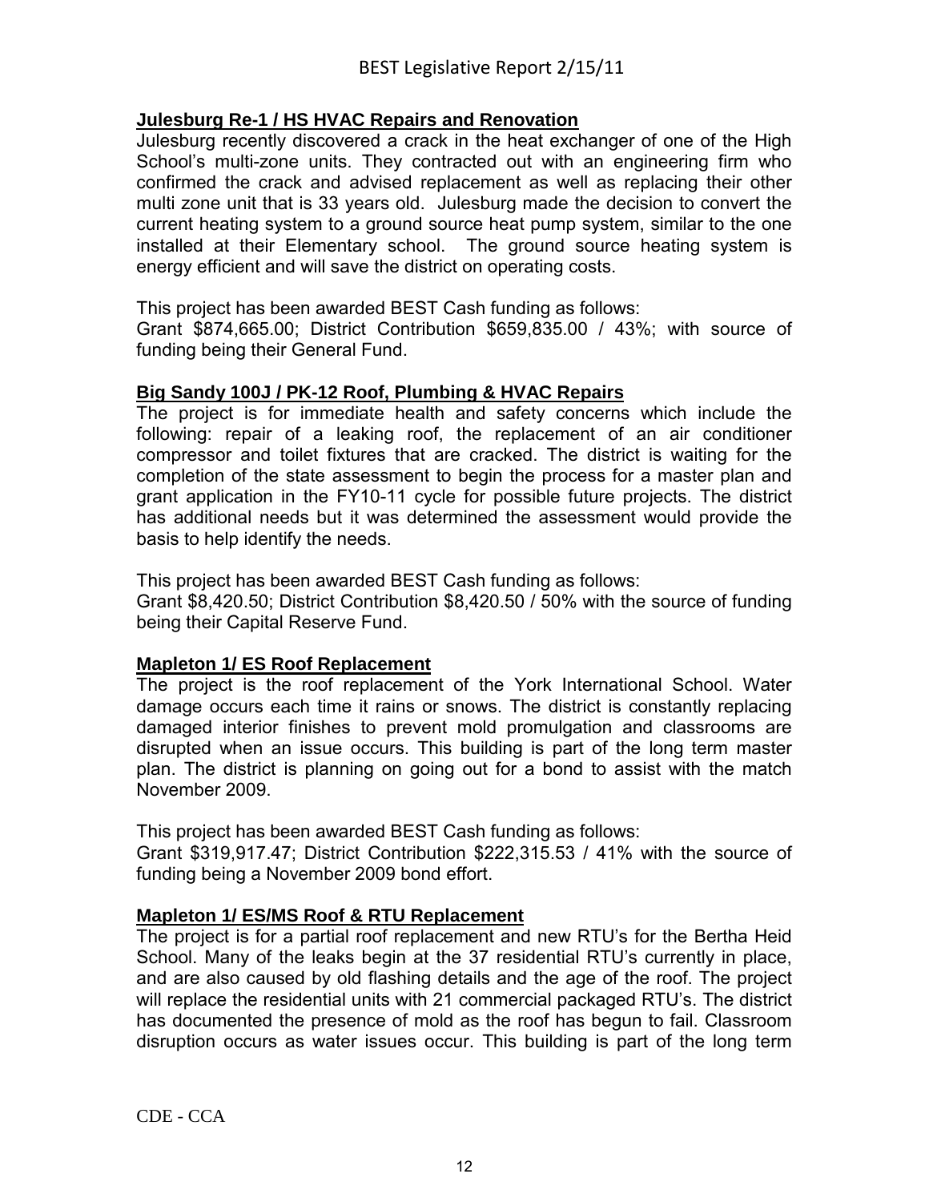**Julesburg Re-1 / HS HVAC Repairs and Renovation**

Julesburg recently discovered a crack in the heat exchanger of one of the High School's multi-zone units. They contracted out with an engineering firm who confirmed the crack and advised replacement as well as replacing their other multi zone unit that is 33 years old. Julesburg made the decision to convert the current heating system to a ground source heat pump system, similar to the one installed at their Elementary school. The ground source heating system is energy efficient and will save the district on operating costs.

This project has been awarded BEST Cash funding as follows:
Grant $874,665.00; District Contribution $659,835.00 / 43%; with source of funding being their General Fund.

**Big Sandy 100J / PK-12 Roof, Plumbing & HVAC Repairs**

The project is for immediate health and safety concerns which include the following: repair of a leaking roof, the replacement of an air conditioner compressor and toilet fixtures that are cracked. The district is waiting for the completion of the state assessment to begin the process for a master plan and grant application in the FY10-11 cycle for possible future projects. The district has additional needs but it was determined the assessment would provide the basis to help identify the needs.

This project has been awarded BEST Cash funding as follows:
Grant $8,420.50; District Contribution $8,420.50 / 50% with the source of funding being their Capital Reserve Fund.

**Mapleton 1/ ES Roof Replacement**

The project is the roof replacement of the York International School. Water damage occurs each time it rains or snows. The district is constantly replacing damaged interior finishes to prevent mold promulgation and classrooms are disrupted when an issue occurs. This building is part of the long term master plan. The district is planning on going out for a bond to assist with the match November 2009.

This project has been awarded BEST Cash funding as follows:
Grant $319,917.47; District Contribution $222,315.53 / 41% with the source of funding being a November 2009 bond effort.

**Mapleton 1/ ES/MS Roof & RTU Replacement**

The project is for a partial roof replacement and new RTU's for the Bertha Heid School. Many of the leaks begin at the 37 residential RTU's currently in place, and are also caused by old flashing details and the age of the roof. The project will replace the residential units with 21 commercial packaged RTU's. The district has documented the presence of mold as the roof has begun to fail. Classroom disruption occurs as water issues occur. This building is part of the long term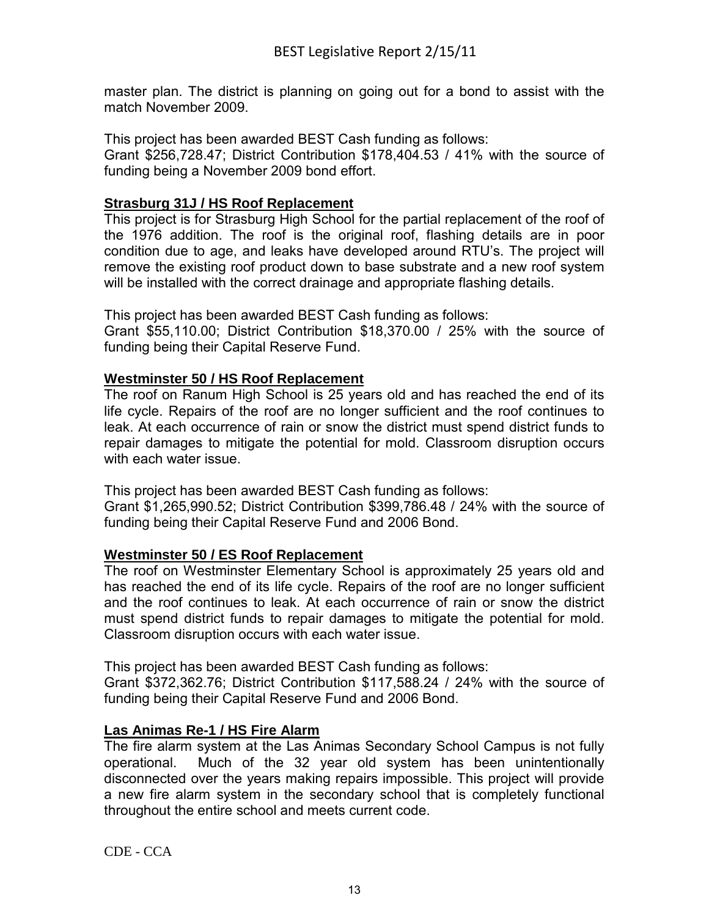master plan. The district is planning on going out for a bond to assist with the match November 2009.

This project has been awarded BEST Cash funding as follows:
Grant $256,728.47; District Contribution $178,404.53 / 41% with the source of funding being a November 2009 bond effort.

**Strasburg 31J / HS Roof Replacement**

This project is for Strasburg High School for the partial replacement of the roof of the 1976 addition. The roof is the original roof, flashing details are in poor condition due to age, and leaks have developed around RTU's. The project will remove the existing roof product down to base substrate and a new roof system will be installed with the correct drainage and appropriate flashing details.

This project has been awarded BEST Cash funding as follows:
Grant $55,110.00; District Contribution $18,370.00 / 25% with the source of funding being their Capital Reserve Fund.

**Westminster 50 / HS Roof Replacement**

The roof on Ranum High School is 25 years old and has reached the end of its life cycle. Repairs of the roof are no longer sufficient and the roof continues to leak. At each occurrence of rain or snow the district must spend district funds to repair damages to mitigate the potential for mold. Classroom disruption occurs with each water issue.

This project has been awarded BEST Cash funding as follows:
Grant $1,265,990.52; District Contribution $399,786.48 / 24% with the source of funding being their Capital Reserve Fund and 2006 Bond.

**Westminster 50 / ES Roof Replacement**

The roof on Westminster Elementary School is approximately 25 years old and has reached the end of its life cycle. Repairs of the roof are no longer sufficient and the roof continues to leak. At each occurrence of rain or snow the district must spend district funds to repair damages to mitigate the potential for mold. Classroom disruption occurs with each water issue.

This project has been awarded BEST Cash funding as follows:
Grant $372,362.76; District Contribution $117,588.24 / 24% with the source of funding being their Capital Reserve Fund and 2006 Bond.

**Las Animas Re-1 / HS Fire Alarm**

The fire alarm system at the Las Animas Secondary School Campus is not fully operational. Much of the 32 year old system has been unintentionally disconnected over the years making repairs impossible. This project will provide a new fire alarm system in the secondary school that is completely functional throughout the entire school and meets current code.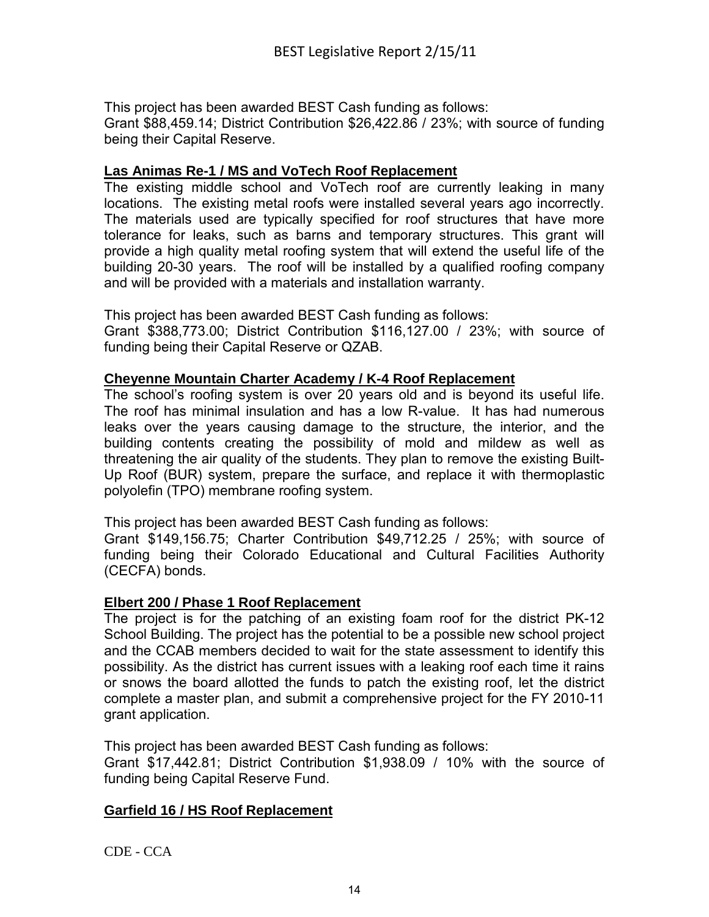This project has been awarded BEST Cash funding as follows:
Grant $88,459.14; District Contribution $26,422.86 / 23%; with source of funding being their Capital Reserve.

**Las Animas Re-1 / MS and VoTech Roof Replacement**

The existing middle school and VoTech roof are currently leaking in many locations. The existing metal roofs were installed several years ago incorrectly. The materials used are typically specified for roof structures that have more tolerance for leaks, such as barns and temporary structures. This grant will provide a high quality metal roofing system that will extend the useful life of the building 20-30 years. The roof will be installed by a qualified roofing company and will be provided with a materials and installation warranty.

This project has been awarded BEST Cash funding as follows:
Grant $388,773.00; District Contribution $116,127.00 / 23%; with source of funding being their Capital Reserve or QZAB.

**Cheyenne Mountain Charter Academy / K-4 Roof Replacement**

The school's roofing system is over 20 years old and is beyond its useful life. The roof has minimal insulation and has a low R-value. It has had numerous leaks over the years causing damage to the structure, the interior, and the building contents creating the possibility of mold and mildew as well as threatening the air quality of the students. They plan to remove the existing Built-Up Roof (BUR) system, prepare the surface, and replace it with thermoplastic polyolefin (TPO) membrane roofing system.

This project has been awarded BEST Cash funding as follows:
Grant $149,156.75; Charter Contribution $49,712.25 / 25%; with source of funding being their Colorado Educational and Cultural Facilities Authority (CECFA) bonds.

**Elbert 200 / Phase 1 Roof Replacement**

The project is for the patching of an existing foam roof for the district PK-12 School Building. The project has the potential to be a possible new school project and the CCAB members decided to wait for the state assessment to identify this possibility. As the district has current issues with a leaking roof each time it rains or snows the board allotted the funds to patch the existing roof, let the district complete a master plan, and submit a comprehensive project for the FY 2010-11 grant application.

This project has been awarded BEST Cash funding as follows:
Grant $17,442.81; District Contribution $1,938.09 / 10% with the source of funding being Capital Reserve Fund.

**Garfield 16 / HS Roof Replacement**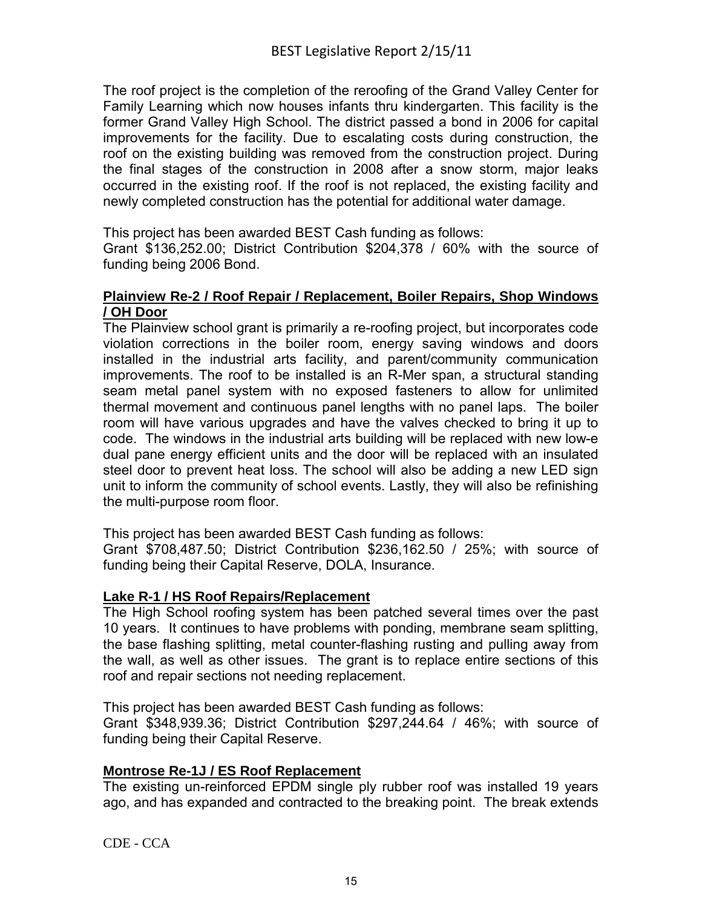The roof project is the completion of the reroofing of the Grand Valley Center for Family Learning which now houses infants thru kindergarten. This facility is the former Grand Valley High School. The district passed a bond in 2006 for capital improvements for the facility. Due to escalating costs during construction, the roof on the existing building was removed from the construction project. During the final stages of the construction in 2008 after a snow storm, major leaks occurred in the existing roof. If the roof is not replaced, the existing facility and newly completed construction has the potential for additional water damage.

This project has been awarded BEST Cash funding as follows:
Grant $136,252.00; District Contribution $204,378 / 60% with the source of funding being 2006 Bond.

**Plainview Re-2 / Roof Repair / Replacement, Boiler Repairs, Shop Windows / OH Door**

The Plainview school grant is primarily a re-roofing project, but incorporates code violation corrections in the boiler room, energy saving windows and doors installed in the industrial arts facility, and parent/community communication improvements. The roof to be installed is an R-Mer span, a structural standing seam metal panel system with no exposed fasteners to allow for unlimited thermal movement and continuous panel lengths with no panel laps. The boiler room will have various upgrades and have the valves checked to bring it up to code. The windows in the industrial arts building will be replaced with new low-e dual pane energy efficient units and the door will be replaced with an insulated steel door to prevent heat loss. The school will also be adding a new LED sign unit to inform the community of school events. Lastly, they will also be refinishing the multi-purpose room floor.

This project has been awarded BEST Cash funding as follows:
Grant $708,487.50; District Contribution $236,162.50 / 25%; with source of funding being their Capital Reserve, DOLA, Insurance.

**Lake R-1 / HS Roof Repairs/Replacement**

The High School roofing system has been patched several times over the past 10 years. It continues to have problems with ponding, membrane seam splitting, the base flashing splitting, metal counter-flashing rusting and pulling away from the wall, as well as other issues. The grant is to replace entire sections of this roof and repair sections not needing replacement.

This project has been awarded BEST Cash funding as follows:
Grant $348,939.36; District Contribution $297,244.64 / 46%; with source of funding being their Capital Reserve.

**Montrose Re-1J / ES Roof Replacement**

The existing un-reinforced EPDM single ply rubber roof was installed 19 years ago, and has expanded and contracted to the breaking point. The break extends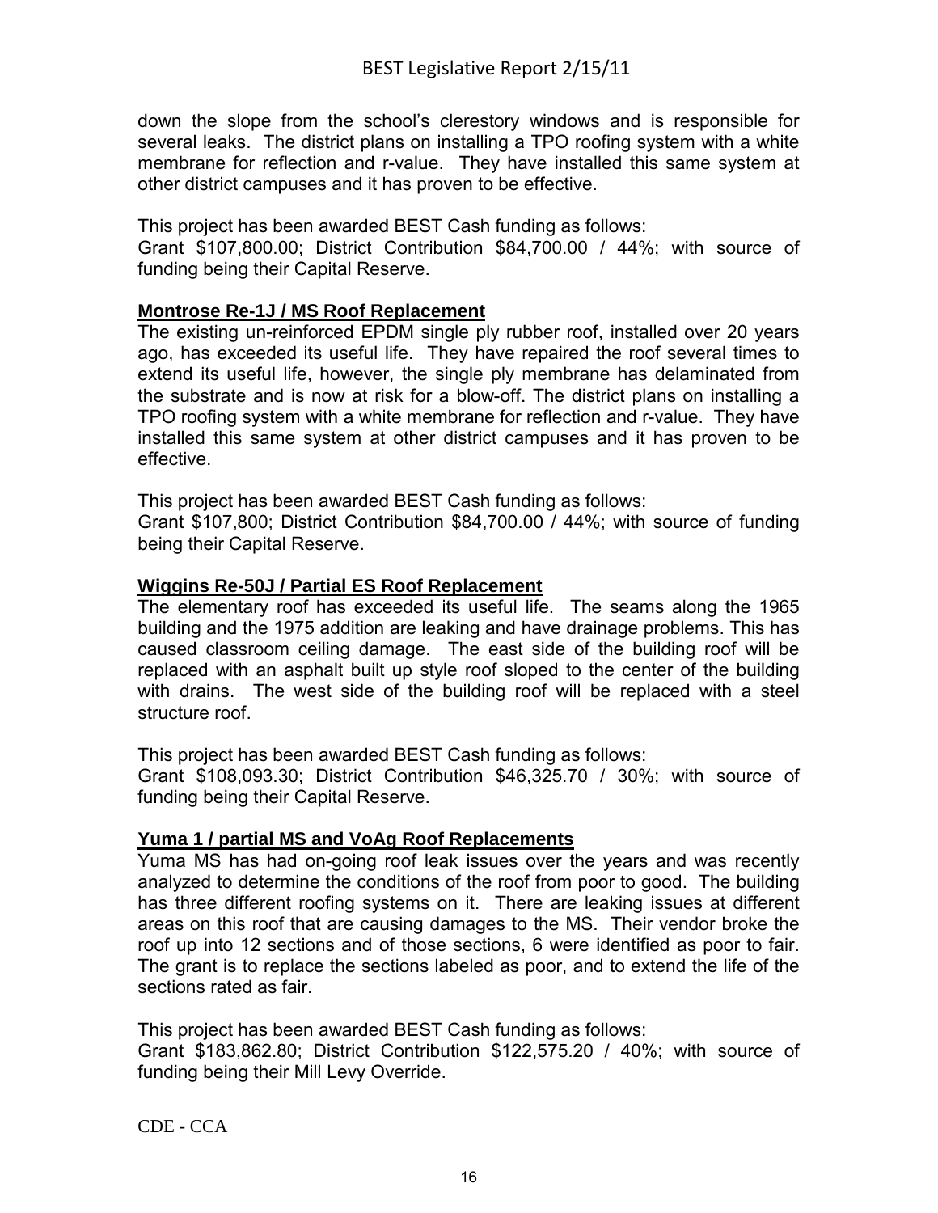down the slope from the school's clerestory windows and is responsible for several leaks. The district plans on installing a TPO roofing system with a white membrane for reflection and r-value. They have installed this same system at other district campuses and it has proven to be effective.

This project has been awarded BEST Cash funding as follows:
Grant $107,800.00; District Contribution $84,700.00 / 44%; with source of funding being their Capital Reserve.

**Montrose Re-1J / MS Roof Replacement**

The existing un-reinforced EPDM single ply rubber roof, installed over 20 years ago, has exceeded its useful life. They have repaired the roof several times to extend its useful life, however, the single ply membrane has delaminated from the substrate and is now at risk for a blow-off. The district plans on installing a TPO roofing system with a white membrane for reflection and r-value. They have installed this same system at other district campuses and it has proven to be effective.

This project has been awarded BEST Cash funding as follows:
Grant $107,800; District Contribution $84,700.00 / 44%; with source of funding being their Capital Reserve.

**Wiggins Re-50J / Partial ES Roof Replacement**

The elementary roof has exceeded its useful life. The seams along the 1965 building and the 1975 addition are leaking and have drainage problems. This has caused classroom ceiling damage. The east side of the building roof will be replaced with an asphalt built up style roof sloped to the center of the building with drains. The west side of the building roof will be replaced with a steel structure roof.

This project has been awarded BEST Cash funding as follows:
Grant $108,093.30; District Contribution $46,325.70 / 30%; with source of funding being their Capital Reserve.

**Yuma 1 / partial MS and VoAg Roof Replacements**

Yuma MS has had on-going roof leak issues over the years and was recently analyzed to determine the conditions of the roof from poor to good. The building has three different roofing systems on it. There are leaking issues at different areas on this roof that are causing damages to the MS. Their vendor broke the roof up into 12 sections and of those sections, 6 were identified as poor to fair. The grant is to replace the sections labeled as poor, and to extend the life of the sections rated as fair.

This project has been awarded BEST Cash funding as follows:
Grant $183,862.80; District Contribution $122,575.20 / 40%; with source of funding being their Mill Levy Override.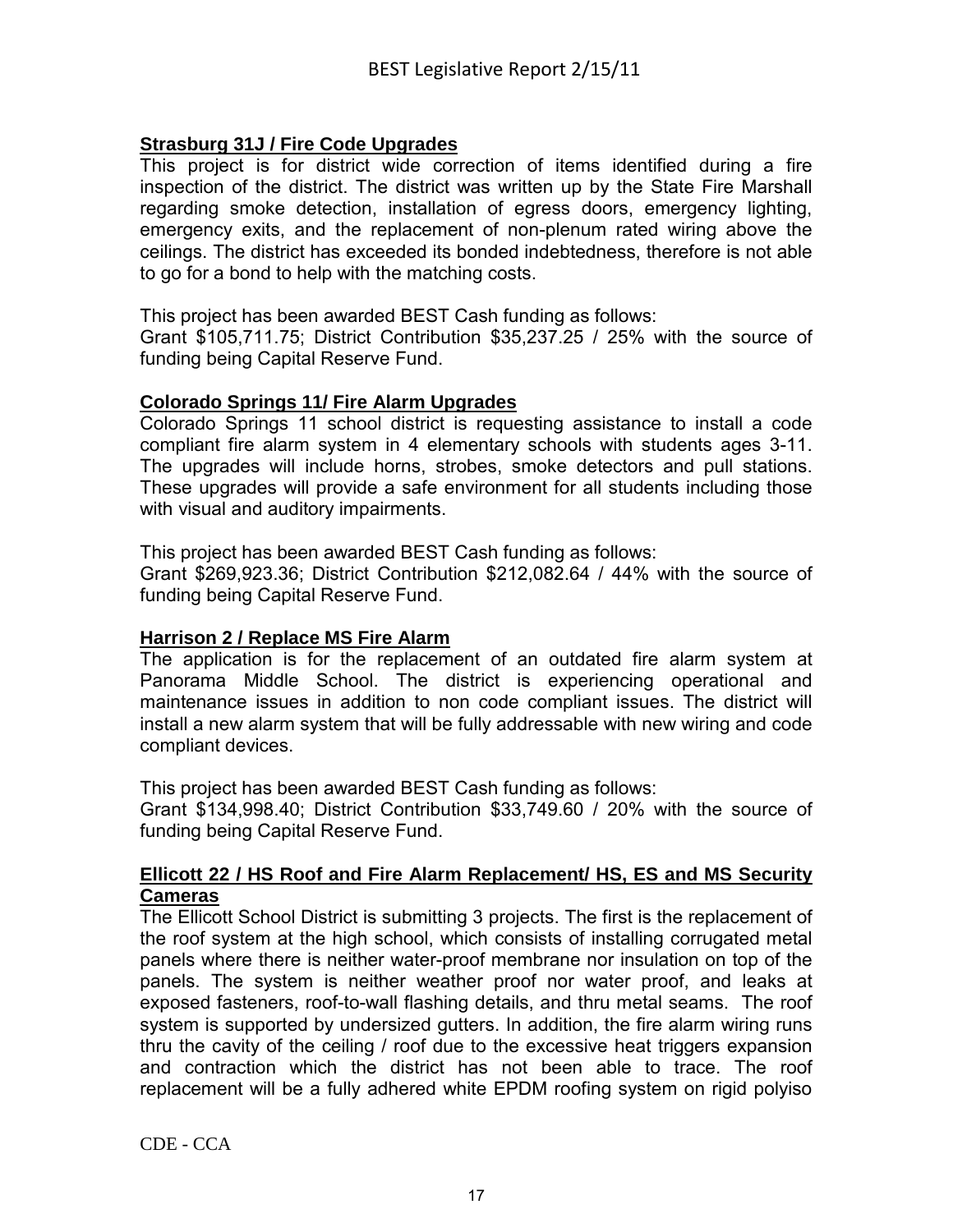**Strasburg 31J / Fire Code Upgrades**

This project is for district wide correction of items identified during a fire inspection of the district. The district was written up by the State Fire Marshall regarding smoke detection, installation of egress doors, emergency lighting, emergency exits, and the replacement of non-plenum rated wiring above the ceilings. The district has exceeded its bonded indebtedness, therefore is not able to go for a bond to help with the matching costs.

This project has been awarded BEST Cash funding as follows:
Grant $105,711.75; District Contribution $35,237.25 / 25% with the source of funding being Capital Reserve Fund.

**Colorado Springs 11/ Fire Alarm Upgrades**

Colorado Springs 11 school district is requesting assistance to install a code compliant fire alarm system in 4 elementary schools with students ages 3-11. The upgrades will include horns, strobes, smoke detectors and pull stations. These upgrades will provide a safe environment for all students including those with visual and auditory impairments.

This project has been awarded BEST Cash funding as follows:
Grant $269,923.36; District Contribution $212,082.64 / 44% with the source of funding being Capital Reserve Fund.

**Harrison 2 / Replace MS Fire Alarm**

The application is for the replacement of an outdated fire alarm system at Panorama Middle School. The district is experiencing operational and maintenance issues in addition to non code compliant issues. The district will install a new alarm system that will be fully addressable with new wiring and code compliant devices.

This project has been awarded BEST Cash funding as follows:
Grant $134,998.40; District Contribution $33,749.60 / 20% with the source of funding being Capital Reserve Fund.

**Ellicott 22 / HS Roof and Fire Alarm Replacement/ HS, ES and MS Security Cameras**

The Ellicott School District is submitting 3 projects. The first is the replacement of the roof system at the high school, which consists of installing corrugated metal panels where there is neither water-proof membrane nor insulation on top of the panels. The system is neither weather proof nor water proof, and leaks at exposed fasteners, roof-to-wall flashing details, and thru metal seams. The roof system is supported by undersized gutters. In addition, the fire alarm wiring runs thru the cavity of the ceiling / roof due to the excessive heat triggers expansion and contraction which the district has not been able to trace. The roof replacement will be a fully adhered white EPDM roofing system on rigid polyiso

CDE - CCA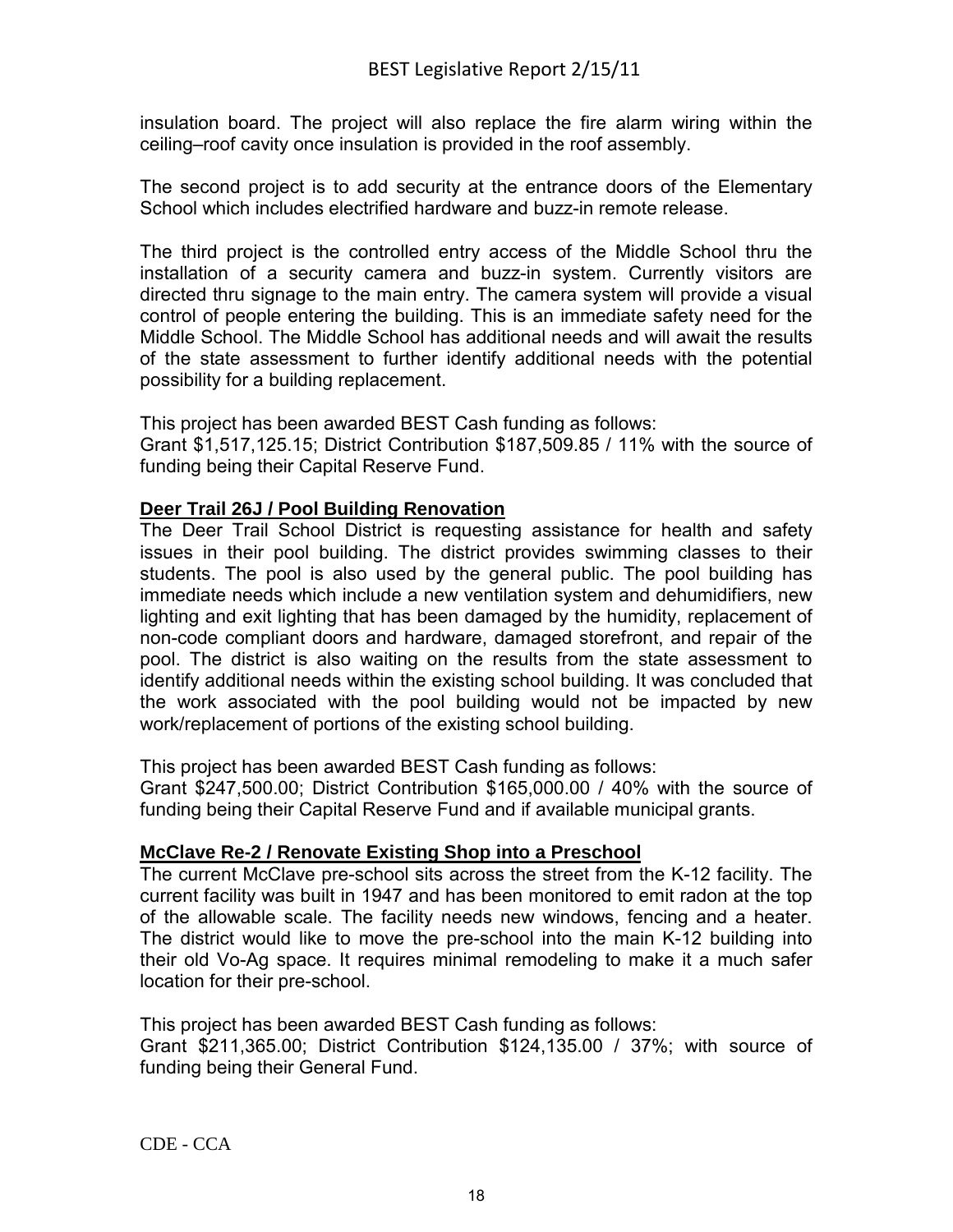insulation board. The project will also replace the fire alarm wiring within the ceiling–roof cavity once insulation is provided in the roof assembly.

The second project is to add security at the entrance doors of the Elementary School which includes electrified hardware and buzz-in remote release.

The third project is the controlled entry access of the Middle School thru the installation of a security camera and buzz-in system. Currently visitors are directed thru signage to the main entry. The camera system will provide a visual control of people entering the building. This is an immediate safety need for the Middle School. The Middle School has additional needs and will await the results of the state assessment to further identify additional needs with the potential possibility for a building replacement.

This project has been awarded BEST Cash funding as follows:
Grant $1,517,125.15; District Contribution $187,509.85 / 11% with the source of funding being their Capital Reserve Fund.

**Deer Trail 26J / Pool Building Renovation**

The Deer Trail School District is requesting assistance for health and safety issues in their pool building. The district provides swimming classes to their students. The pool is also used by the general public. The pool building has immediate needs which include a new ventilation system and dehumidifiers, new lighting and exit lighting that has been damaged by the humidity, replacement of non-code compliant doors and hardware, damaged storefront, and repair of the pool. The district is also waiting on the results from the state assessment to identify additional needs within the existing school building. It was concluded that the work associated with the pool building would not be impacted by new work/replacement of portions of the existing school building.

This project has been awarded BEST Cash funding as follows:
Grant $247,500.00; District Contribution $165,000.00 / 40% with the source of funding being their Capital Reserve Fund and if available municipal grants.

**McClave Re-2 / Renovate Existing Shop into a Preschool**

The current McClave pre-school sits across the street from the K-12 facility. The current facility was built in 1947 and has been monitored to emit radon at the top of the allowable scale. The facility needs new windows, fencing and a heater. The district would like to move the pre-school into the main K-12 building into their old Vo-Ag space. It requires minimal remodeling to make it a much safer location for their pre-school.

This project has been awarded BEST Cash funding as follows:
Grant $211,365.00; District Contribution $124,135.00 / 37%; with source of funding being their General Fund.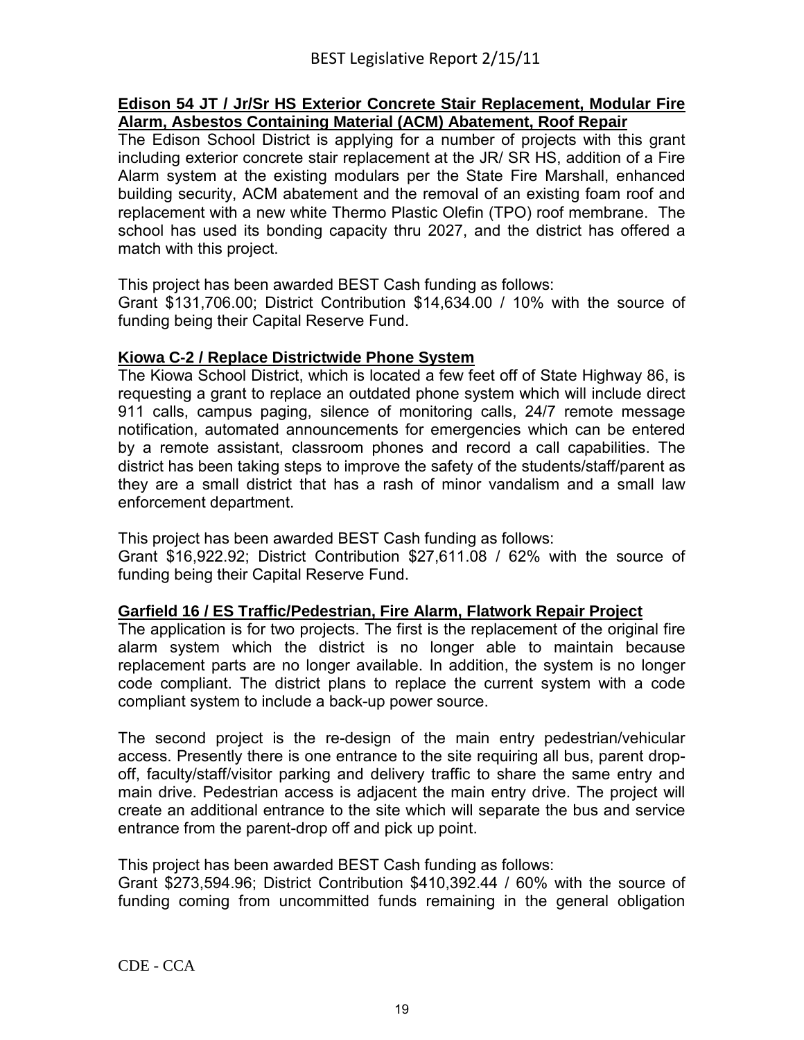**Edison 54 JT / Jr/Sr HS Exterior Concrete Stair Replacement, Modular Fire Alarm, Asbestos Containing Material (ACM) Abatement, Roof Repair**

The Edison School District is applying for a number of projects with this grant including exterior concrete stair replacement at the JR/ SR HS, addition of a Fire Alarm system at the existing modulars per the State Fire Marshall, enhanced building security, ACM abatement and the removal of an existing foam roof and replacement with a new white Thermo Plastic Olefin (TPO) roof membrane. The school has used its bonding capacity thru 2027, and the district has offered a match with this project.

This project has been awarded BEST Cash funding as follows:
Grant $131,706.00; District Contribution $14,634.00 / 10% with the source of funding being their Capital Reserve Fund.

**Kiowa C-2 / Replace Districtwide Phone System**

The Kiowa School District, which is located a few feet off of State Highway 86, is requesting a grant to replace an outdated phone system which will include direct 911 calls, campus paging, silence of monitoring calls, 24/7 remote message notification, automated announcements for emergencies which can be entered by a remote assistant, classroom phones and record a call capabilities. The district has been taking steps to improve the safety of the students/staff/parent as they are a small district that has a rash of minor vandalism and a small law enforcement department.

This project has been awarded BEST Cash funding as follows:
Grant $16,922.92; District Contribution $27,611.08 / 62% with the source of funding being their Capital Reserve Fund.

**Garfield 16 / ES Traffic/Pedestrian, Fire Alarm, Flatwork Repair Project**

The application is for two projects. The first is the replacement of the original fire alarm system which the district is no longer able to maintain because replacement parts are no longer available. In addition, the system is no longer code compliant. The district plans to replace the current system with a code compliant system to include a back-up power source.

The second project is the re-design of the main entry pedestrian/vehicular access. Presently there is one entrance to the site requiring all bus, parent drop-off, faculty/staff/visitor parking and delivery traffic to share the same entry and main drive. Pedestrian access is adjacent the main entry drive. The project will create an additional entrance to the site which will separate the bus and service entrance from the parent-drop off and pick up point.

This project has been awarded BEST Cash funding as follows:
Grant $273,594.96; District Contribution $410,392.44 / 60% with the source of funding coming from uncommitted funds remaining in the general obligation

CDE - CCA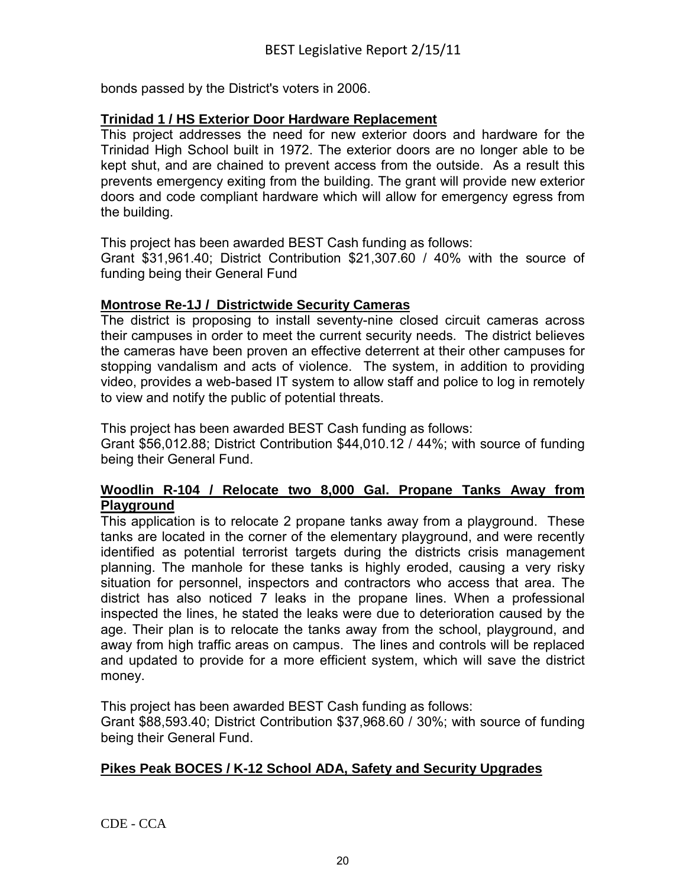bonds passed by the District's voters in 2006.

**Trinidad 1 / HS Exterior Door Hardware Replacement**

This project addresses the need for new exterior doors and hardware for the Trinidad High School built in 1972. The exterior doors are no longer able to be kept shut, and are chained to prevent access from the outside. As a result this prevents emergency exiting from the building. The grant will provide new exterior doors and code compliant hardware which will allow for emergency egress from the building.

This project has been awarded BEST Cash funding as follows:
Grant $31,961.40; District Contribution $21,307.60 / 40% with the source of funding being their General Fund

**Montrose Re-1J / Districtwide Security Cameras**

The district is proposing to install seventy-nine closed circuit cameras across their campuses in order to meet the current security needs. The district believes the cameras have been proven an effective deterrent at their other campuses for stopping vandalism and acts of violence. The system, in addition to providing video, provides a web-based IT system to allow staff and police to log in remotely to view and notify the public of potential threats.

This project has been awarded BEST Cash funding as follows:
Grant $56,012.88; District Contribution $44,010.12 / 44%; with source of funding being their General Fund.

**Woodlin R-104 / Relocate two 8,000 Gal. Propane Tanks Away from Playground**

This application is to relocate 2 propane tanks away from a playground. These tanks are located in the corner of the elementary playground, and were recently identified as potential terrorist targets during the districts crisis management planning. The manhole for these tanks is highly eroded, causing a very risky situation for personnel, inspectors and contractors who access that area. The district has also noticed 7 leaks in the propane lines. When a professional inspected the lines, he stated the leaks were due to deterioration caused by the age. Their plan is to relocate the tanks away from the school, playground, and away from high traffic areas on campus. The lines and controls will be replaced and updated to provide for a more efficient system, which will save the district money.

This project has been awarded BEST Cash funding as follows:
Grant $88,593.40; District Contribution $37,968.60 / 30%; with source of funding being their General Fund.

**Pikes Peak BOCES / K-12 School ADA, Safety and Security Upgrades**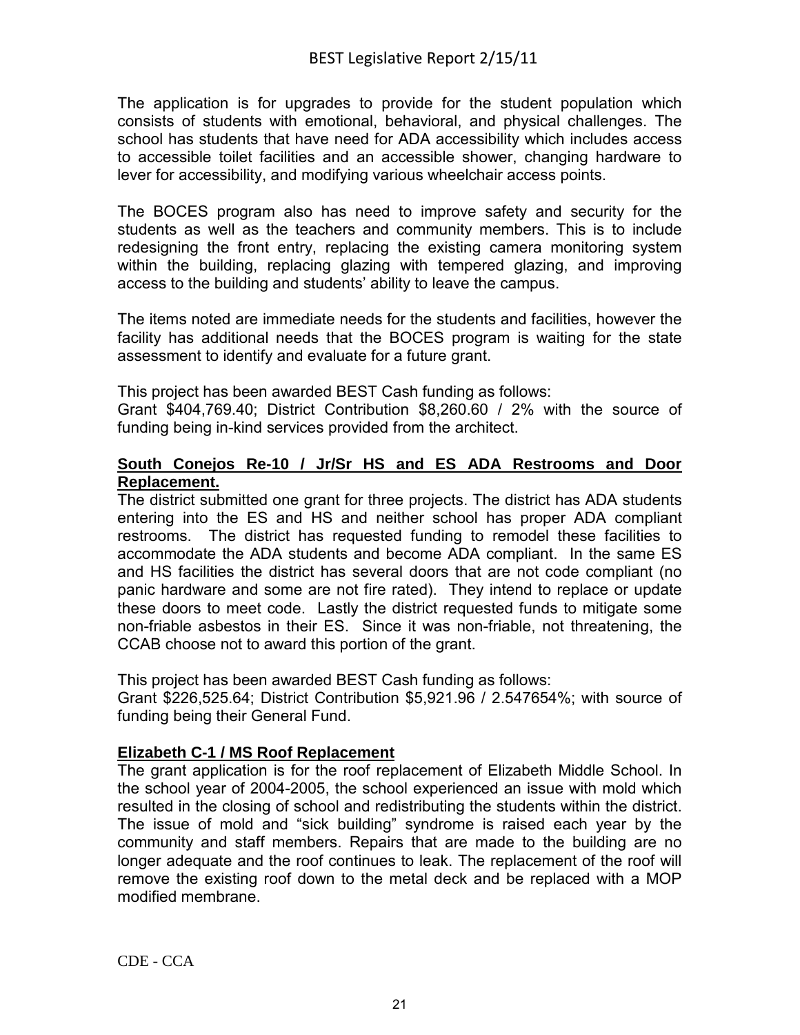The application is for upgrades to provide for the student population which consists of students with emotional, behavioral, and physical challenges. The school has students that have need for ADA accessibility which includes access to accessible toilet facilities and an accessible shower, changing hardware to lever for accessibility, and modifying various wheelchair access points.

The BOCES program also has need to improve safety and security for the students as well as the teachers and community members. This is to include redesigning the front entry, replacing the existing camera monitoring system within the building, replacing glazing with tempered glazing, and improving access to the building and students' ability to leave the campus.

The items noted are immediate needs for the students and facilities, however the facility has additional needs that the BOCES program is waiting for the state assessment to identify and evaluate for a future grant.

This project has been awarded BEST Cash funding as follows:
Grant $404,769.40; District Contribution $8,260.60 / 2% with the source of funding being in-kind services provided from the architect.

**South Conejos Re-10 / Jr/Sr HS and ES ADA Restrooms and Door Replacement.**

The district submitted one grant for three projects. The district has ADA students entering into the ES and HS and neither school has proper ADA compliant restrooms. The district has requested funding to remodel these facilities to accommodate the ADA students and become ADA compliant. In the same ES and HS facilities the district has several doors that are not code compliant (no panic hardware and some are not fire rated). They intend to replace or update these doors to meet code. Lastly the district requested funds to mitigate some non-friable asbestos in their ES. Since it was non-friable, not threatening, the CCAB choose not to award this portion of the grant.

This project has been awarded BEST Cash funding as follows:
Grant $226,525.64; District Contribution $5,921.96 / 2.547654%; with source of funding being their General Fund.

**Elizabeth C-1 / MS Roof Replacement**

The grant application is for the roof replacement of Elizabeth Middle School. In the school year of 2004-2005, the school experienced an issue with mold which resulted in the closing of school and redistributing the students within the district. The issue of mold and "sick building" syndrome is raised each year by the community and staff members. Repairs that are made to the building are no longer adequate and the roof continues to leak. The replacement of the roof will remove the existing roof down to the metal deck and be replaced with a MOP modified membrane.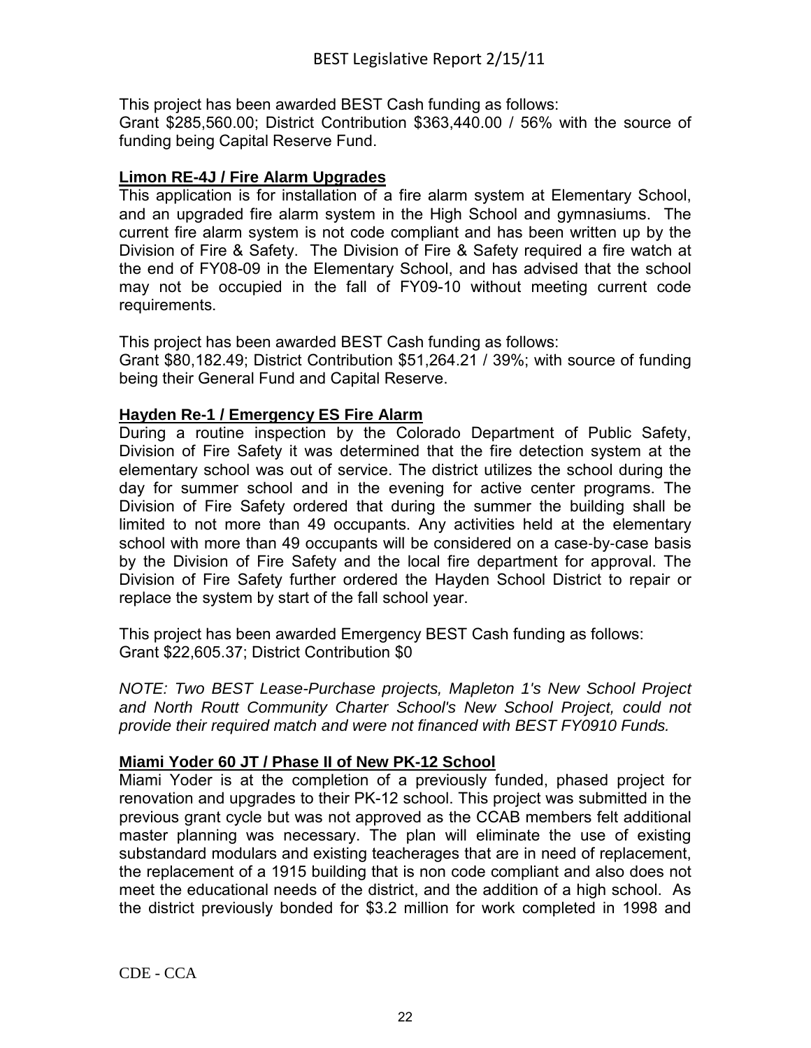This project has been awarded BEST Cash funding as follows:
Grant $285,560.00; District Contribution $363,440.00 / 56% with the source of funding being Capital Reserve Fund.

**Limon RE-4J / Fire Alarm Upgrades**

This application is for installation of a fire alarm system at Elementary School, and an upgraded fire alarm system in the High School and gymnasiums. The current fire alarm system is not code compliant and has been written up by the Division of Fire & Safety. The Division of Fire & Safety required a fire watch at the end of FY08-09 in the Elementary School, and has advised that the school may not be occupied in the fall of FY09-10 without meeting current code requirements.

This project has been awarded BEST Cash funding as follows:
Grant $80,182.49; District Contribution $51,264.21 / 39%; with source of funding being their General Fund and Capital Reserve.

**Hayden Re-1 / Emergency ES Fire Alarm**

During a routine inspection by the Colorado Department of Public Safety, Division of Fire Safety it was determined that the fire detection system at the elementary school was out of service. The district utilizes the school during the day for summer school and in the evening for active center programs. The Division of Fire Safety ordered that during the summer the building shall be limited to not more than 49 occupants. Any activities held at the elementary school with more than 49 occupants will be considered on a case-by-case basis by the Division of Fire Safety and the local fire department for approval. The Division of Fire Safety further ordered the Hayden School District to repair or replace the system by start of the fall school year.

This project has been awarded Emergency BEST Cash funding as follows:
Grant $22,605.37; District Contribution $0

*NOTE: Two BEST Lease-Purchase projects, Mapleton 1's New School Project and North Routt Community Charter School's New School Project, could not provide their required match and were not financed with BEST FY0910 Funds.*

**Miami Yoder 60 JT / Phase II of New PK-12 School**

Miami Yoder is at the completion of a previously funded, phased project for renovation and upgrades to their PK-12 school. This project was submitted in the previous grant cycle but was not approved as the CCAB members felt additional master planning was necessary. The plan will eliminate the use of existing substandard modulars and existing teacherages that are in need of replacement, the replacement of a 1915 building that is non code compliant and also does not meet the educational needs of the district, and the addition of a high school. As the district previously bonded for $3.2 million for work completed in 1998 and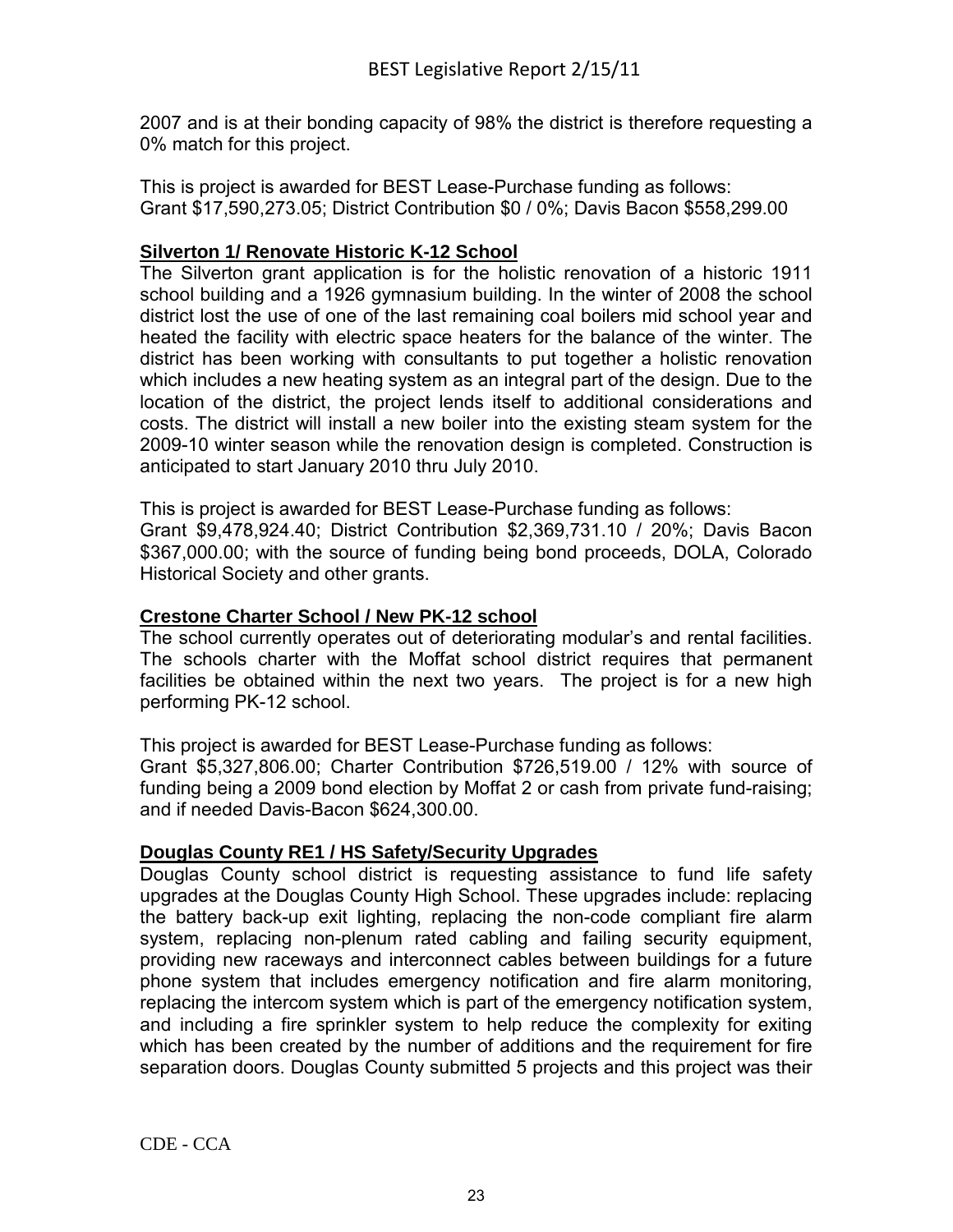2007 and is at their bonding capacity of 98% the district is therefore requesting a 0% match for this project.

This is project is awarded for BEST Lease-Purchase funding as follows:
Grant $17,590,273.05; District Contribution $0 / 0%; Davis Bacon $558,299.00

**Silverton 1/ Renovate Historic K-12 School**

The Silverton grant application is for the holistic renovation of a historic 1911 school building and a 1926 gymnasium building. In the winter of 2008 the school district lost the use of one of the last remaining coal boilers mid school year and heated the facility with electric space heaters for the balance of the winter. The district has been working with consultants to put together a holistic renovation which includes a new heating system as an integral part of the design. Due to the location of the district, the project lends itself to additional considerations and costs. The district will install a new boiler into the existing steam system for the 2009-10 winter season while the renovation design is completed. Construction is anticipated to start January 2010 thru July 2010.

This is project is awarded for BEST Lease-Purchase funding as follows:
Grant $9,478,924.40; District Contribution $2,369,731.10 / 20%; Davis Bacon $367,000.00; with the source of funding being bond proceeds, DOLA, Colorado Historical Society and other grants.

**Crestone Charter School / New PK-12 school**

The school currently operates out of deteriorating modular's and rental facilities. The schools charter with the Moffat school district requires that permanent facilities be obtained within the next two years. The project is for a new high performing PK-12 school.

This project is awarded for BEST Lease-Purchase funding as follows:
Grant $5,327,806.00; Charter Contribution $726,519.00 / 12% with source of funding being a 2009 bond election by Moffat 2 or cash from private fund-raising; and if needed Davis-Bacon $624,300.00.

**Douglas County RE1 / HS Safety/Security Upgrades**

Douglas County school district is requesting assistance to fund life safety upgrades at the Douglas County High School. These upgrades include: replacing the battery back-up exit lighting, replacing the non-code compliant fire alarm system, replacing non-plenum rated cabling and failing security equipment, providing new raceways and interconnect cables between buildings for a future phone system that includes emergency notification and fire alarm monitoring, replacing the intercom system which is part of the emergency notification system, and including a fire sprinkler system to help reduce the complexity for exiting which has been created by the number of additions and the requirement for fire separation doors. Douglas County submitted 5 projects and this project was their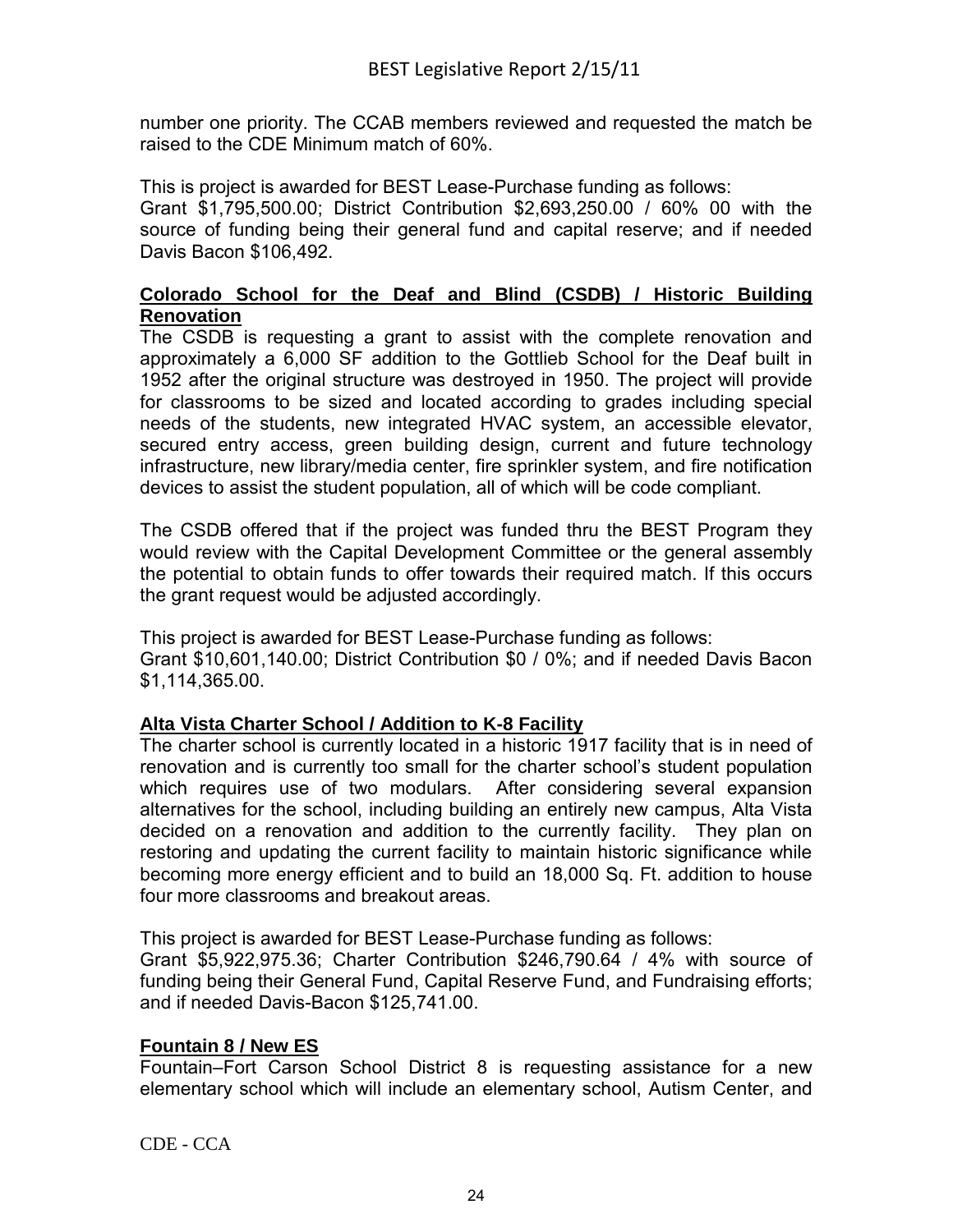number one priority. The CCAB members reviewed and requested the match be raised to the CDE Minimum match of 60%.

This is project is awarded for BEST Lease-Purchase funding as follows:
Grant $1,795,500.00; District Contribution $2,693,250.00 / 60% 00 with the source of funding being their general fund and capital reserve; and if needed Davis Bacon $106,492.

**Colorado School for the Deaf and Blind (CSDB) / Historic Building Renovation**

The CSDB is requesting a grant to assist with the complete renovation and approximately a 6,000 SF addition to the Gottlieb School for the Deaf built in 1952 after the original structure was destroyed in 1950. The project will provide for classrooms to be sized and located according to grades including special needs of the students, new integrated HVAC system, an accessible elevator, secured entry access, green building design, current and future technology infrastructure, new library/media center, fire sprinkler system, and fire notification devices to assist the student population, all of which will be code compliant.

The CSDB offered that if the project was funded thru the BEST Program they would review with the Capital Development Committee or the general assembly the potential to obtain funds to offer towards their required match. If this occurs the grant request would be adjusted accordingly.

This project is awarded for BEST Lease-Purchase funding as follows:
Grant $10,601,140.00; District Contribution $0 / 0%; and if needed Davis Bacon $1,114,365.00.

**Alta Vista Charter School / Addition to K-8 Facility**

The charter school is currently located in a historic 1917 facility that is in need of renovation and is currently too small for the charter school's student population which requires use of two modulars. After considering several expansion alternatives for the school, including building an entirely new campus, Alta Vista decided on a renovation and addition to the currently facility. They plan on restoring and updating the current facility to maintain historic significance while becoming more energy efficient and to build an 18,000 Sq. Ft. addition to house four more classrooms and breakout areas.

This project is awarded for BEST Lease-Purchase funding as follows:
Grant $5,922,975.36; Charter Contribution $246,790.64 / 4% with source of funding being their General Fund, Capital Reserve Fund, and Fundraising efforts; and if needed Davis-Bacon $125,741.00.

**Fountain 8 / New ES**

Fountain–Fort Carson School District 8 is requesting assistance for a new elementary school which will include an elementary school, Autism Center, and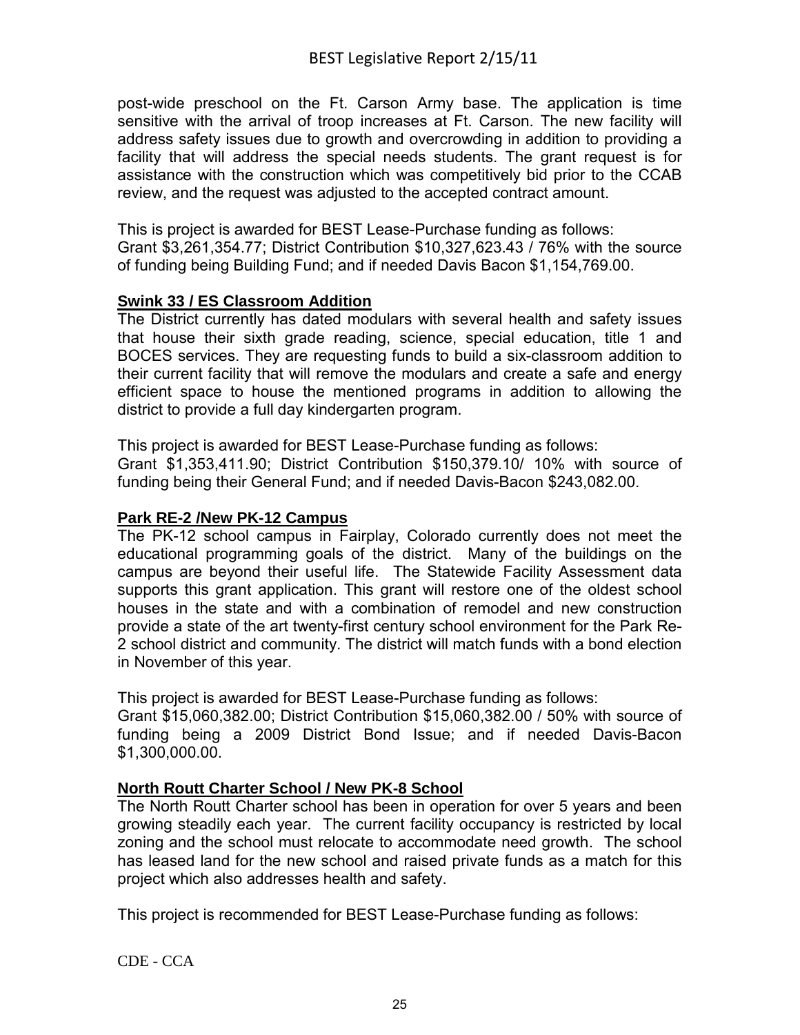post-wide preschool on the Ft. Carson Army base. The application is time sensitive with the arrival of troop increases at Ft. Carson. The new facility will address safety issues due to growth and overcrowding in addition to providing a facility that will address the special needs students. The grant request is for assistance with the construction which was competitively bid prior to the CCAB review, and the request was adjusted to the accepted contract amount.

This is project is awarded for BEST Lease-Purchase funding as follows:
Grant $3,261,354.77; District Contribution $10,327,623.43 / 76% with the source of funding being Building Fund; and if needed Davis Bacon $1,154,769.00.

**Swink 33 / ES Classroom Addition**

The District currently has dated modulars with several health and safety issues that house their sixth grade reading, science, special education, title 1 and BOCES services. They are requesting funds to build a six-classroom addition to their current facility that will remove the modulars and create a safe and energy efficient space to house the mentioned programs in addition to allowing the district to provide a full day kindergarten program.

This project is awarded for BEST Lease-Purchase funding as follows:
Grant $1,353,411.90; District Contribution $150,379.10/ 10% with source of funding being their General Fund; and if needed Davis-Bacon $243,082.00.

**Park RE-2 /New PK-12 Campus**

The PK-12 school campus in Fairplay, Colorado currently does not meet the educational programming goals of the district. Many of the buildings on the campus are beyond their useful life. The Statewide Facility Assessment data supports this grant application. This grant will restore one of the oldest school houses in the state and with a combination of remodel and new construction provide a state of the art twenty-first century school environment for the Park Re-2 school district and community. The district will match funds with a bond election in November of this year.

This project is awarded for BEST Lease-Purchase funding as follows:
Grant $15,060,382.00; District Contribution $15,060,382.00 / 50% with source of funding being a 2009 District Bond Issue; and if needed Davis-Bacon $1,300,000.00.

**North Routt Charter School / New PK-8 School**

The North Routt Charter school has been in operation for over 5 years and been growing steadily each year. The current facility occupancy is restricted by local zoning and the school must relocate to accommodate need growth. The school has leased land for the new school and raised private funds as a match for this project which also addresses health and safety.

This project is recommended for BEST Lease-Purchase funding as follows:

CDE - CCA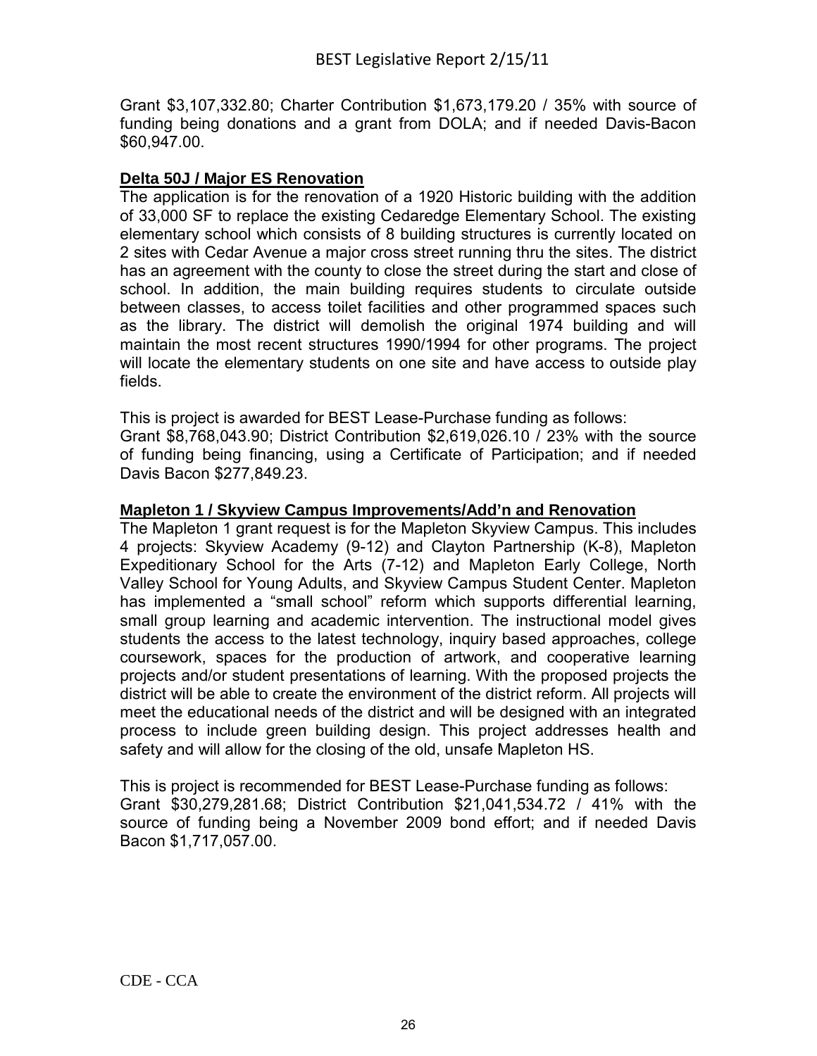Grant \$3,107,332.80; Charter Contribution \$1,673,179.20 / 35% with source of funding being donations and a grant from DOLA; and if needed Davis-Bacon \$60,947.00.

**Delta 50J / Major ES Renovation**

The application is for the renovation of a 1920 Historic building with the addition of 33,000 SF to replace the existing Cedaredge Elementary School. The existing elementary school which consists of 8 building structures is currently located on 2 sites with Cedar Avenue a major cross street running thru the sites. The district has an agreement with the county to close the street during the start and close of school. In addition, the main building requires students to circulate outside between classes, to access toilet facilities and other programmed spaces such as the library. The district will demolish the original 1974 building and will maintain the most recent structures 1990/1994 for other programs. The project will locate the elementary students on one site and have access to outside play fields.

This is project is awarded for BEST Lease-Purchase funding as follows:
Grant \$8,768,043.90; District Contribution \$2,619,026.10 / 23% with the source of funding being financing, using a Certificate of Participation; and if needed Davis Bacon \$277,849.23.

**Mapleton 1 / Skyview Campus Improvements/Add'n and Renovation**

The Mapleton 1 grant request is for the Mapleton Skyview Campus. This includes 4 projects: Skyview Academy (9-12) and Clayton Partnership (K-8), Mapleton Expeditionary School for the Arts (7-12) and Mapleton Early College, North Valley School for Young Adults, and Skyview Campus Student Center. Mapleton has implemented a "small school" reform which supports differential learning, small group learning and academic intervention. The instructional model gives students the access to the latest technology, inquiry based approaches, college coursework, spaces for the production of artwork, and cooperative learning projects and/or student presentations of learning. With the proposed projects the district will be able to create the environment of the district reform. All projects will meet the educational needs of the district and will be designed with an integrated process to include green building design. This project addresses health and safety and will allow for the closing of the old, unsafe Mapleton HS.

This is project is recommended for BEST Lease-Purchase funding as follows:
Grant \$30,279,281.68; District Contribution \$21,041,534.72 / 41% with the source of funding being a November 2009 bond effort; and if needed Davis Bacon \$1,717,057.00.

CDE - CCA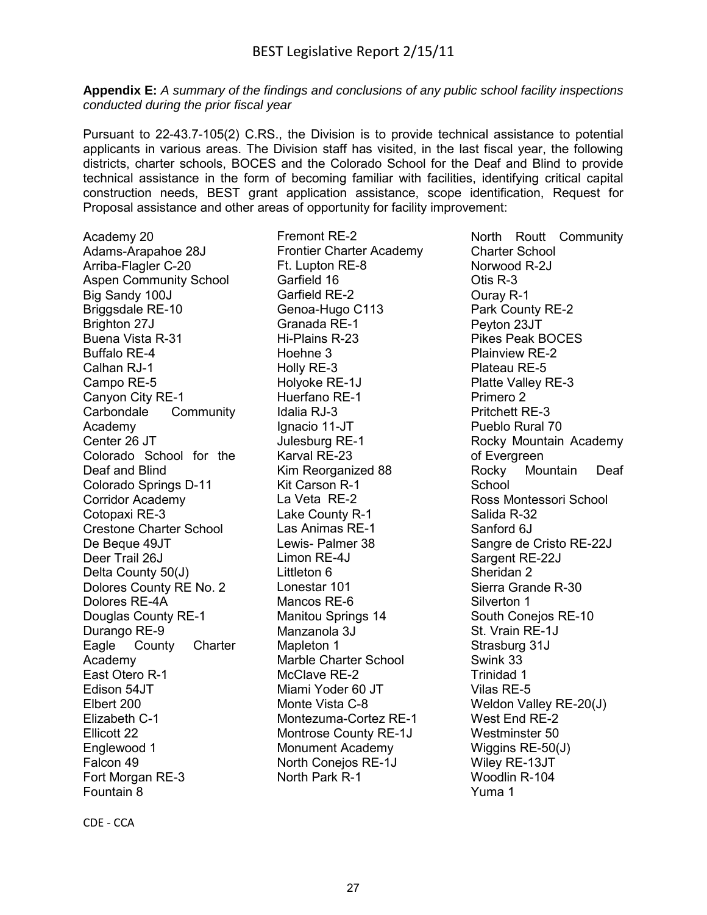**Appendix E:** *A summary of the findings and conclusions of any public school facility inspections conducted during the prior fiscal year*

Pursuant to 22-43.7-105(2) C.RS., the Division is to provide technical assistance to potential applicants in various areas. The Division staff has visited, in the last fiscal year, the following districts, charter schools, BOCES and the Colorado School for the Deaf and Blind to provide technical assistance in the form of becoming familiar with facilities, identifying critical capital construction needs, BEST grant application assistance, scope identification, Request for Proposal assistance and other areas of opportunity for facility improvement:

Academy 20
Adams-Arapahoe 28J
Arriba-Flagler C-20
Aspen Community School
Big Sandy 100J
Briggsdale RE-10
Brighton 27J
Buena Vista R-31
Buffalo RE-4
Calhan RJ-1
Campo RE-5
Canyon City RE-1
Carbondale Community Academy
Center 26 JT
Colorado School for the Deaf and Blind
Colorado Springs D-11
Corridor Academy
Cotopaxi RE-3
Crestone Charter School
De Beque 49JT
Deer Trail 26J
Delta County 50(J)
Dolores County RE No. 2
Dolores RE-4A
Douglas County RE-1
Durango RE-9
Eagle County Charter Academy
East Otero R-1
Edison 54JT
Elbert 200
Elizabeth C-1
Ellicott 22
Englewood 1
Falcon 49
Fort Morgan RE-3
Fountain 8
Fremont RE-2
Frontier Charter Academy
Ft. Lupton RE-8
Garfield 16
Garfield RE-2
Genoa-Hugo C113
Granada RE-1
Hi-Plains R-23
Hoehne 3
Holly RE-3
Holyoke RE-1J
Huerfano RE-1
Idalia RJ-3
Ignacio 11-JT
Julesburg RE-1
Karval RE-23
Kim Reorganized 88
Kit Carson R-1
La Veta RE-2
Lake County R-1
Las Animas RE-1
Lewis- Palmer 38
Limon RE-4J
Littleton 6
Lonestar 101
Mancos RE-6
Manitou Springs 14
Manzanola 3J
Mapleton 1
Marble Charter School
McClave RE-2
Miami Yoder 60 JT
Monte Vista C-8
Montezuma-Cortez RE-1
Montrose County RE-1J
Monument Academy
North Conejos RE-1J
North Park R-1
North Routt Community Charter School
Norwood R-2J
Otis R-3
Ouray R-1
Park County RE-2
Peyton 23JT
Pikes Peak BOCES
Plainview RE-2
Plateau RE-5
Platte Valley RE-3
Primero 2
Pritchett RE-3
Pueblo Rural 70
Rocky Mountain Academy of Evergreen
Rocky Mountain Deaf School
Ross Montessori School
Salida R-32
Sanford 6J
Sangre de Cristo RE-22J
Sargent RE-22J
Sheridan 2
Sierra Grande R-30
Silverton 1
South Conejos RE-10
St. Vrain RE-1J
Strasburg 31J
Swink 33
Trinidad 1
Vilas RE-5
Weldon Valley RE-20(J)
West End RE-2
Westminster 50
Wiggins RE-50(J)
Wiley RE-13JT
Woodlin R-104
Yuma 1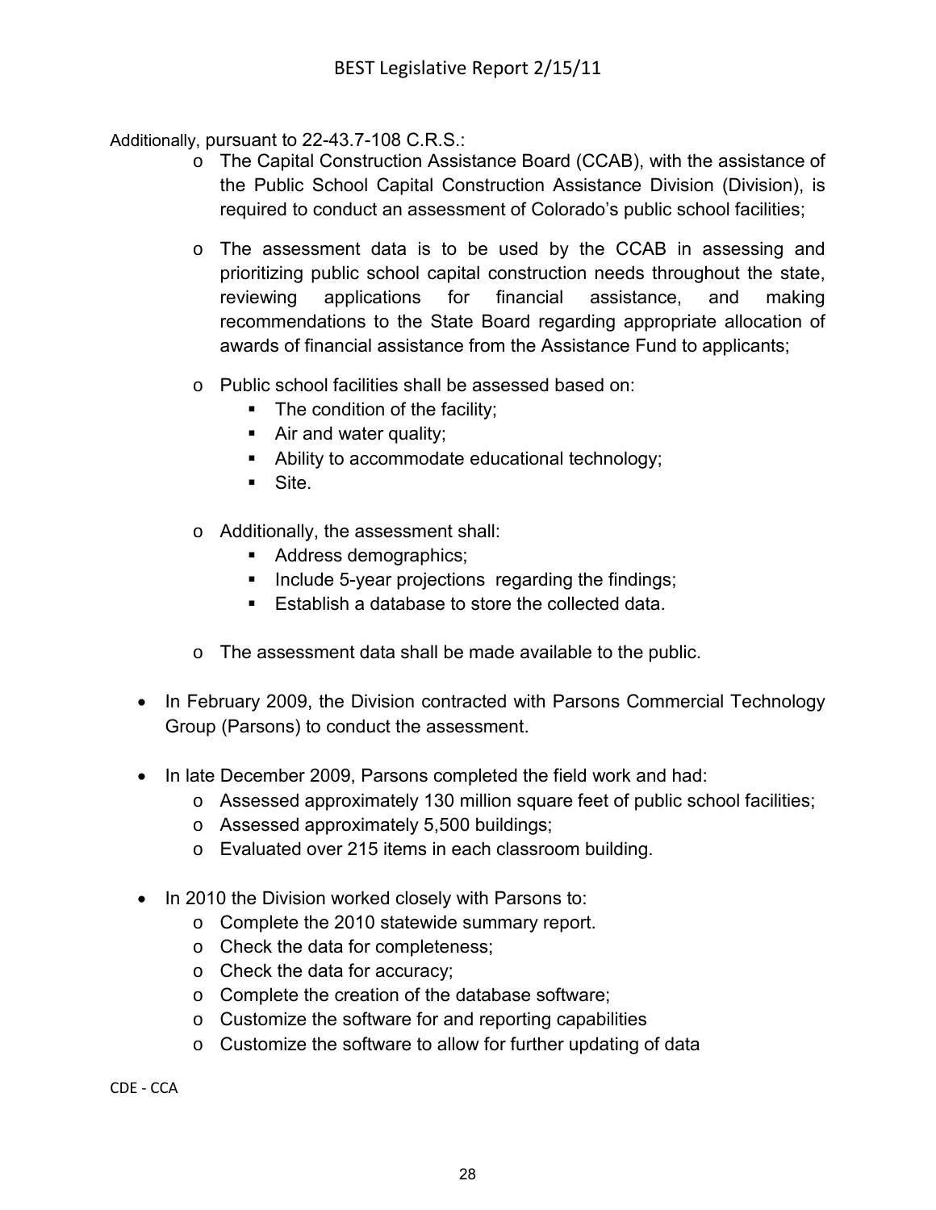Additionally, pursuant to 22-43.7-108 C.R.S.:

- The Capital Construction Assistance Board (CCAB), with the assistance of the Public School Capital Construction Assistance Division (Division), is required to conduct an assessment of Colorado's public school facilities;
- The assessment data is to be used by the CCAB in assessing and prioritizing public school capital construction needs throughout the state, reviewing applications for financial assistance, and making recommendations to the State Board regarding appropriate allocation of awards of financial assistance from the Assistance Fund to applicants;
- Public school facilities shall be assessed based on:
  - The condition of the facility;
  - Air and water quality;
  - Ability to accommodate educational technology;
  - Site.
- Additionally, the assessment shall:
  - Address demographics;
  - Include 5-year projections regarding the findings;
  - Establish a database to store the collected data.
- The assessment data shall be made available to the public.

- In February 2009, the Division contracted with Parsons Commercial Technology Group (Parsons) to conduct the assessment.
- In late December 2009, Parsons completed the field work and had:
  - Assessed approximately 130 million square feet of public school facilities;
  - Assessed approximately 5,500 buildings;
  - Evaluated over 215 items in each classroom building.
- In 2010 the Division worked closely with Parsons to:
  - Complete the 2010 statewide summary report.
  - Check the data for completeness;
  - Check the data for accuracy;
  - Complete the creation of the database software;
  - Customize the software for and reporting capabilities
  - Customize the software to allow for further updating of data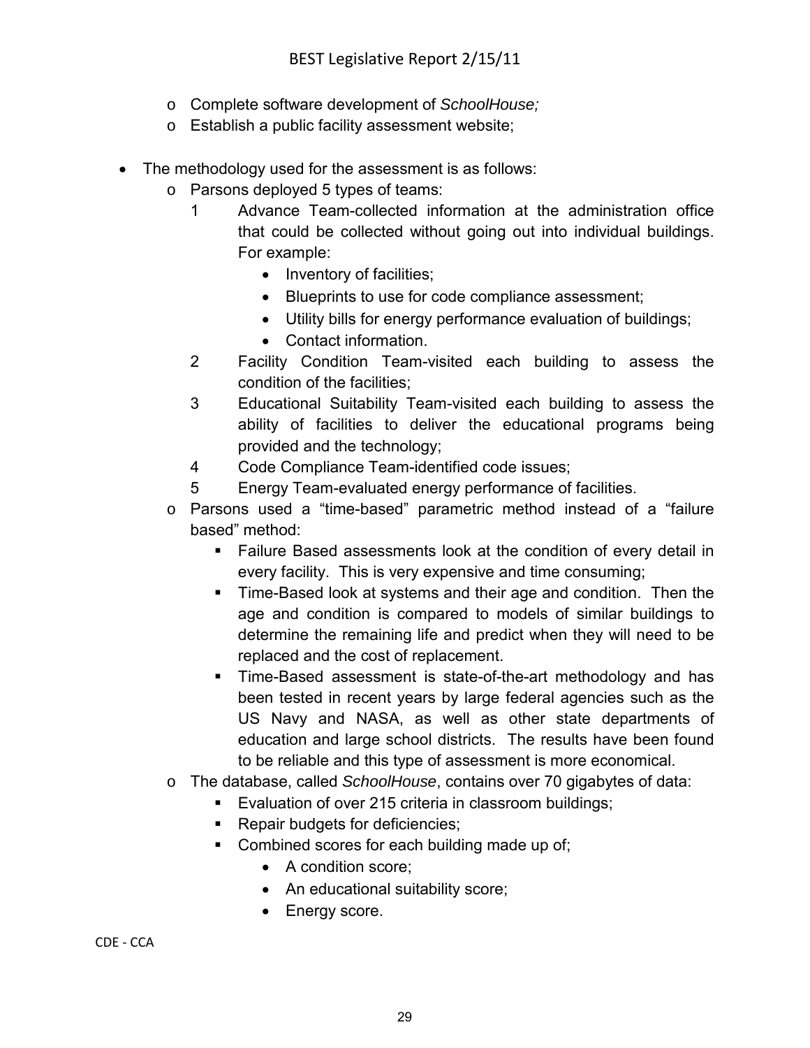- Complete software development of *SchoolHouse;*
- Establish a public facility assessment website;

- The methodology used for the assessment is as follows:
  - Parsons deployed 5 types of teams:
    1. Advance Team-collected information at the administration office that could be collected without going out into individual buildings. For example:
       - Inventory of facilities;
       - Blueprints to use for code compliance assessment;
       - Utility bills for energy performance evaluation of buildings;
       - Contact information.
    2. Facility Condition Team-visited each building to assess the condition of the facilities;
    3. Educational Suitability Team-visited each building to assess the ability of facilities to deliver the educational programs being provided and the technology;
    4. Code Compliance Team-identified code issues;
    5. Energy Team-evaluated energy performance of facilities.
  - Parsons used a "time-based" parametric method instead of a "failure based" method:
    - Failure Based assessments look at the condition of every detail in every facility. This is very expensive and time consuming;
    - Time-Based look at systems and their age and condition. Then the age and condition is compared to models of similar buildings to determine the remaining life and predict when they will need to be replaced and the cost of replacement.
    - Time-Based assessment is state-of-the-art methodology and has been tested in recent years by large federal agencies such as the US Navy and NASA, as well as other state departments of education and large school districts. The results have been found to be reliable and this type of assessment is more economical.
  - The database, called *SchoolHouse*, contains over 70 gigabytes of data:
    - Evaluation of over 215 criteria in classroom buildings;
    - Repair budgets for deficiencies;
    - Combined scores for each building made up of;
      - A condition score;
      - An educational suitability score;
      - Energy score.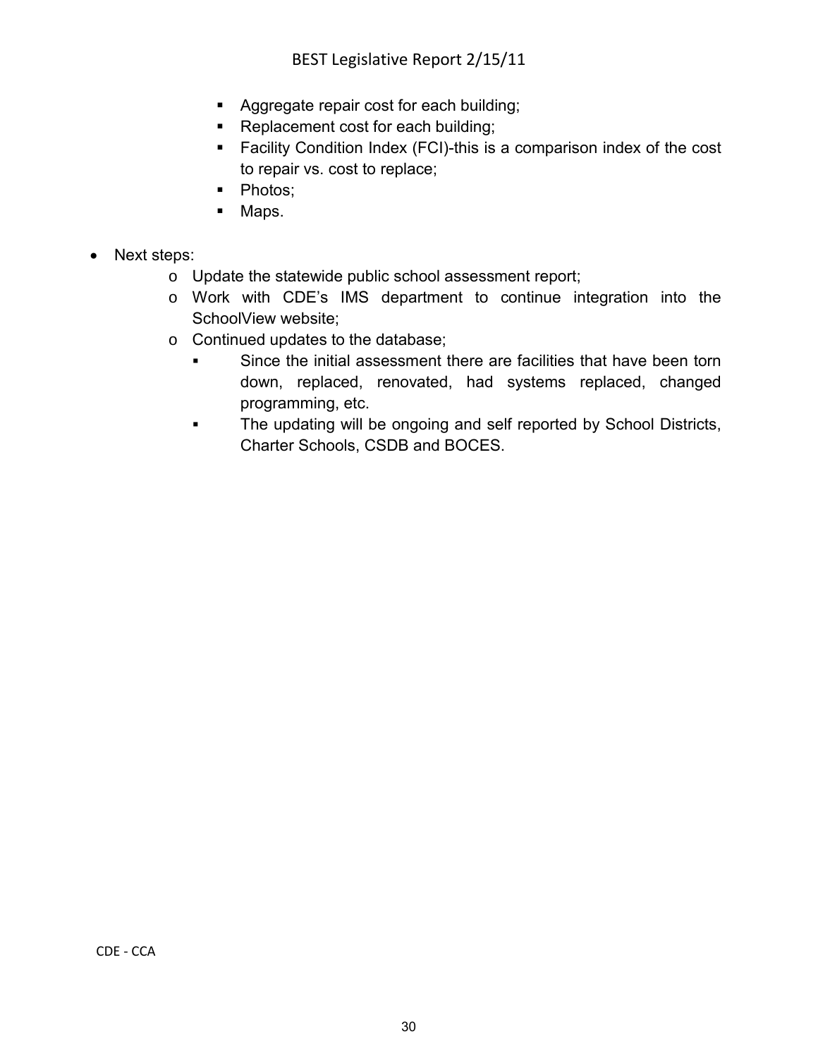- Aggregate repair cost for each building;
- Replacement cost for each building;
- Facility Condition Index (FCI)-this is a comparison index of the cost to repair vs. cost to replace;
- Photos;
- Maps.

- Next steps:
  - Update the statewide public school assessment report;
  - Work with CDE's IMS department to continue integration into the SchoolView website;
  - Continued updates to the database;
    - Since the initial assessment there are facilities that have been torn down, replaced, renovated, had systems replaced, changed programming, etc.
    - The updating will be ongoing and self reported by School Districts, Charter Schools, CSDB and BOCES.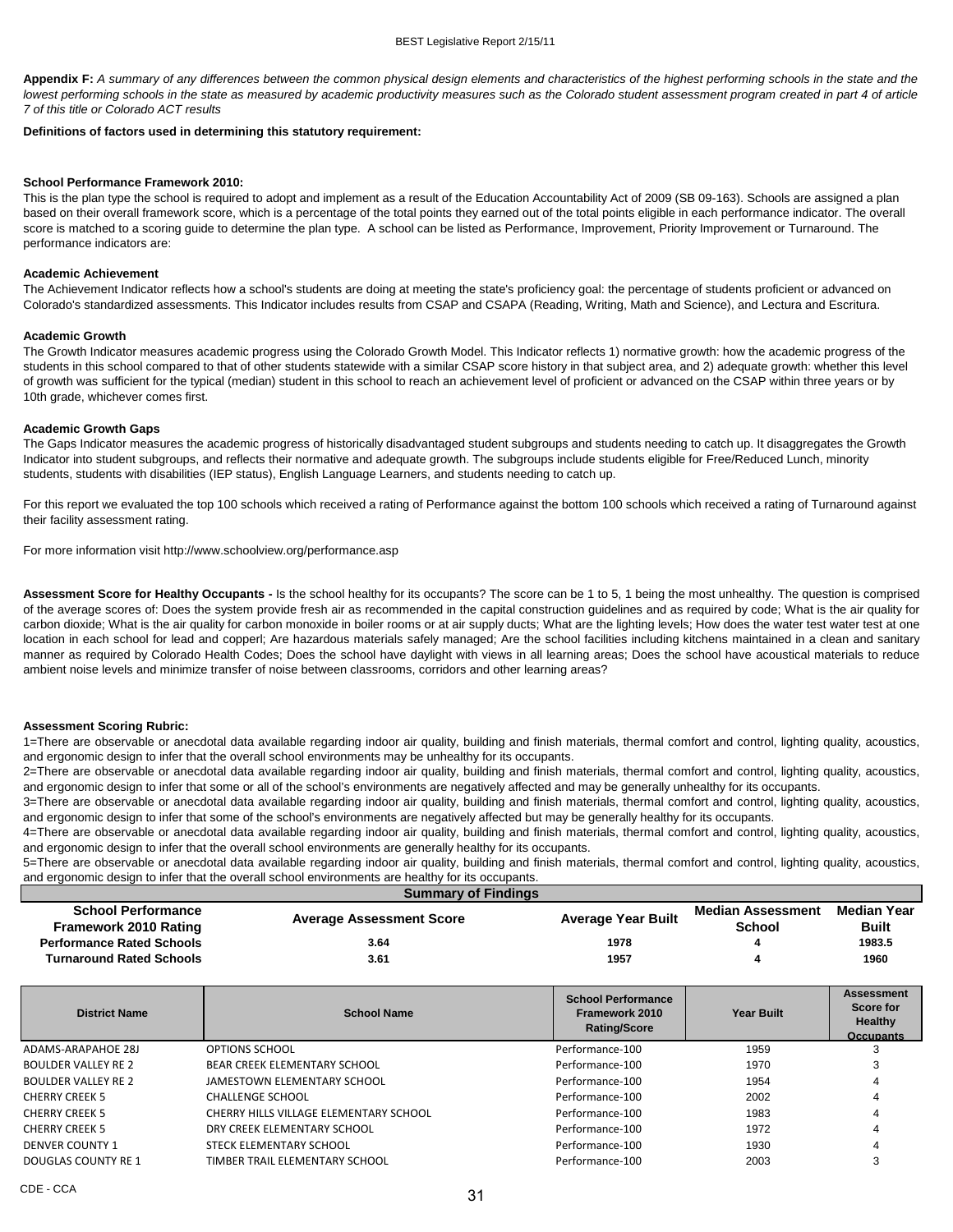**Appendix F:** *A summary of any differences between the common physical design elements and characteristics of the highest performing schools in the state and the lowest performing schools in the state as measured by academic productivity measures such as the Colorado student assessment program created in part 4 of article 7 of this title or Colorado ACT results*

**Definitions of factors used in determining this statutory requirement:**

**School Performance Framework 2010:**

This is the plan type the school is required to adopt and implement as a result of the Education Accountability Act of 2009 (SB 09-163). Schools are assigned a plan based on their overall framework score, which is a percentage of the total points they earned out of the total points eligible in each performance indicator. The overall score is matched to a scoring guide to determine the plan type. A school can be listed as Performance, Improvement, Priority Improvement or Turnaround. The performance indicators are:

**Academic Achievement**

The Achievement Indicator reflects how a school's students are doing at meeting the state's proficiency goal: the percentage of students proficient or advanced on Colorado's standardized assessments. This Indicator includes results from CSAP and CSAPA (Reading, Writing, Math and Science), and Lectura and Escritura.

**Academic Growth**

The Growth Indicator measures academic progress using the Colorado Growth Model. This Indicator reflects 1) normative growth: how the academic progress of the students in this school compared to that of other students statewide with a similar CSAP score history in that subject area, and 2) adequate growth: whether this level of growth was sufficient for the typical (median) student in this school to reach an achievement level of proficient or advanced on the CSAP within three years or by 10th grade, whichever comes first.

**Academic Growth Gaps**

The Gaps Indicator measures the academic progress of historically disadvantaged student subgroups and students needing to catch up. It disaggregates the Growth Indicator into student subgroups, and reflects their normative and adequate growth. The subgroups include students eligible for Free/Reduced Lunch, minority students, students with disabilities (IEP status), English Language Learners, and students needing to catch up.

For this report we evaluated the top 100 schools which received a rating of Performance against the bottom 100 schools which received a rating of Turnaround against their facility assessment rating.

For more information visit http://www.schoolview.org/performance.asp

**Assessment Score for Healthy Occupants -** Is the school healthy for its occupants? The score can be 1 to 5, 1 being the most unhealthy. The question is comprised of the average scores of: Does the system provide fresh air as recommended in the capital construction guidelines and as required by code; What is the air quality for carbon dioxide; What is the air quality for carbon monoxide in boiler rooms or at air supply ducts; What are the lighting levels; How does the water test water test at one location in each school for lead and copperl; Are hazardous materials safely managed; Are the school facilities including kitchens maintained in a clean and sanitary manner as required by Colorado Health Codes; Does the school have daylight with views in all learning areas; Does the school have acoustical materials to reduce ambient noise levels and minimize transfer of noise between classrooms, corridors and other learning areas?

**Assessment Scoring Rubric:**

1=There are observable or anecdotal data available regarding indoor air quality, building and finish materials, thermal comfort and control, lighting quality, acoustics, and ergonomic design to infer that the overall school environments may be unhealthy for its occupants.

2=There are observable or anecdotal data available regarding indoor air quality, building and finish materials, thermal comfort and control, lighting quality, acoustics, and ergonomic design to infer that some or all of the school's environments are negatively affected and may be generally unhealthy for its occupants.

3=There are observable or anecdotal data available regarding indoor air quality, building and finish materials, thermal comfort and control, lighting quality, acoustics, and ergonomic design to infer that some of the school's environments are negatively affected but may be generally healthy for its occupants.

4=There are observable or anecdotal data available regarding indoor air quality, building and finish materials, thermal comfort and control, lighting quality, acoustics, and ergonomic design to infer that the overall school environments are generally healthy for its occupants.

5=There are observable or anecdotal data available regarding indoor air quality, building and finish materials, thermal comfort and control, lighting quality, acoustics, and ergonomic design to infer that the overall school environments are healthy for its occupants.

**Summary of Findings**

| School Performance Framework 2010 Rating | Average Assessment Score | Average Year Built | Median Assessment School | Median Year Built |
|---|---|---|---|---|
| Performance Rated Schools | 3.64 | 1978 | 4 | 1983.5 |
| Turnaround Rated Schools | 3.61 | 1957 | 4 | 1960 |

| District Name | School Name | School Performance Framework 2010 Rating/Score | Year Built | Assessment Score for Healthy Occupants |
|---|---|---|---|---|
| ADAMS-ARAPAHOE 28J | OPTIONS SCHOOL | Performance-100 | 1959 | 3 |
| BOULDER VALLEY RE 2 | BEAR CREEK ELEMENTARY SCHOOL | Performance-100 | 1970 | 3 |
| BOULDER VALLEY RE 2 | JAMESTOWN ELEMENTARY SCHOOL | Performance-100 | 1954 | 4 |
| CHERRY CREEK 5 | CHALLENGE SCHOOL | Performance-100 | 2002 | 4 |
| CHERRY CREEK 5 | CHERRY HILLS VILLAGE ELEMENTARY SCHOOL | Performance-100 | 1983 | 4 |
| CHERRY CREEK 5 | DRY CREEK ELEMENTARY SCHOOL | Performance-100 | 1972 | 4 |
| DENVER COUNTY 1 | STECK ELEMENTARY SCHOOL | Performance-100 | 1930 | 4 |
| DOUGLAS COUNTY RE 1 | TIMBER TRAIL ELEMENTARY SCHOOL | Performance-100 | 2003 | 3 |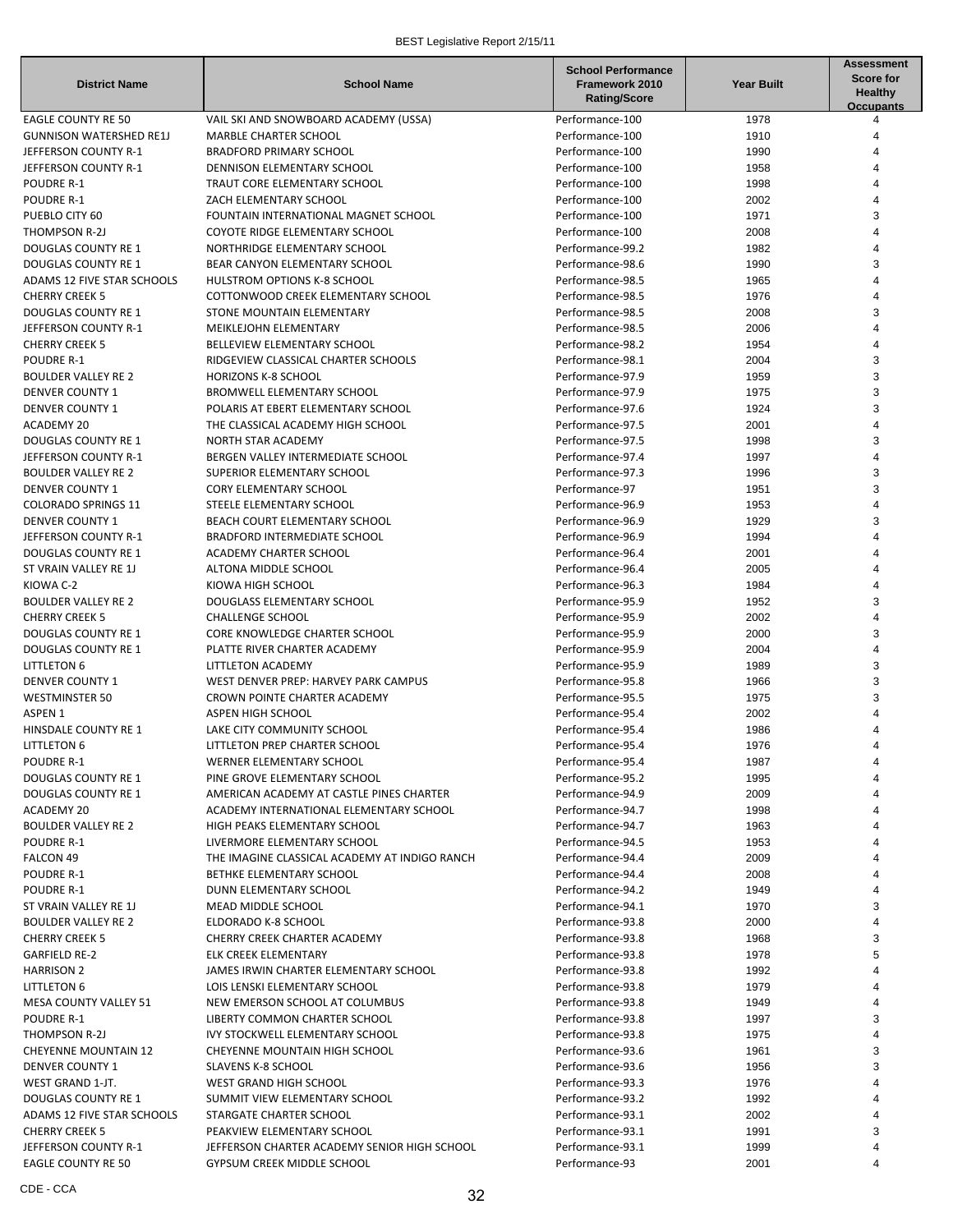| District Name | School Name | School Performance Framework 2010 Rating/Score | Year Built | Assessment Score for Healthy Occupants |
|---|---|---|---|---|
| EAGLE COUNTY RE 50 | VAIL SKI AND SNOWBOARD ACADEMY (USSA) | Performance-100 | 1978 | 4 |
| GUNNISON WATERSHED RE1J | MARBLE CHARTER SCHOOL | Performance-100 | 1910 | 4 |
| JEFFERSON COUNTY R-1 | BRADFORD PRIMARY SCHOOL | Performance-100 | 1990 | 4 |
| JEFFERSON COUNTY R-1 | DENNISON ELEMENTARY SCHOOL | Performance-100 | 1958 | 4 |
| POUDRE R-1 | TRAUT CORE ELEMENTARY SCHOOL | Performance-100 | 1998 | 4 |
| POUDRE R-1 | ZACH ELEMENTARY SCHOOL | Performance-100 | 2002 | 4 |
| PUEBLO CITY 60 | FOUNTAIN INTERNATIONAL MAGNET SCHOOL | Performance-100 | 1971 | 3 |
| THOMPSON R-2J | COYOTE RIDGE ELEMENTARY SCHOOL | Performance-100 | 2008 | 4 |
| DOUGLAS COUNTY RE 1 | NORTHRIDGE ELEMENTARY SCHOOL | Performance-99.2 | 1982 | 4 |
| DOUGLAS COUNTY RE 1 | BEAR CANYON ELEMENTARY SCHOOL | Performance-98.6 | 1990 | 3 |
| ADAMS 12 FIVE STAR SCHOOLS | HULSTROM OPTIONS K-8 SCHOOL | Performance-98.5 | 1965 | 4 |
| CHERRY CREEK 5 | COTTONWOOD CREEK ELEMENTARY SCHOOL | Performance-98.5 | 1976 | 4 |
| DOUGLAS COUNTY RE 1 | STONE MOUNTAIN ELEMENTARY | Performance-98.5 | 2008 | 3 |
| JEFFERSON COUNTY R-1 | MEIKLEJOHN ELEMENTARY | Performance-98.5 | 2006 | 4 |
| CHERRY CREEK 5 | BELLEVIEW ELEMENTARY SCHOOL | Performance-98.2 | 1954 | 4 |
| POUDRE R-1 | RIDGEVIEW CLASSICAL CHARTER SCHOOLS | Performance-98.1 | 2004 | 3 |
| BOULDER VALLEY RE 2 | HORIZONS K-8 SCHOOL | Performance-97.9 | 1959 | 3 |
| DENVER COUNTY 1 | BROMWELL ELEMENTARY SCHOOL | Performance-97.9 | 1975 | 3 |
| DENVER COUNTY 1 | POLARIS AT EBERT ELEMENTARY SCHOOL | Performance-97.6 | 1924 | 3 |
| ACADEMY 20 | THE CLASSICAL ACADEMY HIGH SCHOOL | Performance-97.5 | 2001 | 4 |
| DOUGLAS COUNTY RE 1 | NORTH STAR ACADEMY | Performance-97.5 | 1998 | 3 |
| JEFFERSON COUNTY R-1 | BERGEN VALLEY INTERMEDIATE SCHOOL | Performance-97.4 | 1997 | 4 |
| BOULDER VALLEY RE 2 | SUPERIOR ELEMENTARY SCHOOL | Performance-97.3 | 1996 | 3 |
| DENVER COUNTY 1 | CORY ELEMENTARY SCHOOL | Performance-97 | 1951 | 3 |
| COLORADO SPRINGS 11 | STEELE ELEMENTARY SCHOOL | Performance-96.9 | 1953 | 4 |
| DENVER COUNTY 1 | BEACH COURT ELEMENTARY SCHOOL | Performance-96.9 | 1929 | 3 |
| JEFFERSON COUNTY R-1 | BRADFORD INTERMEDIATE SCHOOL | Performance-96.9 | 1994 | 4 |
| DOUGLAS COUNTY RE 1 | ACADEMY CHARTER SCHOOL | Performance-96.4 | 2001 | 4 |
| ST VRAIN VALLEY RE 1J | ALTONA MIDDLE SCHOOL | Performance-96.4 | 2005 | 4 |
| KIOWA C-2 | KIOWA HIGH SCHOOL | Performance-96.3 | 1984 | 4 |
| BOULDER VALLEY RE 2 | DOUGLASS ELEMENTARY SCHOOL | Performance-95.9 | 1952 | 3 |
| CHERRY CREEK 5 | CHALLENGE SCHOOL | Performance-95.9 | 2002 | 4 |
| DOUGLAS COUNTY RE 1 | CORE KNOWLEDGE CHARTER SCHOOL | Performance-95.9 | 2000 | 3 |
| DOUGLAS COUNTY RE 1 | PLATTE RIVER CHARTER ACADEMY | Performance-95.9 | 2004 | 4 |
| LITTLETON 6 | LITTLETON ACADEMY | Performance-95.9 | 1989 | 3 |
| DENVER COUNTY 1 | WEST DENVER PREP: HARVEY PARK CAMPUS | Performance-95.8 | 1966 | 3 |
| WESTMINSTER 50 | CROWN POINTE CHARTER ACADEMY | Performance-95.5 | 1975 | 3 |
| ASPEN 1 | ASPEN HIGH SCHOOL | Performance-95.4 | 2002 | 4 |
| HINSDALE COUNTY RE 1 | LAKE CITY COMMUNITY SCHOOL | Performance-95.4 | 1986 | 4 |
| LITTLETON 6 | LITTLETON PREP CHARTER SCHOOL | Performance-95.4 | 1976 | 4 |
| POUDRE R-1 | WERNER ELEMENTARY SCHOOL | Performance-95.4 | 1987 | 4 |
| DOUGLAS COUNTY RE 1 | PINE GROVE ELEMENTARY SCHOOL | Performance-95.2 | 1995 | 4 |
| DOUGLAS COUNTY RE 1 | AMERICAN ACADEMY AT CASTLE PINES CHARTER | Performance-94.9 | 2009 | 4 |
| ACADEMY 20 | ACADEMY INTERNATIONAL ELEMENTARY SCHOOL | Performance-94.7 | 1998 | 4 |
| BOULDER VALLEY RE 2 | HIGH PEAKS ELEMENTARY SCHOOL | Performance-94.7 | 1963 | 4 |
| POUDRE R-1 | LIVERMORE ELEMENTARY SCHOOL | Performance-94.5 | 1953 | 4 |
| FALCON 49 | THE IMAGINE CLASSICAL ACADEMY AT INDIGO RANCH | Performance-94.4 | 2009 | 4 |
| POUDRE R-1 | BETHKE ELEMENTARY SCHOOL | Performance-94.4 | 2008 | 4 |
| POUDRE R-1 | DUNN ELEMENTARY SCHOOL | Performance-94.2 | 1949 | 4 |
| ST VRAIN VALLEY RE 1J | MEAD MIDDLE SCHOOL | Performance-94.1 | 1970 | 3 |
| BOULDER VALLEY RE 2 | ELDORADO K-8 SCHOOL | Performance-93.8 | 2000 | 4 |
| CHERRY CREEK 5 | CHERRY CREEK CHARTER ACADEMY | Performance-93.8 | 1968 | 3 |
| GARFIELD RE-2 | ELK CREEK ELEMENTARY | Performance-93.8 | 1978 | 5 |
| HARRISON 2 | JAMES IRWIN CHARTER ELEMENTARY SCHOOL | Performance-93.8 | 1992 | 4 |
| LITTLETON 6 | LOIS LENSKI ELEMENTARY SCHOOL | Performance-93.8 | 1979 | 4 |
| MESA COUNTY VALLEY 51 | NEW EMERSON SCHOOL AT COLUMBUS | Performance-93.8 | 1949 | 4 |
| POUDRE R-1 | LIBERTY COMMON CHARTER SCHOOL | Performance-93.8 | 1997 | 3 |
| THOMPSON R-2J | IVY STOCKWELL ELEMENTARY SCHOOL | Performance-93.8 | 1975 | 4 |
| CHEYENNE MOUNTAIN 12 | CHEYENNE MOUNTAIN HIGH SCHOOL | Performance-93.6 | 1961 | 3 |
| DENVER COUNTY 1 | SLAVENS K-8 SCHOOL | Performance-93.6 | 1956 | 3 |
| WEST GRAND 1-JT. | WEST GRAND HIGH SCHOOL | Performance-93.3 | 1976 | 4 |
| DOUGLAS COUNTY RE 1 | SUMMIT VIEW ELEMENTARY SCHOOL | Performance-93.2 | 1992 | 4 |
| ADAMS 12 FIVE STAR SCHOOLS | STARGATE CHARTER SCHOOL | Performance-93.1 | 2002 | 4 |
| CHERRY CREEK 5 | PEAKVIEW ELEMENTARY SCHOOL | Performance-93.1 | 1991 | 3 |
| JEFFERSON COUNTY R-1 | JEFFERSON CHARTER ACADEMY SENIOR HIGH SCHOOL | Performance-93.1 | 1999 | 4 |
| EAGLE COUNTY RE 50 | GYPSUM CREEK MIDDLE SCHOOL | Performance-93 | 2001 | 4 |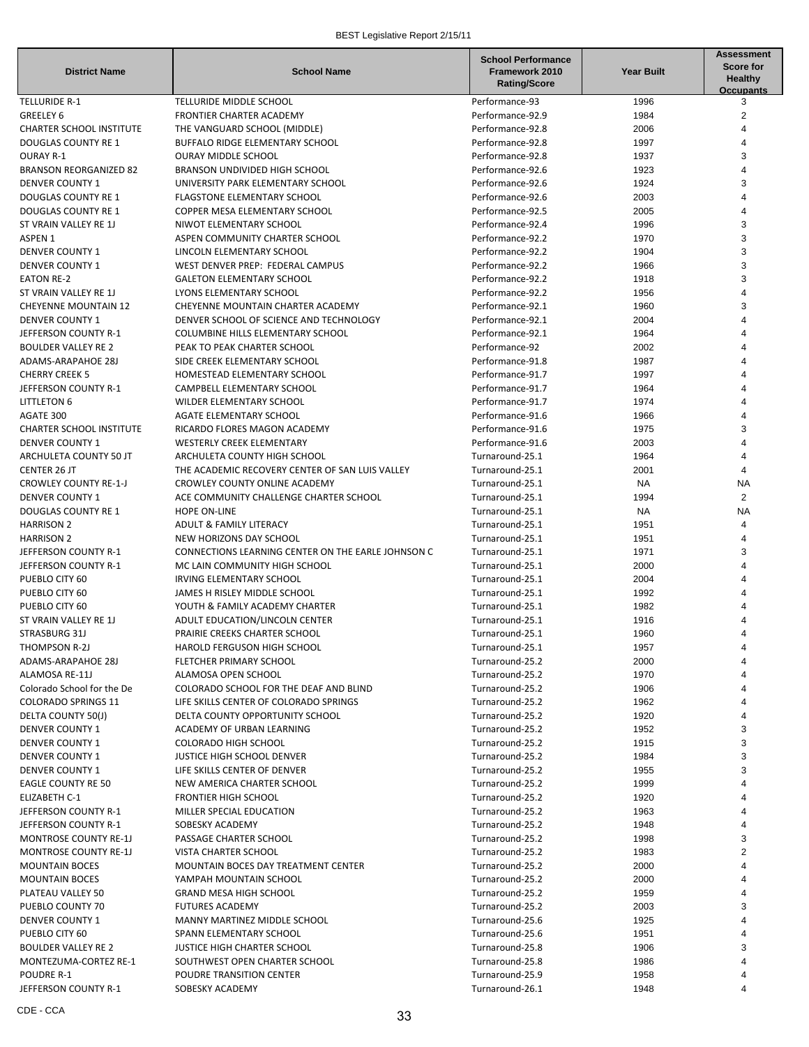| District Name | School Name | School Performance Framework 2010 Rating/Score | Year Built | Assessment Score for Healthy Occupants |
|---|---|---|---|---|
| TELLURIDE R-1 | TELLURIDE MIDDLE SCHOOL | Performance-93 | 1996 | 3 |
| GREELEY 6 | FRONTIER CHARTER ACADEMY | Performance-92.9 | 1984 | 2 |
| CHARTER SCHOOL INSTITUTE | THE VANGUARD SCHOOL (MIDDLE) | Performance-92.8 | 2006 | 4 |
| DOUGLAS COUNTY RE 1 | BUFFALO RIDGE ELEMENTARY SCHOOL | Performance-92.8 | 1997 | 4 |
| OURAY R-1 | OURAY MIDDLE SCHOOL | Performance-92.8 | 1937 | 3 |
| BRANSON REORGANIZED 82 | BRANSON UNDIVIDED HIGH SCHOOL | Performance-92.6 | 1923 | 4 |
| DENVER COUNTY 1 | UNIVERSITY PARK ELEMENTARY SCHOOL | Performance-92.6 | 1924 | 3 |
| DOUGLAS COUNTY RE 1 | FLAGSTONE ELEMENTARY SCHOOL | Performance-92.6 | 2003 | 4 |
| DOUGLAS COUNTY RE 1 | COPPER MESA ELEMENTARY SCHOOL | Performance-92.5 | 2005 | 4 |
| ST VRAIN VALLEY RE 1J | NIWOT ELEMENTARY SCHOOL | Performance-92.4 | 1996 | 3 |
| ASPEN 1 | ASPEN COMMUNITY CHARTER SCHOOL | Performance-92.2 | 1970 | 3 |
| DENVER COUNTY 1 | LINCOLN ELEMENTARY SCHOOL | Performance-92.2 | 1904 | 3 |
| DENVER COUNTY 1 | WEST DENVER PREP: FEDERAL CAMPUS | Performance-92.2 | 1966 | 3 |
| EATON RE-2 | GALETON ELEMENTARY SCHOOL | Performance-92.2 | 1918 | 3 |
| ST VRAIN VALLEY RE 1J | LYONS ELEMENTARY SCHOOL | Performance-92.2 | 1956 | 4 |
| CHEYENNE MOUNTAIN 12 | CHEYENNE MOUNTAIN CHARTER ACADEMY | Performance-92.1 | 1960 | 3 |
| DENVER COUNTY 1 | DENVER SCHOOL OF SCIENCE AND TECHNOLOGY | Performance-92.1 | 2004 | 4 |
| JEFFERSON COUNTY R-1 | COLUMBINE HILLS ELEMENTARY SCHOOL | Performance-92.1 | 1964 | 4 |
| BOULDER VALLEY RE 2 | PEAK TO PEAK CHARTER SCHOOL | Performance-92 | 2002 | 4 |
| ADAMS-ARAPAHOE 28J | SIDE CREEK ELEMENTARY SCHOOL | Performance-91.8 | 1987 | 4 |
| CHERRY CREEK 5 | HOMESTEAD ELEMENTARY SCHOOL | Performance-91.7 | 1997 | 4 |
| JEFFERSON COUNTY R-1 | CAMPBELL ELEMENTARY SCHOOL | Performance-91.7 | 1964 | 4 |
| LITTLETON 6 | WILDER ELEMENTARY SCHOOL | Performance-91.7 | 1974 | 4 |
| AGATE 300 | AGATE ELEMENTARY SCHOOL | Performance-91.6 | 1966 | 4 |
| CHARTER SCHOOL INSTITUTE | RICARDO FLORES MAGON ACADEMY | Performance-91.6 | 1975 | 3 |
| DENVER COUNTY 1 | WESTERLY CREEK ELEMENTARY | Performance-91.6 | 2003 | 4 |
| ARCHULETA COUNTY 50 JT | ARCHULETA COUNTY HIGH SCHOOL | Turnaround-25.1 | 1964 | 4 |
| CENTER 26 JT | THE ACADEMIC RECOVERY CENTER OF SAN LUIS VALLEY | Turnaround-25.1 | 2001 | 4 |
| CROWLEY COUNTY RE-1-J | CROWLEY COUNTY ONLINE ACADEMY | Turnaround-25.1 | NA | NA |
| DENVER COUNTY 1 | ACE COMMUNITY CHALLENGE CHARTER SCHOOL | Turnaround-25.1 | 1994 | 2 |
| DOUGLAS COUNTY RE 1 | HOPE ON-LINE | Turnaround-25.1 | NA | NA |
| HARRISON 2 | ADULT & FAMILY LITERACY | Turnaround-25.1 | 1951 | 4 |
| HARRISON 2 | NEW HORIZONS DAY SCHOOL | Turnaround-25.1 | 1951 | 4 |
| JEFFERSON COUNTY R-1 | CONNECTIONS LEARNING CENTER ON THE EARLE JOHNSON C | Turnaround-25.1 | 1971 | 3 |
| JEFFERSON COUNTY R-1 | MC LAIN COMMUNITY HIGH SCHOOL | Turnaround-25.1 | 2000 | 4 |
| PUEBLO CITY 60 | IRVING ELEMENTARY SCHOOL | Turnaround-25.1 | 2004 | 4 |
| PUEBLO CITY 60 | JAMES H RISLEY MIDDLE SCHOOL | Turnaround-25.1 | 1992 | 4 |
| PUEBLO CITY 60 | YOUTH & FAMILY ACADEMY CHARTER | Turnaround-25.1 | 1982 | 4 |
| ST VRAIN VALLEY RE 1J | ADULT EDUCATION/LINCOLN CENTER | Turnaround-25.1 | 1916 | 4 |
| STRASBURG 31J | PRAIRIE CREEKS CHARTER SCHOOL | Turnaround-25.1 | 1960 | 4 |
| THOMPSON R-2J | HAROLD FERGUSON HIGH SCHOOL | Turnaround-25.1 | 1957 | 4 |
| ADAMS-ARAPAHOE 28J | FLETCHER PRIMARY SCHOOL | Turnaround-25.2 | 2000 | 4 |
| ALAMOSA RE-11J | ALAMOSA OPEN SCHOOL | Turnaround-25.2 | 1970 | 4 |
| Colorado School for the De | COLORADO SCHOOL FOR THE DEAF AND BLIND | Turnaround-25.2 | 1906 | 4 |
| COLORADO SPRINGS 11 | LIFE SKILLS CENTER OF COLORADO SPRINGS | Turnaround-25.2 | 1962 | 4 |
| DELTA COUNTY 50(J) | DELTA COUNTY OPPORTUNITY SCHOOL | Turnaround-25.2 | 1920 | 4 |
| DENVER COUNTY 1 | ACADEMY OF URBAN LEARNING | Turnaround-25.2 | 1952 | 3 |
| DENVER COUNTY 1 | COLORADO HIGH SCHOOL | Turnaround-25.2 | 1915 | 3 |
| DENVER COUNTY 1 | JUSTICE HIGH SCHOOL DENVER | Turnaround-25.2 | 1984 | 3 |
| DENVER COUNTY 1 | LIFE SKILLS CENTER OF DENVER | Turnaround-25.2 | 1955 | 3 |
| EAGLE COUNTY RE 50 | NEW AMERICA CHARTER SCHOOL | Turnaround-25.2 | 1999 | 4 |
| ELIZABETH C-1 | FRONTIER HIGH SCHOOL | Turnaround-25.2 | 1920 | 4 |
| JEFFERSON COUNTY R-1 | MILLER SPECIAL EDUCATION | Turnaround-25.2 | 1963 | 4 |
| JEFFERSON COUNTY R-1 | SOBESKY ACADEMY | Turnaround-25.2 | 1948 | 4 |
| MONTROSE COUNTY RE-1J | PASSAGE CHARTER SCHOOL | Turnaround-25.2 | 1998 | 3 |
| MONTROSE COUNTY RE-1J | VISTA CHARTER SCHOOL | Turnaround-25.2 | 1983 | 2 |
| MOUNTAIN BOCES | MOUNTAIN BOCES DAY TREATMENT CENTER | Turnaround-25.2 | 2000 | 4 |
| MOUNTAIN BOCES | YAMPAH MOUNTAIN SCHOOL | Turnaround-25.2 | 2000 | 4 |
| PLATEAU VALLEY 50 | GRAND MESA HIGH SCHOOL | Turnaround-25.2 | 1959 | 4 |
| PUEBLO COUNTY 70 | FUTURES ACADEMY | Turnaround-25.2 | 2003 | 3 |
| DENVER COUNTY 1 | MANNY MARTINEZ MIDDLE SCHOOL | Turnaround-25.6 | 1925 | 4 |
| PUEBLO CITY 60 | SPANN ELEMENTARY SCHOOL | Turnaround-25.6 | 1951 | 4 |
| BOULDER VALLEY RE 2 | JUSTICE HIGH CHARTER SCHOOL | Turnaround-25.8 | 1906 | 3 |
| MONTEZUMA-CORTEZ RE-1 | SOUTHWEST OPEN CHARTER SCHOOL | Turnaround-25.8 | 1986 | 4 |
| POUDRE R-1 | POUDRE TRANSITION CENTER | Turnaround-25.9 | 1958 | 4 |
| JEFFERSON COUNTY R-1 | SOBESKY ACADEMY | Turnaround-26.1 | 1948 | 4 |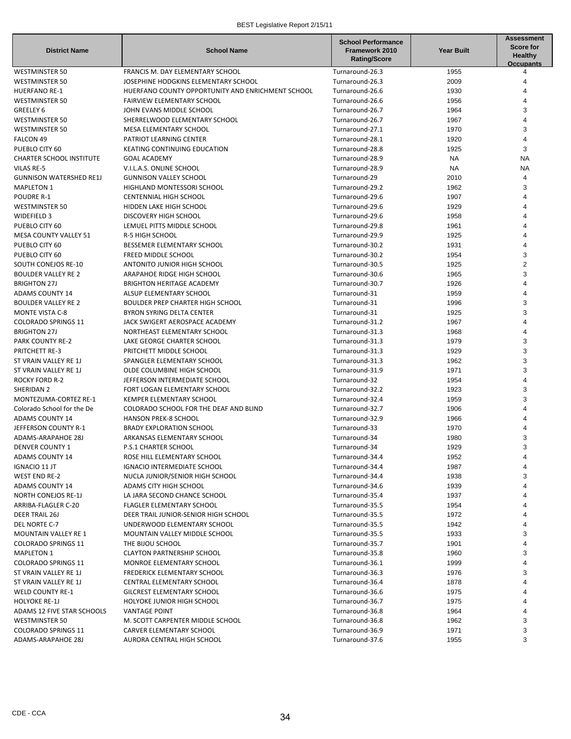| District Name | School Name | School Performance Framework 2010 Rating/Score | Year Built | Assessment Score for Healthy Occupants |
|---|---|---|---|---|
| WESTMINSTER 50 | FRANCIS M. DAY ELEMENTARY SCHOOL | Turnaround-26.3 | 1955 | 4 |
| WESTMINSTER 50 | JOSEPHINE HODGKINS ELEMENTARY SCHOOL | Turnaround-26.3 | 2009 | 4 |
| HUERFANO RE-1 | HUERFANO COUNTY OPPORTUNITY AND ENRICHMENT SCHOOL | Turnaround-26.6 | 1930 | 4 |
| WESTMINSTER 50 | FAIRVIEW ELEMENTARY SCHOOL | Turnaround-26.6 | 1956 | 4 |
| GREELEY 6 | JOHN EVANS MIDDLE SCHOOL | Turnaround-26.7 | 1964 | 3 |
| WESTMINSTER 50 | SHERRELWOOD ELEMENTARY SCHOOL | Turnaround-26.7 | 1967 | 4 |
| WESTMINSTER 50 | MESA ELEMENTARY SCHOOL | Turnaround-27.1 | 1970 | 3 |
| FALCON 49 | PATRIOT LEARNING CENTER | Turnaround-28.1 | 1920 | 4 |
| PUEBLO CITY 60 | KEATING CONTINUING EDUCATION | Turnaround-28.8 | 1925 | 3 |
| CHARTER SCHOOL INSTITUTE | GOAL ACADEMY | Turnaround-28.9 | NA | NA |
| VILAS RE-5 | V.I.L.A.S. ONLINE SCHOOL | Turnaround-28.9 | NA | NA |
| GUNNISON WATERSHED RE1J | GUNNISON VALLEY SCHOOL | Turnaround-29 | 2010 | 4 |
| MAPLETON 1 | HIGHLAND MONTESSORI SCHOOL | Turnaround-29.2 | 1962 | 3 |
| POUDRE R-1 | CENTENNIAL HIGH SCHOOL | Turnaround-29.6 | 1907 | 4 |
| WESTMINSTER 50 | HIDDEN LAKE HIGH SCHOOL | Turnaround-29.6 | 1929 | 4 |
| WIDEFIELD 3 | DISCOVERY HIGH SCHOOL | Turnaround-29.6 | 1958 | 4 |
| PUEBLO CITY 60 | LEMUEL PITTS MIDDLE SCHOOL | Turnaround-29.8 | 1961 | 4 |
| MESA COUNTY VALLEY 51 | R-5 HIGH SCHOOL | Turnaround-29.9 | 1925 | 4 |
| PUEBLO CITY 60 | BESSEMER ELEMENTARY SCHOOL | Turnaround-30.2 | 1931 | 4 |
| PUEBLO CITY 60 | FREED MIDDLE SCHOOL | Turnaround-30.2 | 1954 | 3 |
| SOUTH CONEJOS RE-10 | ANTONITO JUNIOR HIGH SCHOOL | Turnaround-30.5 | 1925 | 2 |
| BOULDER VALLEY RE 2 | ARAPAHOE RIDGE HIGH SCHOOL | Turnaround-30.6 | 1965 | 3 |
| BRIGHTON 27J | BRIGHTON HERITAGE ACADEMY | Turnaround-30.7 | 1926 | 4 |
| ADAMS COUNTY 14 | ALSUP ELEMENTARY SCHOOL | Turnaround-31 | 1959 | 4 |
| BOULDER VALLEY RE 2 | BOULDER PREP CHARTER HIGH SCHOOL | Turnaround-31 | 1996 | 3 |
| MONTE VISTA C-8 | BYRON SYRING DELTA CENTER | Turnaround-31 | 1925 | 3 |
| COLORADO SPRINGS 11 | JACK SWIGERT AEROSPACE ACADEMY | Turnaround-31.2 | 1967 | 4 |
| BRIGHTON 27J | NORTHEAST ELEMENTARY SCHOOL | Turnaround-31.3 | 1968 | 4 |
| PARK COUNTY RE-2 | LAKE GEORGE CHARTER SCHOOL | Turnaround-31.3 | 1979 | 3 |
| PRITCHETT RE-3 | PRITCHETT MIDDLE SCHOOL | Turnaround-31.3 | 1929 | 3 |
| ST VRAIN VALLEY RE 1J | SPANGLER ELEMENTARY SCHOOL | Turnaround-31.3 | 1962 | 3 |
| ST VRAIN VALLEY RE 1J | OLDE COLUMBINE HIGH SCHOOL | Turnaround-31.9 | 1971 | 3 |
| ROCKY FORD R-2 | JEFFERSON INTERMEDIATE SCHOOL | Turnaround-32 | 1954 | 4 |
| SHERIDAN 2 | FORT LOGAN ELEMENTARY SCHOOL | Turnaround-32.2 | 1923 | 3 |
| MONTEZUMA-CORTEZ RE-1 | KEMPER ELEMENTARY SCHOOL | Turnaround-32.4 | 1959 | 3 |
| Colorado School for the De | COLORADO SCHOOL FOR THE DEAF AND BLIND | Turnaround-32.7 | 1906 | 4 |
| ADAMS COUNTY 14 | HANSON PREK-8 SCHOOL | Turnaround-32.9 | 1966 | 4 |
| JEFFERSON COUNTY R-1 | BRADY EXPLORATION SCHOOL | Turnaround-33 | 1970 | 4 |
| ADAMS-ARAPAHOE 28J | ARKANSAS ELEMENTARY SCHOOL | Turnaround-34 | 1980 | 3 |
| DENVER COUNTY 1 | P.S.1 CHARTER SCHOOL | Turnaround-34 | 1929 | 3 |
| ADAMS COUNTY 14 | ROSE HILL ELEMENTARY SCHOOL | Turnaround-34.4 | 1952 | 4 |
| IGNACIO 11 JT | IGNACIO INTERMEDIATE SCHOOL | Turnaround-34.4 | 1987 | 4 |
| WEST END RE-2 | NUCLA JUNIOR/SENIOR HIGH SCHOOL | Turnaround-34.4 | 1938 | 3 |
| ADAMS COUNTY 14 | ADAMS CITY HIGH SCHOOL | Turnaround-34.6 | 1939 | 4 |
| NORTH CONEJOS RE-1J | LA JARA SECOND CHANCE SCHOOL | Turnaround-35.4 | 1937 | 4 |
| ARRIBA-FLAGLER C-20 | FLAGLER ELEMENTARY SCHOOL | Turnaround-35.5 | 1954 | 4 |
| DEER TRAIL 26J | DEER TRAIL JUNIOR-SENIOR HIGH SCHOOL | Turnaround-35.5 | 1972 | 4 |
| DEL NORTE C-7 | UNDERWOOD ELEMENTARY SCHOOL | Turnaround-35.5 | 1942 | 4 |
| MOUNTAIN VALLEY RE 1 | MOUNTAIN VALLEY MIDDLE SCHOOL | Turnaround-35.5 | 1933 | 3 |
| COLORADO SPRINGS 11 | THE BIJOU SCHOOL | Turnaround-35.7 | 1901 | 4 |
| MAPLETON 1 | CLAYTON PARTNERSHIP SCHOOL | Turnaround-35.8 | 1960 | 3 |
| COLORADO SPRINGS 11 | MONROE ELEMENTARY SCHOOL | Turnaround-36.1 | 1999 | 4 |
| ST VRAIN VALLEY RE 1J | FREDERICK ELEMENTARY SCHOOL | Turnaround-36.3 | 1976 | 3 |
| ST VRAIN VALLEY RE 1J | CENTRAL ELEMENTARY SCHOOL | Turnaround-36.4 | 1878 | 4 |
| WELD COUNTY RE-1 | GILCREST ELEMENTARY SCHOOL | Turnaround-36.6 | 1975 | 4 |
| HOLYOKE RE-1J | HOLYOKE JUNIOR HIGH SCHOOL | Turnaround-36.7 | 1975 | 4 |
| ADAMS 12 FIVE STAR SCHOOLS | VANTAGE POINT | Turnaround-36.8 | 1964 | 4 |
| WESTMINSTER 50 | M. SCOTT CARPENTER MIDDLE SCHOOL | Turnaround-36.8 | 1962 | 3 |
| COLORADO SPRINGS 11 | CARVER ELEMENTARY SCHOOL | Turnaround-36.9 | 1971 | 3 |
| ADAMS-ARAPAHOE 28J | AURORA CENTRAL HIGH SCHOOL | Turnaround-37.6 | 1955 | 3 |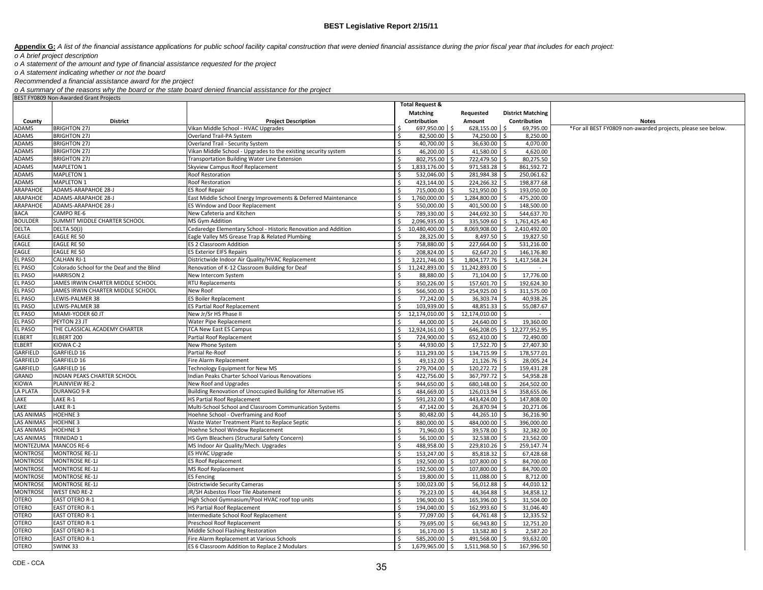**BEST Legislative Report 2/15/11**

**Appendix G:** *A list of the financial assistance applications for public school facility capital construction that were denied financial assistance during the prior fiscal year that includes for each project:*

*o A brief project description*

*o A statement of the amount and type of financial assistance requested for the project*

*o A statement indicating whether or not the board*

*Recommended a financial assistance award for the project*

*o A summary of the reasons why the board or the state board denied financial assistance for the project*

BEST FY0809 Non-Awarded Grant Projects

| County | District | Project Description | Total Request & Matching Contribution | Requested Amount | District Matching Contribution | Notes |
|---|---|---|---|---|---|---|
| ADAMS | BRIGHTON 27J | Vikan Middle School - HVAC Upgrades | $ 697,950.00 | $ 628,155.00 | $ 69,795.00 | *For all BEST FY0809 non-awarded projects, please see below. |
| ADAMS | BRIGHTON 27J | Overland Trail-PA System | $ 82,500.00 | $ 74,250.00 | $ 8,250.00 | |
| ADAMS | BRIGHTON 27J | Overland Trail - Security System | $ 40,700.00 | $ 36,630.00 | $ 4,070.00 | |
| ADAMS | BRIGHTON 27J | Vikan Middle School - Upgrades to the existing security system | $ 46,200.00 | $ 41,580.00 | $ 4,620.00 | |
| ADAMS | BRIGHTON 27J | Transportation Building Water Line Extension | $ 802,755.00 | $ 722,479.50 | $ 80,275.50 | |
| ADAMS | MAPLETON 1 | Skyview Campus Roof Replacement | $ 1,833,176.00 | $ 971,583.28 | $ 861,592.72 | |
| ADAMS | MAPLETON 1 | Roof Restoration | $ 532,046.00 | $ 281,984.38 | $ 250,061.62 | |
| ADAMS | MAPLETON 1 | Roof Restoration | $ 423,144.00 | $ 224,266.32 | $ 198,877.68 | |
| ARAPAHOE | ADAMS-ARAPAHOE 28-J | ES Roof Repair | $ 715,000.00 | $ 521,950.00 | $ 193,050.00 | |
| ARAPAHOE | ADAMS-ARAPAHOE 28-J | East Middle School Energy Improvements & Deferred Maintenance | $ 1,760,000.00 | $ 1,284,800.00 | $ 475,200.00 | |
| ARAPAHOE | ADAMS-ARAPAHOE 28-J | ES Window and Door Replacement | $ 550,000.00 | $ 401,500.00 | $ 148,500.00 | |
| BACA | CAMPO RE-6 | New Cafeteria and Kitchen | $ 789,330.00 | $ 244,692.30 | $ 544,637.70 | |
| BOULDER | SUMMIT MIDDLE CHARTER SCHOOL | MS Gym Addition | $ 2,096,935.00 | $ 335,509.60 | $ 1,761,425.40 | |
| DELTA | DELTA 50(J) | Cedaredge Elementary School - Historic Renovation and Addition | $ 10,480,400.00 | $ 8,069,908.00 | $ 2,410,492.00 | |
| EAGLE | EAGLE RE 50 | Eagle Valley MS Grease Trap & Related Plumbing | $ 28,325.00 | $ 8,497.50 | $ 19,827.50 | |
| EAGLE | EAGLE RE 50 | ES 2 Classroom Addition | $ 758,880.00 | $ 227,664.00 | $ 531,216.00 | |
| EAGLE | EAGLE RE 50 | ES Exterior EIFS Repairs | $ 208,824.00 | $ 62,647.20 | $ 146,176.80 | |
| EL PASO | CALHAN RJ-1 | Districtwide Indoor Air Quality/HVAC Replacement | $ 3,221,746.00 | $ 1,804,177.76 | $ 1,417,568.24 | |
| EL PASO | Colorado School for the Deaf and the Blind | Renovation of K-12 Classroom Building for Deaf | $ 11,242,893.00 | $ 11,242,893.00 | $ - | |
| EL PASO | HARRISON 2 | New Intercom System | $ 88,880.00 | $ 71,104.00 | $ 17,776.00 | |
| EL PASO | JAMES IRWIN CHARTER MIDDLE SCHOOL | RTU Replacements | $ 350,226.00 | $ 157,601.70 | $ 192,624.30 | |
| EL PASO | JAMES IRWIN CHARTER MIDDLE SCHOOL | New Roof | $ 566,500.00 | $ 254,925.00 | $ 311,575.00 | |
| EL PASO | LEWIS-PALMER 38 | ES Boiler Replacement | $ 77,242.00 | $ 36,303.74 | $ 40,938.26 | |
| EL PASO | LEWIS-PALMER 38 | ES Partial Roof Replacement | $ 103,939.00 | $ 48,851.33 | $ 55,087.67 | |
| EL PASO | MIAMI-YODER 60 JT | New Jr/Sr HS Phase II | $ 12,174,010.00 | $ 12,174,010.00 | $ - | |
| EL PASO | PEYTON 23 JT | Water Pipe Replacement | $ 44,000.00 | $ 24,640.00 | $ 19,360.00 | |
| EL PASO | THE CLASSICAL ACADEMY CHARTER | TCA New East ES Campus | $ 12,924,161.00 | $ 646,208.05 | $ 12,277,952.95 | |
| ELBERT | ELBERT 200 | Partial Roof Replacement | $ 724,900.00 | $ 652,410.00 | $ 72,490.00 | |
| ELBERT | KIOWA C-2 | New Phone System | $ 44,930.00 | $ 17,522.70 | $ 27,407.30 | |
| GARFIELD | GARFIELD 16 | Partial Re-Roof | $ 313,293.00 | $ 134,715.99 | $ 178,577.01 | |
| GARFIELD | GARFIELD 16 | Fire Alarm Replacement | $ 49,132.00 | $ 21,126.76 | $ 28,005.24 | |
| GARFIELD | GARFIELD 16 | Technology Equipment for New MS | $ 279,704.00 | $ 120,272.72 | $ 159,431.28 | |
| GRAND | INDIAN PEAKS CHARTER SCHOOL | Indian Peaks Charter School Various Renovations | $ 422,756.00 | $ 367,797.72 | $ 54,958.28 | |
| KIOWA | PLAINVIEW RE-2 | New Roof and Upgrades | $ 944,650.00 | $ 680,148.00 | $ 264,502.00 | |
| LA PLATA | DURANGO 9-R | Building Renovation of Unoccupied Building for Alternative HS | $ 484,669.00 | $ 126,013.94 | $ 358,655.06 | |
| LAKE | LAKE R-1 | HS Partial Roof Replacement | $ 591,232.00 | $ 443,424.00 | $ 147,808.00 | |
| LAKE | LAKE R-1 | Multi-School School and Classroom Communication Systems | $ 47,142.00 | $ 26,870.94 | $ 20,271.06 | |
| LAS ANIMAS | HOEHNE 3 | Hoehne School - Overframing and Roof | $ 80,482.00 | $ 44,265.10 | $ 36,216.90 | |
| LAS ANIMAS | HOEHNE 3 | Waste Water Treatment Plant to Replace Septic | $ 880,000.00 | $ 484,000.00 | $ 396,000.00 | |
| LAS ANIMAS | HOEHNE 3 | Hoehne School Window Replacement | $ 71,960.00 | $ 39,578.00 | $ 32,382.00 | |
| LAS ANIMAS | TRINIDAD 1 | HS Gym Bleachers (Structural Safety Concern) | $ 56,100.00 | $ 32,538.00 | $ 23,562.00 | |
| MONTEZUMA | MANCOS RE-6 | MS Indoor Air Quality/Mech. Upgrades | $ 488,958.00 | $ 229,810.26 | $ 259,147.74 | |
| MONTROSE | MONTROSE RE-1J | ES HVAC Upgrade | $ 153,247.00 | $ 85,818.32 | $ 67,428.68 | |
| MONTROSE | MONTROSE RE-1J | ES Roof Replacement | $ 192,500.00 | $ 107,800.00 | $ 84,700.00 | |
| MONTROSE | MONTROSE RE-1J | MS Roof Replacement | $ 192,500.00 | $ 107,800.00 | $ 84,700.00 | |
| MONTROSE | MONTROSE RE-1J | ES Fencing | $ 19,800.00 | $ 11,088.00 | $ 8,712.00 | |
| MONTROSE | MONTROSE RE-1J | Districtwide Security Cameras | $ 100,023.00 | $ 56,012.88 | $ 44,010.12 | |
| MONTROSE | WEST END RE-2 | JR/SH Asbestos Floor Tile Abatement | $ 79,223.00 | $ 44,364.88 | $ 34,858.12 | |
| OTERO | EAST OTERO R-1 | High School Gymnasium/Pool HVAC roof top units | $ 196,900.00 | $ 165,396.00 | $ 31,504.00 | |
| OTERO | EAST OTERO R-1 | HS Partial Roof Replacement | $ 194,040.00 | $ 162,993.60 | $ 31,046.40 | |
| OTERO | EAST OTERO R-1 | Intermediate School Roof Replacement | $ 77,097.00 | $ 64,761.48 | $ 12,335.52 | |
| OTERO | EAST OTERO R-1 | Preschool Roof Replacement | $ 79,695.00 | $ 66,943.80 | $ 12,751.20 | |
| OTERO | EAST OTERO R-1 | Middle School Flashing Restoration | $ 16,170.00 | $ 13,582.80 | $ 2,587.20 | |
| OTERO | EAST OTERO R-1 | Fire Alarm Replacement at Various Schools | $ 585,200.00 | $ 491,568.00 | $ 93,632.00 | |
| OTERO | SWINK 33 | ES 6 Classroom Addition to Replace 2 Modulars | $ 1,679,965.00 | $ 1,511,968.50 | $ 167,996.50 | |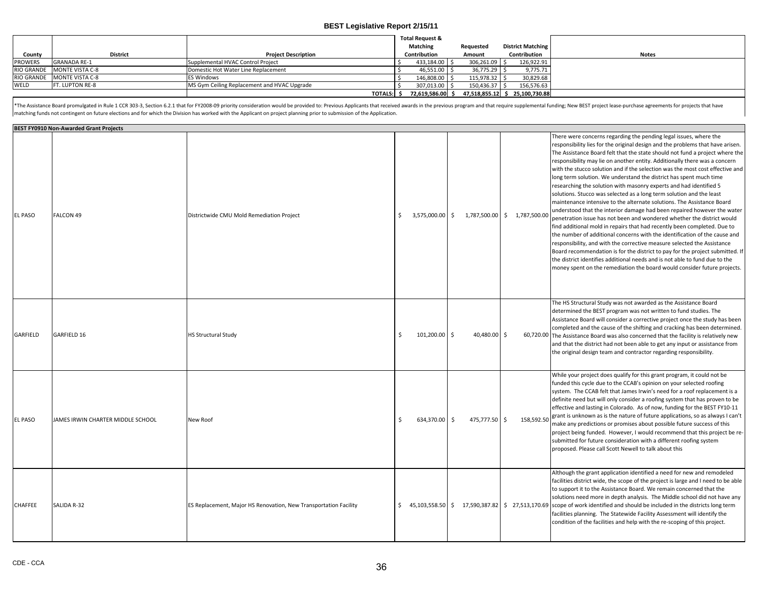# BEST Legislative Report 2/15/11

| County | District | Project Description | Total Request & Matching Contribution | Requested Amount | District Matching Contribution | Notes |
|---|---|---|---|---|---|---|
| PROWERS | GRANADA RE-1 | Supplemental HVAC Control Project | $ 433,184.00 | $ 306,261.09 | $ 126,922.91 | |
| RIO GRANDE | MONTE VISTA C-8 | Domestic Hot Water Line Replacement | $ 46,551.00 | $ 36,775.29 | $ 9,775.71 | |
| RIO GRANDE | MONTE VISTA C-8 | ES Windows | $ 146,808.00 | $ 115,978.32 | $ 30,829.68 | |
| WELD | FT. LUPTON RE-8 | MS Gym Ceiling Replacement and HVAC Upgrade | $ 307,013.00 | $ 150,436.37 | $ 156,576.63 | |
| | | TOTALS: | $ 72,619,586.00 | $ 47,518,855.12 | $ 25,100,730.88 | |

*The Assistance Board promulgated in Rule 1 CCR 303-3, Section 6.2.1 that for FY2008-09 priority consideration would be provided to: Previous Applicants that received awards in the previous program and that require supplemental funding; New BEST project lease-purchase agreements for projects that have matching funds not contingent on future elections and for which the Division has worked with the Applicant on project planning prior to submission of the Application.

**BEST FY0910 Non-Awarded Grant Projects**

| County | District | Project Description | Total Request & Matching Contribution | Requested Amount | District Matching Contribution | Notes |
|---|---|---|---|---|---|---|
| EL PASO | FALCON 49 | Districtwide CMU Mold Remediation Project | $ 3,575,000.00 | $ 1,787,500.00 | $ 1,787,500.00 | There were concerns regarding the pending legal issues, where the responsibility lies for the original design and the problems that have arisen. The Assistance Board felt that the state should not fund a project where the responsibility may lie on another entity. Additionally there was a concern with the stucco solution and if the selection was the most cost effective and long term solution. We understand the district has spent much time researching the solution with masonry experts and had identified 5 solutions. Stucco was selected as a long term solution and the least maintenance intensive to the alternate solutions. The Assistance Board understood that the interior damage had been repaired however the water penetration issue has not been and wondered whether the district would find additional mold in repairs that had recently been completed. Due to the number of additional concerns with the identification of the cause and responsibility, and with the corrective measure selected the Assistance Board recommendation is for the district to pay for the project submitted. If the district identifies additional needs and is not able to fund due to the money spent on the remediation the board would consider future projects. |
| GARFIELD | GARFIELD 16 | HS Structural Study | $ 101,200.00 | $ 40,480.00 | $ 60,720.00 | The HS Structural Study was not awarded as the Assistance Board determined the BEST program was not written to fund studies. The Assistance Board will consider a corrective project once the study has been completed and the cause of the shifting and cracking has been determined. The Assistance Board was also concerned that the facility is relatively new and that the district had not been able to get any input or assistance from the original design team and contractor regarding responsibility. |
| EL PASO | JAMES IRWIN CHARTER MIDDLE SCHOOL | New Roof | $ 634,370.00 | $ 475,777.50 | $ 158,592.50 | While your project does qualify for this grant program, it could not be funded this cycle due to the CCAB's opinion on your selected roofing system. The CCAB felt that James Irwin's need for a roof replacement is a definite need but will only consider a roofing system that has proven to be effective and lasting in Colorado. As of now, funding for the BEST FY10-11 grant is unknown as is the nature of future applications, so as always I can't make any predictions or promises about possible future success of this project being funded. However, I would recommend that this project be re-submitted for future consideration with a different roofing system proposed. Please call Scott Newell to talk about this |
| CHAFFEE | SALIDA R-32 | ES Replacement, Major HS Renovation, New Transportation Facility | $ 45,103,558.50 | $ 17,590,387.82 | $ 27,513,170.69 | Although the grant application identified a need for new and remodeled facilities district wide, the scope of the project is large and I need to be able to support it to the Assistance Board. We remain concerned that the solutions need more in depth analysis. The Middle school did not have any scope of work identified and should be included in the districts long term facilities planning. The Statewide Facility Assessment will identify the condition of the facilities and help with the re-scoping of this project. |

CDE - CCA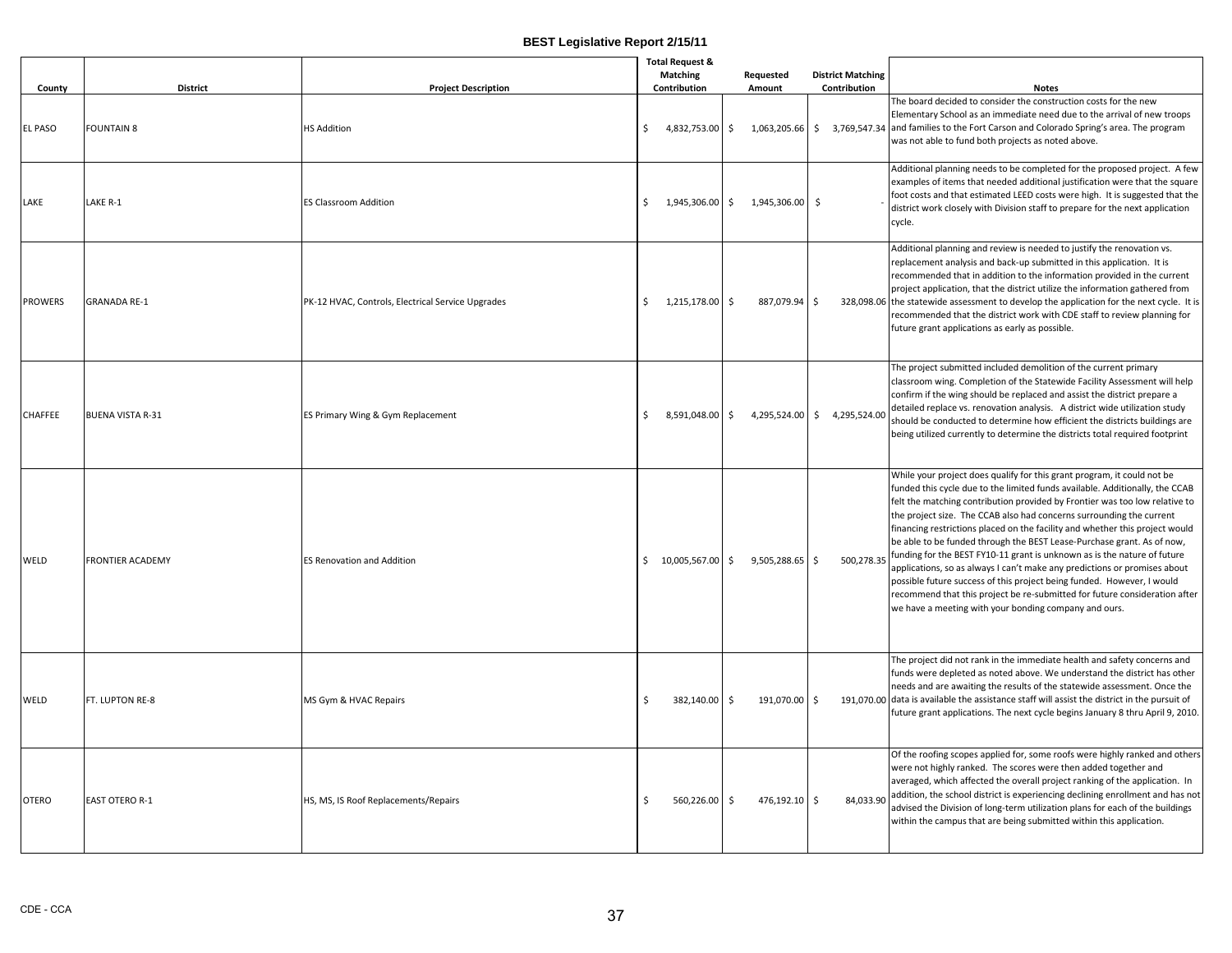# BEST Legislative Report 2/15/11

| County | District | Project Description | Total Request & Matching Contribution | Requested Amount | District Matching Contribution | Notes |
|---|---|---|---|---|---|---|
| EL PASO | FOUNTAIN 8 | HS Addition | $ 4,832,753.00 | $ 1,063,205.66 | $ 3,769,547.34 | The board decided to consider the construction costs for the new Elementary School as an immediate need due to the arrival of new troops and families to the Fort Carson and Colorado Spring's area. The program was not able to fund both projects as noted above. |
| LAKE | LAKE R-1 | ES Classroom Addition | $ 1,945,306.00 | $ 1,945,306.00 | $ - | Additional planning needs to be completed for the proposed project. A few examples of items that needed additional justification were that the square foot costs and that estimated LEED costs were high. It is suggested that the district work closely with Division staff to prepare for the next application cycle. |
| PROWERS | GRANADA RE-1 | PK-12 HVAC, Controls, Electrical Service Upgrades | $ 1,215,178.00 | $ 887,079.94 | $ 328,098.06 | Additional planning and review is needed to justify the renovation vs. replacement analysis and back-up submitted in this application. It is recommended that in addition to the information provided in the current project application, that the district utilize the information gathered from the statewide assessment to develop the application for the next cycle. It is recommended that the district work with CDE staff to review planning for future grant applications as early as possible. |
| CHAFFEE | BUENA VISTA R-31 | ES Primary Wing & Gym Replacement | $ 8,591,048.00 | $ 4,295,524.00 | $ 4,295,524.00 | The project submitted included demolition of the current primary classroom wing. Completion of the Statewide Facility Assessment will help confirm if the wing should be replaced and assist the district prepare a detailed replace vs. renovation analysis. A district wide utilization study should be conducted to determine how efficient the districts buildings are being utilized currently to determine the districts total required footprint |
| WELD | FRONTIER ACADEMY | ES Renovation and Addition | $ 10,005,567.00 | $ 9,505,288.65 | $ 500,278.35 | While your project does qualify for this grant program, it could not be funded this cycle due to the limited funds available. Additionally, the CCAB felt the matching contribution provided by Frontier was too low relative to the project size. The CCAB also had concerns surrounding the current financing restrictions placed on the facility and whether this project would be able to be funded through the BEST Lease-Purchase grant. As of now, funding for the BEST FY10-11 grant is unknown as is the nature of future applications, so as always I can't make any predictions or promises about possible future success of this project being funded. However, I would recommend that this project be re-submitted for future consideration after we have a meeting with your bonding company and ours. |
| WELD | FT. LUPTON RE-8 | MS Gym & HVAC Repairs | $ 382,140.00 | $ 191,070.00 | $ 191,070.00 | The project did not rank in the immediate health and safety concerns and funds were depleted as noted above. We understand the district has other needs and are awaiting the results of the statewide assessment. Once the data is available the assistance staff will assist the district in the pursuit of future grant applications. The next cycle begins January 8 thru April 9, 2010. |
| OTERO | EAST OTERO R-1 | HS, MS, IS Roof Replacements/Repairs | $ 560,226.00 | $ 476,192.10 | $ 84,033.90 | Of the roofing scopes applied for, some roofs were highly ranked and others were not highly ranked. The scores were then added together and averaged, which affected the overall project ranking of the application. In addition, the school district is experiencing declining enrollment and has not advised the Division of long-term utilization plans for each of the buildings within the campus that are being submitted within this application. |

CDE - CCA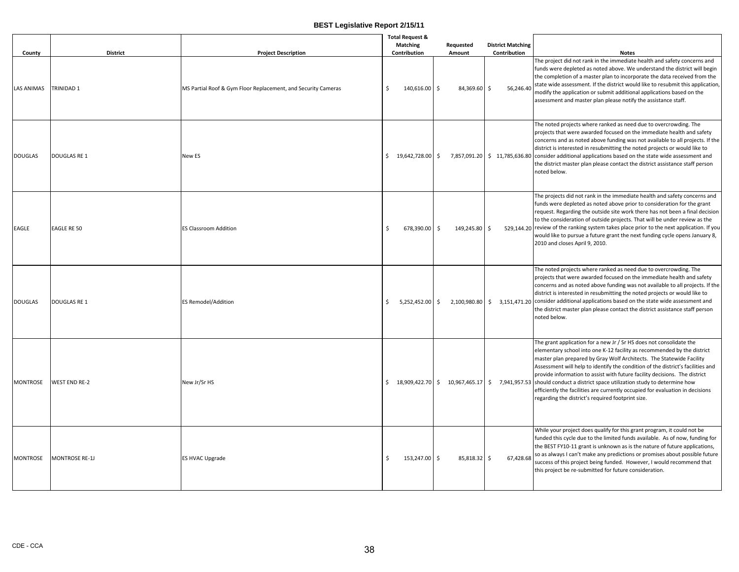# BEST Legislative Report 2/15/11

| County | District | Project Description | Total Request & Matching Contribution | Requested Amount | District Matching Contribution | Notes |
|---|---|---|---|---|---|---|
| LAS ANIMAS | TRINIDAD 1 | MS Partial Roof & Gym Floor Replacement, and Security Cameras | $ 140,616.00 | $ 84,369.60 | $ 56,246.40 | The project did not rank in the immediate health and safety concerns and funds were depleted as noted above. We understand the district will begin the completion of a master plan to incorporate the data received from the state wide assessment. If the district would like to resubmit this application, modify the application or submit additional applications based on the assessment and master plan please notify the assistance staff. |
| DOUGLAS | DOUGLAS RE 1 | New ES | $ 19,642,728.00 | $ 7,857,091.20 | $ 11,785,636.80 | The noted projects where ranked as need due to overcrowding. The projects that were awarded focused on the immediate health and safety concerns and as noted above funding was not available to all projects. If the district is interested in resubmitting the noted projects or would like to consider additional applications based on the state wide assessment and the district master plan please contact the district assistance staff person noted below. |
| EAGLE | EAGLE RE 50 | ES Classroom Addition | $ 678,390.00 | $ 149,245.80 | $ 529,144.20 | The projects did not rank in the immediate health and safety concerns and funds were depleted as noted above prior to consideration for the grant request. Regarding the outside site work there has not been a final decision to the consideration of outside projects. That will be under review as the review of the ranking system takes place prior to the next application. If you would like to pursue a future grant the next funding cycle opens January 8, 2010 and closes April 9, 2010. |
| DOUGLAS | DOUGLAS RE 1 | ES Remodel/Addition | $ 5,252,452.00 | $ 2,100,980.80 | $ 3,151,471.20 | The noted projects where ranked as need due to overcrowding. The projects that were awarded focused on the immediate health and safety concerns and as noted above funding was not available to all projects. If the district is interested in resubmitting the noted projects or would like to consider additional applications based on the state wide assessment and the district master plan please contact the district assistance staff person noted below. |
| MONTROSE | WEST END RE-2 | New Jr/Sr HS | $ 18,909,422.70 | $ 10,967,465.17 | $ 7,941,957.53 | The grant application for a new Jr / Sr HS does not consolidate the elementary school into one K-12 facility as recommended by the district master plan prepared by Gray Wolf Architects. The Statewide Facility Assessment will help to identify the condition of the district's facilities and provide information to assist with future facility decisions. The district should conduct a district space utilization study to determine how efficiently the facilities are currently occupied for evaluation in decisions regarding the district's required footprint size. |
| MONTROSE | MONTROSE RE-1J | ES HVAC Upgrade | $ 153,247.00 | $ 85,818.32 | $ 67,428.68 | While your project does qualify for this grant program, it could not be funded this cycle due to the limited funds available. As of now, funding for the BEST FY10-11 grant is unknown as is the nature of future applications, so as always I can't make any predictions or promises about possible future success of this project being funded. However, I would recommend that this project be re-submitted for future consideration. |

CDE - CCA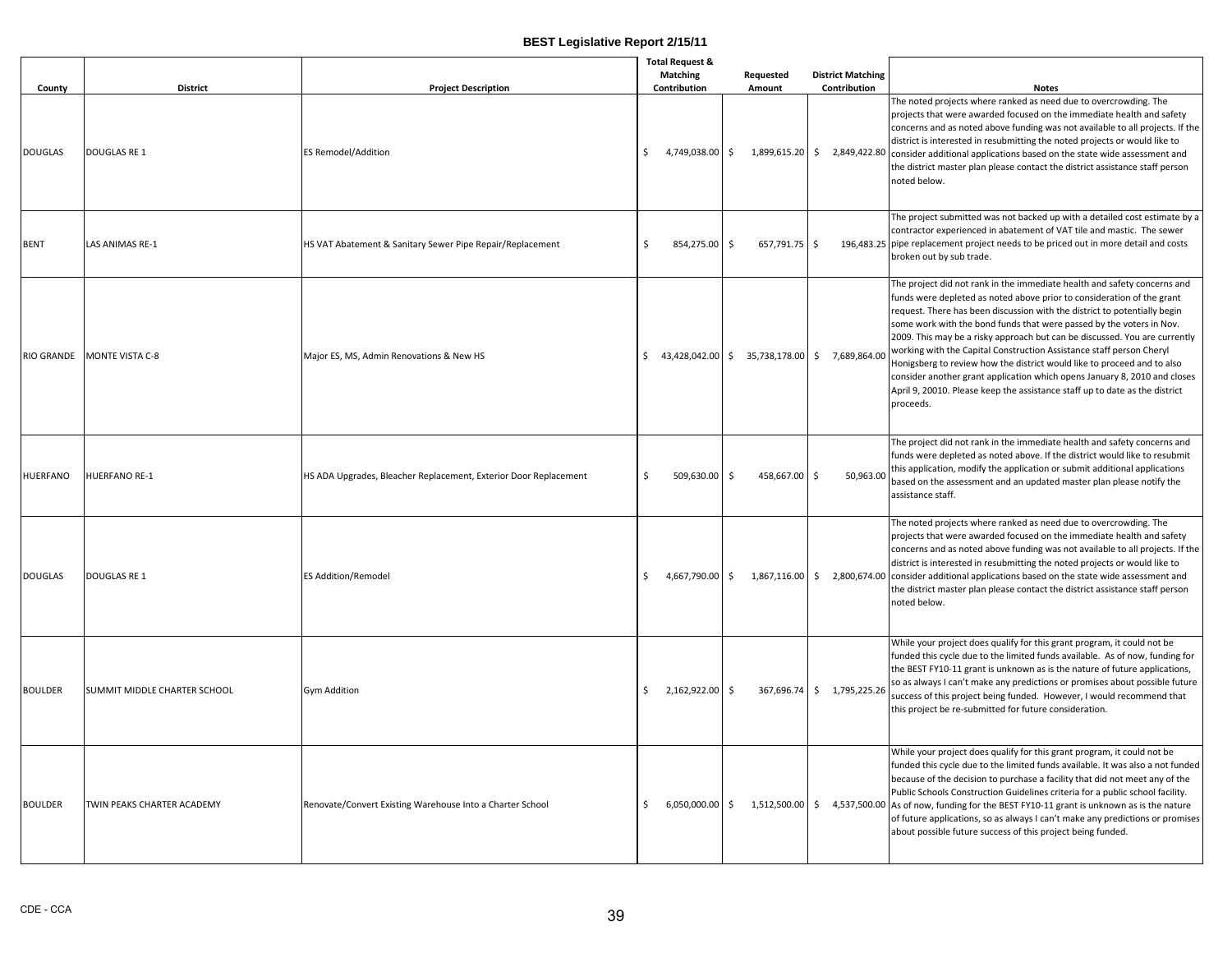# BEST Legislative Report 2/15/11

| County | District | Project Description | Total Request & Matching Contribution | Requested Amount | District Matching Contribution | Notes |
|---|---|---|---|---|---|---|
| DOUGLAS | DOUGLAS RE 1 | ES Remodel/Addition | $ 4,749,038.00 | $ 1,899,615.20 | $ 2,849,422.80 | The noted projects where ranked as need due to overcrowding. The projects that were awarded focused on the immediate health and safety concerns and as noted above funding was not available to all projects. If the district is interested in resubmitting the noted projects or would like to consider additional applications based on the state wide assessment and the district master plan please contact the district assistance staff person noted below. |
| BENT | LAS ANIMAS RE-1 | HS VAT Abatement & Sanitary Sewer Pipe Repair/Replacement | $ 854,275.00 | $ 657,791.75 | $ 196,483.25 | The project submitted was not backed up with a detailed cost estimate by a contractor experienced in abatement of VAT tile and mastic. The sewer pipe replacement project needs to be priced out in more detail and costs broken out by sub trade. |
| RIO GRANDE | MONTE VISTA C-8 | Major ES, MS, Admin Renovations & New HS | $ 43,428,042.00 | $ 35,738,178.00 | $ 7,689,864.00 | The project did not rank in the immediate health and safety concerns and funds were depleted as noted above prior to consideration of the grant request. There has been discussion with the district to potentially begin some work with the bond funds that were passed by the voters in Nov. 2009. This may be a risky approach but can be discussed. You are currently working with the Capital Construction Assistance staff person Cheryl Honigsberg to review how the district would like to proceed and to also consider another grant application which opens January 8, 2010 and closes April 9, 20010. Please keep the assistance staff up to date as the district proceeds. |
| HUERFANO | HUERFANO RE-1 | HS ADA Upgrades, Bleacher Replacement, Exterior Door Replacement | $ 509,630.00 | $ 458,667.00 | $ 50,963.00 | The project did not rank in the immediate health and safety concerns and funds were depleted as noted above. If the district would like to resubmit this application, modify the application or submit additional applications based on the assessment and an updated master plan please notify the assistance staff. |
| DOUGLAS | DOUGLAS RE 1 | ES Addition/Remodel | $ 4,667,790.00 | $ 1,867,116.00 | $ 2,800,674.00 | The noted projects where ranked as need due to overcrowding. The projects that were awarded focused on the immediate health and safety concerns and as noted above funding was not available to all projects. If the district is interested in resubmitting the noted projects or would like to consider additional applications based on the state wide assessment and the district master plan please contact the district assistance staff person noted below. |
| BOULDER | SUMMIT MIDDLE CHARTER SCHOOL | Gym Addition | $ 2,162,922.00 | $ 367,696.74 | $ 1,795,225.26 | While your project does qualify for this grant program, it could not be funded this cycle due to the limited funds available. As of now, funding for the BEST FY10-11 grant is unknown as is the nature of future applications, so as always I can't make any predictions or promises about possible future success of this project being funded. However, I would recommend that this project be re-submitted for future consideration. |
| BOULDER | TWIN PEAKS CHARTER ACADEMY | Renovate/Convert Existing Warehouse Into a Charter School | $ 6,050,000.00 | $ 1,512,500.00 | $ 4,537,500.00 | While your project does qualify for this grant program, it could not be funded this cycle due to the limited funds available. It was also a not funded because of the decision to purchase a facility that did not meet any of the Public Schools Construction Guidelines criteria for a public school facility. As of now, funding for the BEST FY10-11 grant is unknown as is the nature of future applications, so as always I can't make any predictions or promises about possible future success of this project being funded. |

CDE - CCA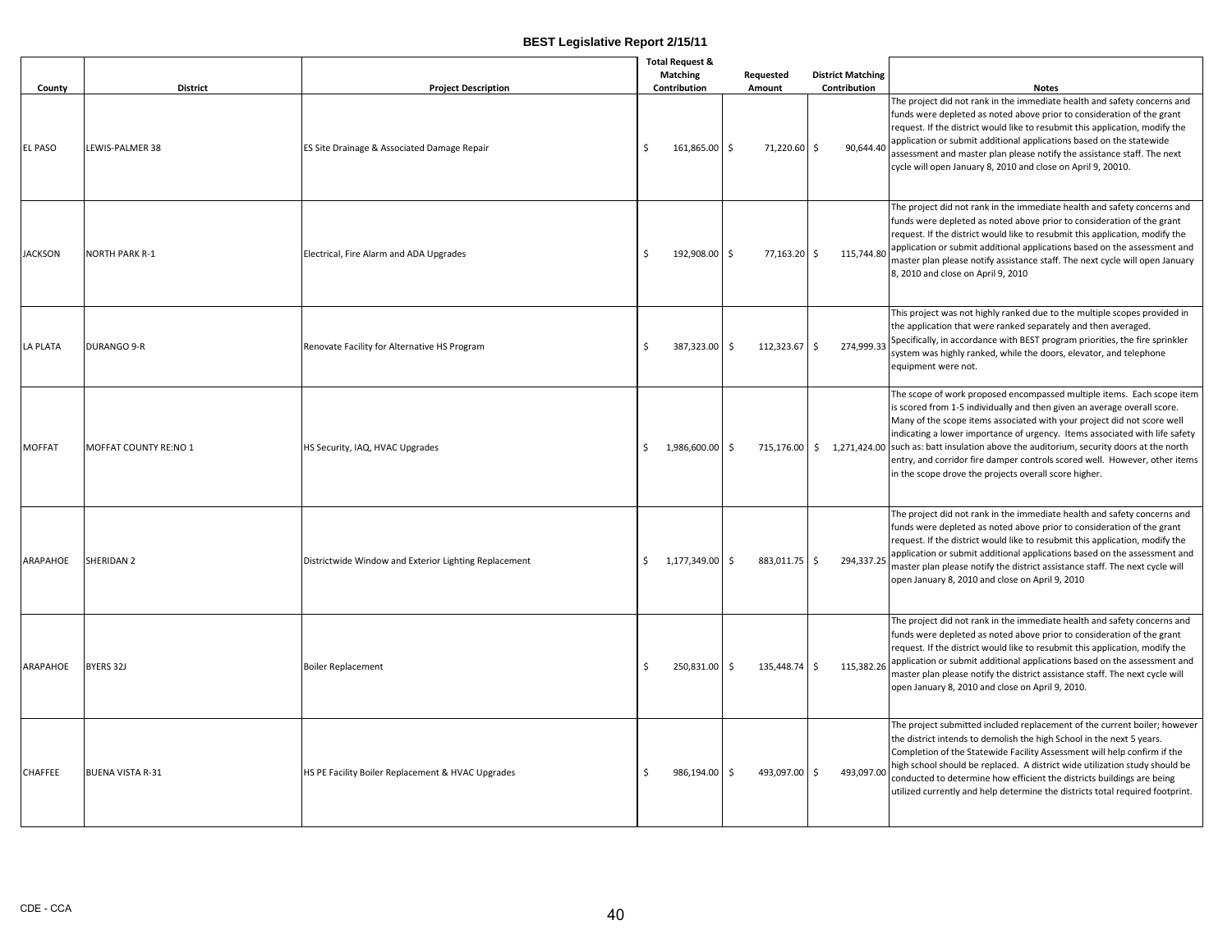# BEST Legislative Report 2/15/11

| County | District | Project Description | Total Request & Matching Contribution | Requested Amount | District Matching Contribution | Notes |
|---|---|---|---|---|---|---|
| EL PASO | LEWIS-PALMER 38 | ES Site Drainage & Associated Damage Repair | $ 161,865.00 | $ 71,220.60 | $ 90,644.40 | The project did not rank in the immediate health and safety concerns and funds were depleted as noted above prior to consideration of the grant request. If the district would like to resubmit this application, modify the application or submit additional applications based on the statewide assessment and master plan please notify the assistance staff. The next cycle will open January 8, 2010 and close on April 9, 20010. |
| JACKSON | NORTH PARK R-1 | Electrical, Fire Alarm and ADA Upgrades | $ 192,908.00 | $ 77,163.20 | $ 115,744.80 | The project did not rank in the immediate health and safety concerns and funds were depleted as noted above prior to consideration of the grant request. If the district would like to resubmit this application, modify the application or submit additional applications based on the assessment and master plan please notify assistance staff. The next cycle will open January 8, 2010 and close on April 9, 2010 |
| LA PLATA | DURANGO 9-R | Renovate Facility for Alternative HS Program | $ 387,323.00 | $ 112,323.67 | $ 274,999.33 | This project was not highly ranked due to the multiple scopes provided in the application that were ranked separately and then averaged. Specifically, in accordance with BEST program priorities, the fire sprinkler system was highly ranked, while the doors, elevator, and telephone equipment were not. |
| MOFFAT | MOFFAT COUNTY RE:NO 1 | HS Security, IAQ, HVAC Upgrades | $ 1,986,600.00 | $ 715,176.00 | $ 1,271,424.00 | The scope of work proposed encompassed multiple items. Each scope item is scored from 1-5 individually and then given an average overall score. Many of the scope items associated with your project did not score well indicating a lower importance of urgency. Items associated with life safety such as: batt insulation above the auditorium, security doors at the north entry, and corridor fire damper controls scored well. However, other items in the scope drove the projects overall score higher. |
| ARAPAHOE | SHERIDAN 2 | Districtwide Window and Exterior Lighting Replacement | $ 1,177,349.00 | $ 883,011.75 | $ 294,337.25 | The project did not rank in the immediate health and safety concerns and funds were depleted as noted above prior to consideration of the grant request. If the district would like to resubmit this application, modify the application or submit additional applications based on the assessment and master plan please notify the district assistance staff. The next cycle will open January 8, 2010 and close on April 9, 2010 |
| ARAPAHOE | BYERS 32J | Boiler Replacement | $ 250,831.00 | $ 135,448.74 | $ 115,382.26 | The project did not rank in the immediate health and safety concerns and funds were depleted as noted above prior to consideration of the grant request. If the district would like to resubmit this application, modify the application or submit additional applications based on the assessment and master plan please notify the district assistance staff. The next cycle will open January 8, 2010 and close on April 9, 2010. |
| CHAFFEE | BUENA VISTA R-31 | HS PE Facility Boiler Replacement & HVAC Upgrades | $ 986,194.00 | $ 493,097.00 | $ 493,097.00 | The project submitted included replacement of the current boiler; however the district intends to demolish the high School in the next 5 years. Completion of the Statewide Facility Assessment will help confirm if the high school should be replaced. A district wide utilization study should be conducted to determine how efficient the districts buildings are being utilized currently and help determine the districts total required footprint. |

CDE - CCA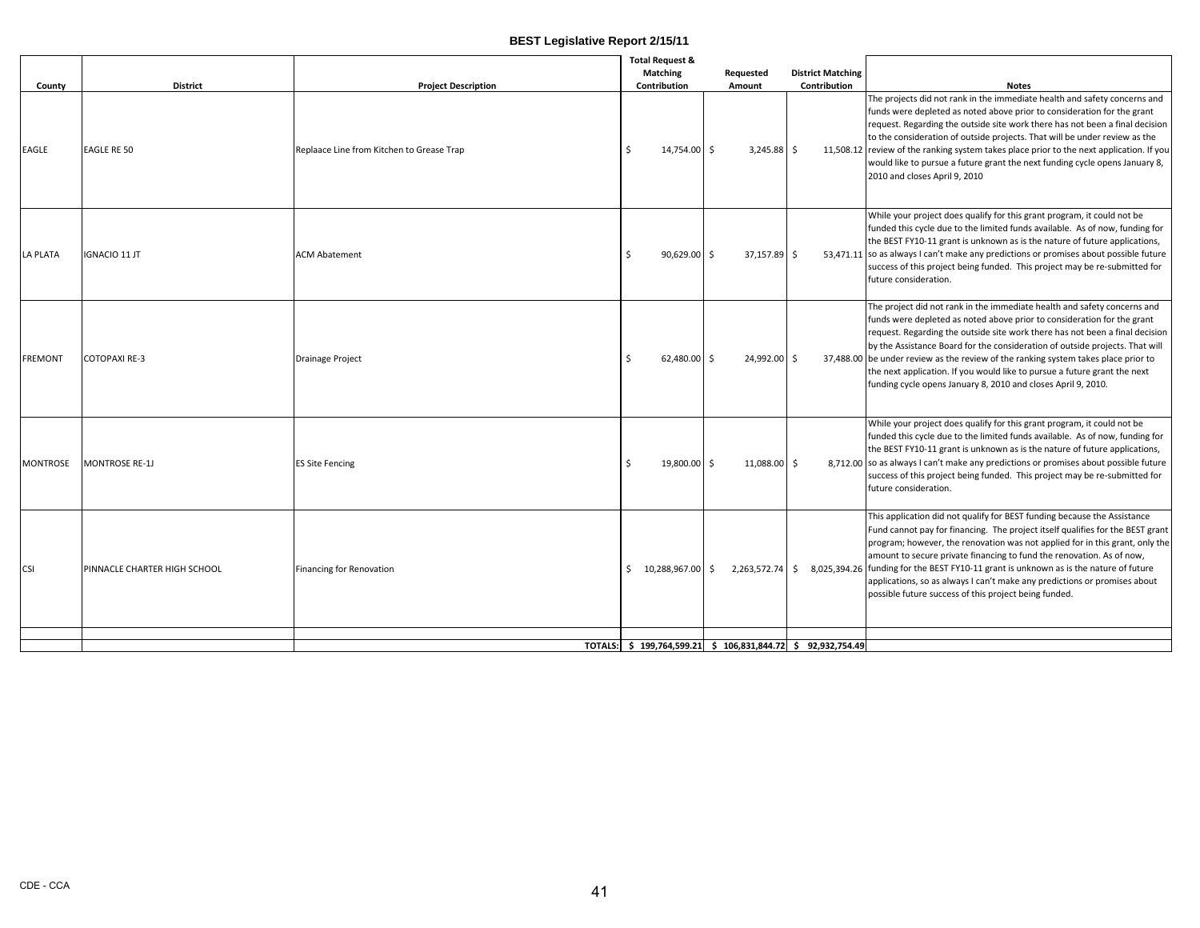# BEST Legislative Report 2/15/11

| County | District | Project Description | Total Request & Matching Contribution | Requested Amount | District Matching Contribution | Notes |
|---|---|---|---|---|---|---|
| EAGLE | EAGLE RE 50 | Replaace Line from Kitchen to Grease Trap | $ 14,754.00 | $ 3,245.88 | $ 11,508.12 | The projects did not rank in the immediate health and safety concerns and funds were depleted as noted above prior to consideration for the grant request. Regarding the outside site work there has not been a final decision to the consideration of outside projects. That will be under review as the review of the ranking system takes place prior to the next application. If you would like to pursue a future grant the next funding cycle opens January 8, 2010 and closes April 9, 2010 |
| LA PLATA | IGNACIO 11 JT | ACM Abatement | $ 90,629.00 | $ 37,157.89 | $ 53,471.11 | While your project does qualify for this grant program, it could not be funded this cycle due to the limited funds available. As of now, funding for the BEST FY10-11 grant is unknown as is the nature of future applications, so as always I can't make any predictions or promises about possible future success of this project being funded. This project may be re-submitted for future consideration. |
| FREMONT | COTOPAXI RE-3 | Drainage Project | $ 62,480.00 | $ 24,992.00 | $ 37,488.00 | The project did not rank in the immediate health and safety concerns and funds were depleted as noted above prior to consideration for the grant request. Regarding the outside site work there has not been a final decision by the Assistance Board for the consideration of outside projects. That will be under review as the review of the ranking system takes place prior to the next application. If you would like to pursue a future grant the next funding cycle opens January 8, 2010 and closes April 9, 2010. |
| MONTROSE | MONTROSE RE-1J | ES Site Fencing | $ 19,800.00 | $ 11,088.00 | $ 8,712.00 | While your project does qualify for this grant program, it could not be funded this cycle due to the limited funds available. As of now, funding for the BEST FY10-11 grant is unknown as is the nature of future applications, so as always I can't make any predictions or promises about possible future success of this project being funded. This project may be re-submitted for future consideration. |
| CSI | PINNACLE CHARTER HIGH SCHOOL | Financing for Renovation | $ 10,288,967.00 | $ 2,263,572.74 | $ 8,025,394.26 | This application did not qualify for BEST funding because the Assistance Fund cannot pay for financing. The project itself qualifies for the BEST grant program; however, the renovation was not applied for in this grant, only the amount to secure private financing to fund the renovation. As of now, funding for the BEST FY10-11 grant is unknown as is the nature of future applications, so as always I can't make any predictions or promises about possible future success of this project being funded. |
| | | | | | | |
| | | TOTALS: | $ 199,764,599.21 | $ 106,831,844.72 | $ 92,932,754.49 | |

CDE - CCA